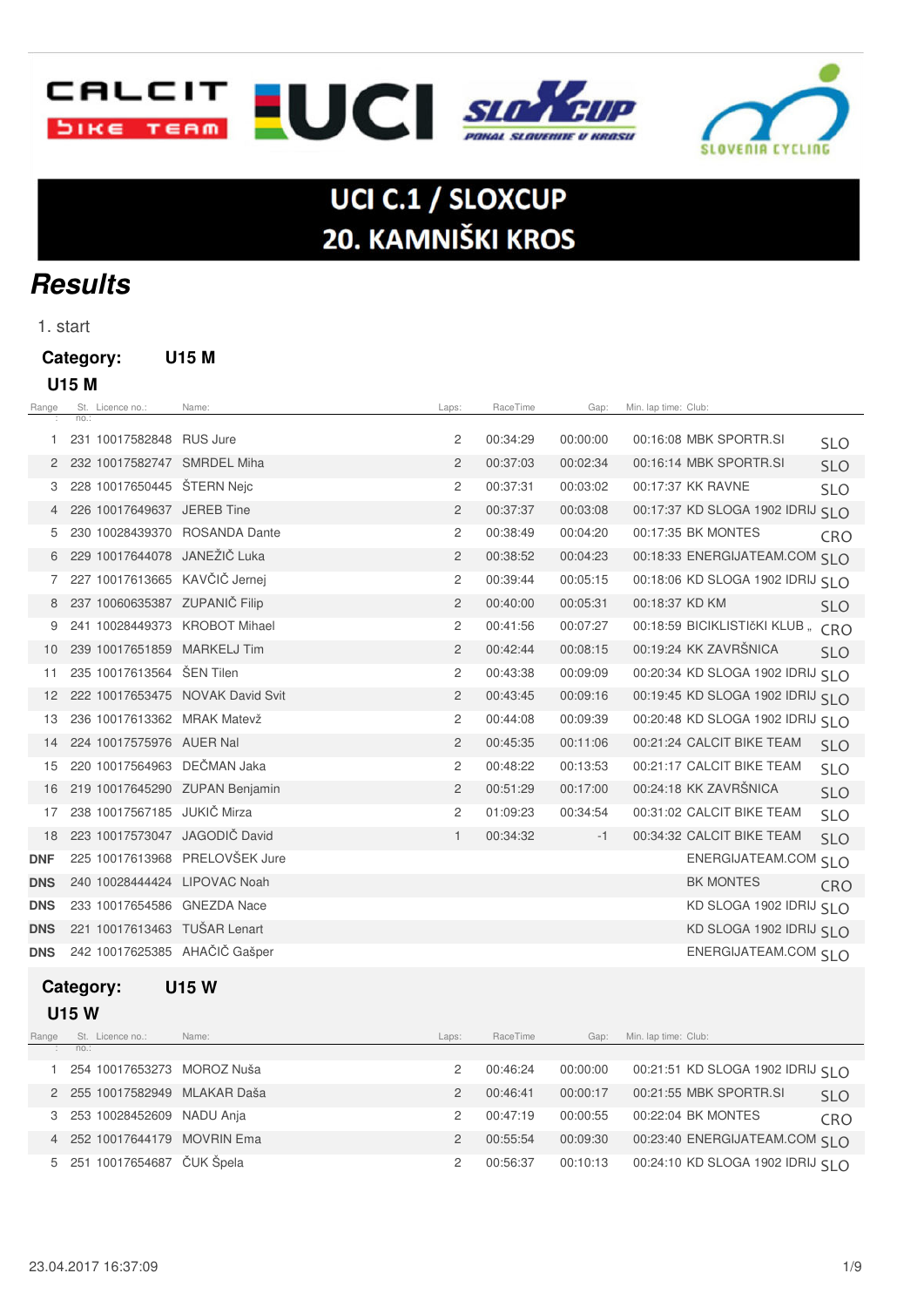# UCI C.1 / SLOXCUP
# 20. KAMNIŠKI KROS

## *Results*

1. start

**Category:** **U15 M**

### U15 M

| Range | St. no. | Licence no.: | Name: | Laps: | RaceTime | Gap: | Min. lap time: | Club: | |
|---|---|---|---|---|---|---|---|---|---|
| 1 | 231 | 10017582848 | RUS Jure | 2 | 00:34:29 | 00:00:00 | 00:16:08 | MBK SPORTR.SI | SLO |
| 2 | 232 | 10017582747 | SMRDEL Miha | 2 | 00:37:03 | 00:02:34 | 00:16:14 | MBK SPORTR.SI | SLO |
| 3 | 228 | 10017650445 | ŠTERN Nejc | 2 | 00:37:31 | 00:03:02 | 00:17:37 | KK RAVNE | SLO |
| 4 | 226 | 10017649637 | JEREB Tine | 2 | 00:37:37 | 00:03:08 | 00:17:37 | KD SLOGA 1902 IDRIJ | SLO |
| 5 | 230 | 10028439370 | ROSANDA Dante | 2 | 00:38:49 | 00:04:20 | 00:17:35 | BK MONTES | CRO |
| 6 | 229 | 10017644078 | JANEŽIČ Luka | 2 | 00:38:52 | 00:04:23 | 00:18:33 | ENERGIJATEAM.COM | SLO |
| 7 | 227 | 10017613665 | KAVČIČ Jernej | 2 | 00:39:44 | 00:05:15 | 00:18:06 | KD SLOGA 1902 IDRIJ | SLO |
| 8 | 237 | 10060635387 | ZUPANIČ Filip | 2 | 00:40:00 | 00:05:31 | 00:18:37 | KD KM | SLO |
| 9 | 241 | 10028449373 | KROBOT Mihael | 2 | 00:41:56 | 00:07:27 | 00:18:59 | BICIKLISTIčKI KLUB „ | CRO |
| 10 | 239 | 10017651859 | MARKELJ Tim | 2 | 00:42:44 | 00:08:15 | 00:19:24 | KK ZAVRŠNICA | SLO |
| 11 | 235 | 10017613564 | ŠEN Tilen | 2 | 00:43:38 | 00:09:09 | 00:20:34 | KD SLOGA 1902 IDRIJ | SLO |
| 12 | 222 | 10017653475 | NOVAK David Svit | 2 | 00:43:45 | 00:09:16 | 00:19:45 | KD SLOGA 1902 IDRIJ | SLO |
| 13 | 236 | 10017613362 | MRAK Matevž | 2 | 00:44:08 | 00:09:39 | 00:20:48 | KD SLOGA 1902 IDRIJ | SLO |
| 14 | 224 | 10017575976 | AUER Nal | 2 | 00:45:35 | 00:11:06 | 00:21:24 | CALCIT BIKE TEAM | SLO |
| 15 | 220 | 10017564963 | DEČMAN Jaka | 2 | 00:48:22 | 00:13:53 | 00:21:17 | CALCIT BIKE TEAM | SLO |
| 16 | 219 | 10017645290 | ZUPAN Benjamin | 2 | 00:51:29 | 00:17:00 | 00:24:18 | KK ZAVRŠNICA | SLO |
| 17 | 238 | 10017567185 | JUKIČ Mirza | 2 | 01:09:23 | 00:34:54 | 00:31:02 | CALCIT BIKE TEAM | SLO |
| 18 | 223 | 10017573047 | JAGODIČ David | 1 | 00:34:32 | -1 | 00:34:32 | CALCIT BIKE TEAM | SLO |
| **DNF** | 225 | 10017613968 | PRELOVŠEK Jure | | | | | ENERGIJATEAM.COM | SLO |
| **DNS** | 240 | 10028444424 | LIPOVAC Noah | | | | | BK MONTES | CRO |
| **DNS** | 233 | 10017654586 | GNEZDA Nace | | | | | KD SLOGA 1902 IDRIJ | SLO |
| **DNS** | 221 | 10017613463 | TUŠAR Lenart | | | | | KD SLOGA 1902 IDRIJ | SLO |
| **DNS** | 242 | 10017625385 | AHAČIČ Gašper | | | | | ENERGIJATEAM.COM | SLO |

**Category:** **U15 W**

### U15 W

| Range | St. no. | Licence no.: | Name: | Laps: | RaceTime | Gap: | Min. lap time: | Club: | |
|---|---|---|---|---|---|---|---|---|---|
| 1 | 254 | 10017653273 | MOROZ Nuša | 2 | 00:46:24 | 00:00:00 | 00:21:51 | KD SLOGA 1902 IDRIJ | SLO |
| 2 | 255 | 10017582949 | MLAKAR Daša | 2 | 00:46:41 | 00:00:17 | 00:21:55 | MBK SPORTR.SI | SLO |
| 3 | 253 | 10028452609 | NADU Anja | 2 | 00:47:19 | 00:00:55 | 00:22:04 | BK MONTES | CRO |
| 4 | 252 | 10017644179 | MOVRIN Ema | 2 | 00:55:54 | 00:09:30 | 00:23:40 | ENERGIJATEAM.COM | SLO |
| 5 | 251 | 10017654687 | ČUK Špela | 2 | 00:56:37 | 00:10:13 | 00:24:10 | KD SLOGA 1902 IDRIJ | SLO |

23.04.2017 16:37:09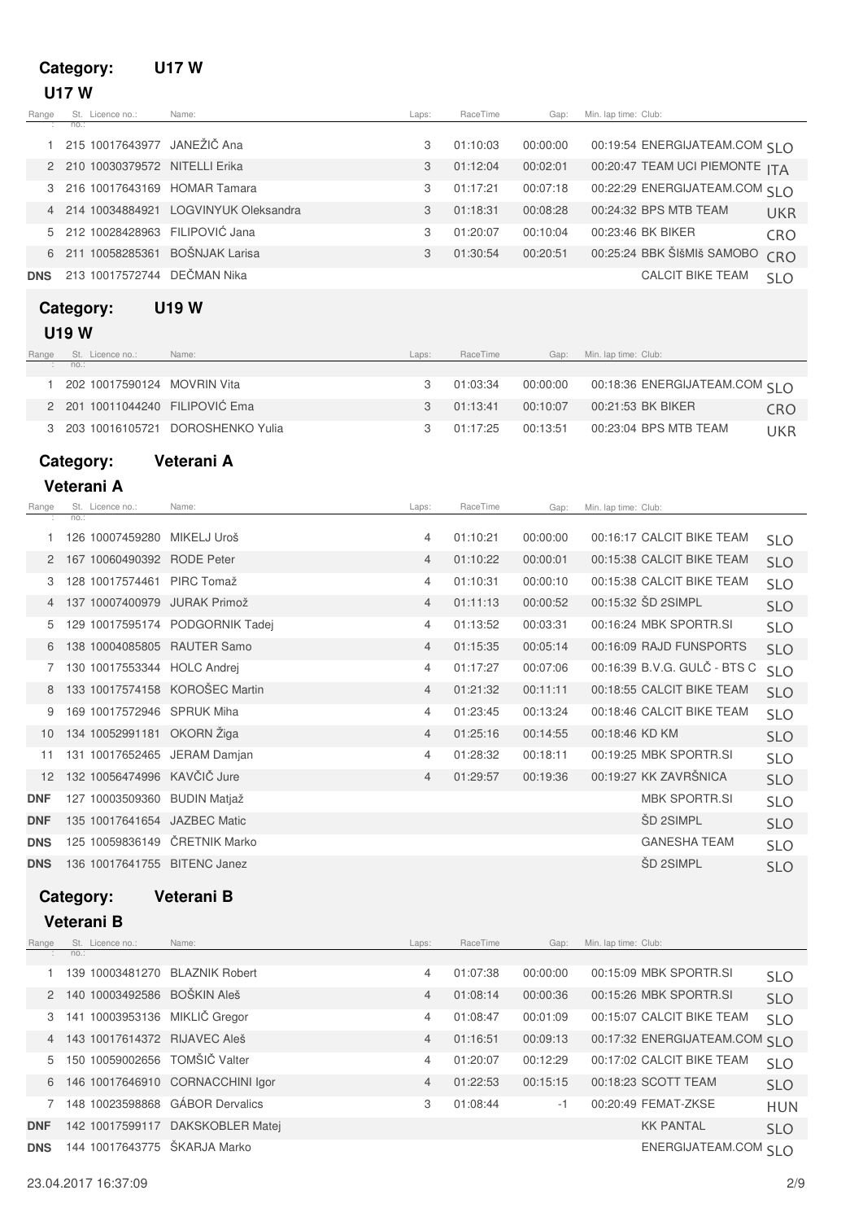## Category: U17 W

### U17 W

| Range: | St. no.: | Licence no.: | Name: | Laps: | RaceTime | Gap: | Min. lap time: | Club: | |
|---|---|---|---|---|---|---|---|---|---|
| 1 | 215 | 10017643977 | JANEŽIČ Ana | 3 | 01:10:03 | 00:00:00 | 00:19:54 | ENERGIJATEAM.COM | SLO |
| 2 | 210 | 10030379572 | NITELLI Erika | 3 | 01:12:04 | 00:02:01 | 00:20:47 | TEAM UCI PIEMONTE | ITA |
| 3 | 216 | 10017643169 | HOMAR Tamara | 3 | 01:17:21 | 00:07:18 | 00:22:29 | ENERGIJATEAM.COM | SLO |
| 4 | 214 | 10034884921 | LOGVINYUK Oleksandra | 3 | 01:18:31 | 00:08:28 | 00:24:32 | BPS MTB TEAM | UKR |
| 5 | 212 | 10028428963 | FILIPOVIĆ Jana | 3 | 01:20:07 | 00:10:04 | 00:23:46 | BK BIKER | CRO |
| 6 | 211 | 10058285361 | BOŠNJAK Larisa | 3 | 01:30:54 | 00:20:51 | 00:25:24 | BBK ŠIšMIš SAMOBO | CRO |
| DNS | 213 | 10017572744 | DEČMAN Nika | | | | | CALCIT BIKE TEAM | SLO |

## Category: U19 W

### U19 W

| Range: | St. no.: | Licence no.: | Name: | Laps: | RaceTime | Gap: | Min. lap time: | Club: | |
|---|---|---|---|---|---|---|---|---|---|
| 1 | 202 | 10017590124 | MOVRIN Vita | 3 | 01:03:34 | 00:00:00 | 00:18:36 | ENERGIJATEAM.COM | SLO |
| 2 | 201 | 10011044240 | FILIPOVIĆ Ema | 3 | 01:13:41 | 00:10:07 | 00:21:53 | BK BIKER | CRO |
| 3 | 203 | 10016105721 | DOROSHENKO Yulia | 3 | 01:17:25 | 00:13:51 | 00:23:04 | BPS MTB TEAM | UKR |

## Category: Veterani A

### Veterani A

| Range: | St. no.: | Licence no.: | Name: | Laps: | RaceTime | Gap: | Min. lap time: | Club: | |
|---|---|---|---|---|---|---|---|---|---|
| 1 | 126 | 10007459280 | MIKELJ Uroš | 4 | 01:10:21 | 00:00:00 | 00:16:17 | CALCIT BIKE TEAM | SLO |
| 2 | 167 | 10060490392 | RODE Peter | 4 | 01:10:22 | 00:00:01 | 00:15:38 | CALCIT BIKE TEAM | SLO |
| 3 | 128 | 10017574461 | PIRC Tomaž | 4 | 01:10:31 | 00:00:10 | 00:15:38 | CALCIT BIKE TEAM | SLO |
| 4 | 137 | 10007400979 | JURAK Primož | 4 | 01:11:13 | 00:00:52 | 00:15:32 | ŠD 2SIMPL | SLO |
| 5 | 129 | 10017595174 | PODGORNIK Tadej | 4 | 01:13:52 | 00:03:31 | 00:16:24 | MBK SPORTR.SI | SLO |
| 6 | 138 | 10004085805 | RAUTER Samo | 4 | 01:15:35 | 00:05:14 | 00:16:09 | RAJD FUNSPORTS | SLO |
| 7 | 130 | 10017553344 | HOLC Andrej | 4 | 01:17:27 | 00:07:06 | 00:16:39 | B.V.G. GULČ - BTS C | SLO |
| 8 | 133 | 10017574158 | KOROŠEC Martin | 4 | 01:21:32 | 00:11:11 | 00:18:55 | CALCIT BIKE TEAM | SLO |
| 9 | 169 | 10017572946 | SPRUK Miha | 4 | 01:23:45 | 00:13:24 | 00:18:46 | CALCIT BIKE TEAM | SLO |
| 10 | 134 | 10052991181 | OKORN Žiga | 4 | 01:25:16 | 00:14:55 | 00:18:46 | KD KM | SLO |
| 11 | 131 | 10017652465 | JERAM Damjan | 4 | 01:28:32 | 00:18:11 | 00:19:25 | MBK SPORTR.SI | SLO |
| 12 | 132 | 10056474996 | KAVČIČ Jure | 4 | 01:29:57 | 00:19:36 | 00:19:27 | KK ZAVRŠNICA | SLO |
| DNF | 127 | 10003509360 | BUDIN Matjaž | | | | | MBK SPORTR.SI | SLO |
| DNF | 135 | 10017641654 | JAZBEC Matic | | | | | ŠD 2SIMPL | SLO |
| DNS | 125 | 10059836149 | ČRETNIK Marko | | | | | GANESHA TEAM | SLO |
| DNS | 136 | 10017641755 | BITENC Janez | | | | | ŠD 2SIMPL | SLO |

## Category: Veterani B

### Veterani B

| Range: | St. no.: | Licence no.: | Name: | Laps: | RaceTime | Gap: | Min. lap time: | Club: | |
|---|---|---|---|---|---|---|---|---|---|
| 1 | 139 | 10003481270 | BLAZNIK Robert | 4 | 01:07:38 | 00:00:00 | 00:15:09 | MBK SPORTR.SI | SLO |
| 2 | 140 | 10003492586 | BOŠKIN Aleš | 4 | 01:08:14 | 00:00:36 | 00:15:26 | MBK SPORTR.SI | SLO |
| 3 | 141 | 10003953136 | MIKLIČ Gregor | 4 | 01:08:47 | 00:01:09 | 00:15:07 | CALCIT BIKE TEAM | SLO |
| 4 | 143 | 10017614372 | RIJAVEC Aleš | 4 | 01:16:51 | 00:09:13 | 00:17:32 | ENERGIJATEAM.COM | SLO |
| 5 | 150 | 10059002656 | TOMŠIČ Valter | 4 | 01:20:07 | 00:12:29 | 00:17:02 | CALCIT BIKE TEAM | SLO |
| 6 | 146 | 10017646910 | CORNACCHINI Igor | 4 | 01:22:53 | 00:15:15 | 00:18:23 | SCOTT TEAM | SLO |
| 7 | 148 | 10023598868 | GÁBOR Dervalics | 3 | 01:08:44 | -1 | 00:20:49 | FEMAT-ZKSE | HUN |
| DNF | 142 | 10017599117 | DAKSKOBLER Matej | | | | | KK PANTAL | SLO |
| DNS | 144 | 10017643775 | ŠKARJA Marko | | | | | ENERGIJATEAM.COM | SLO |

23.04.2017 16:37:09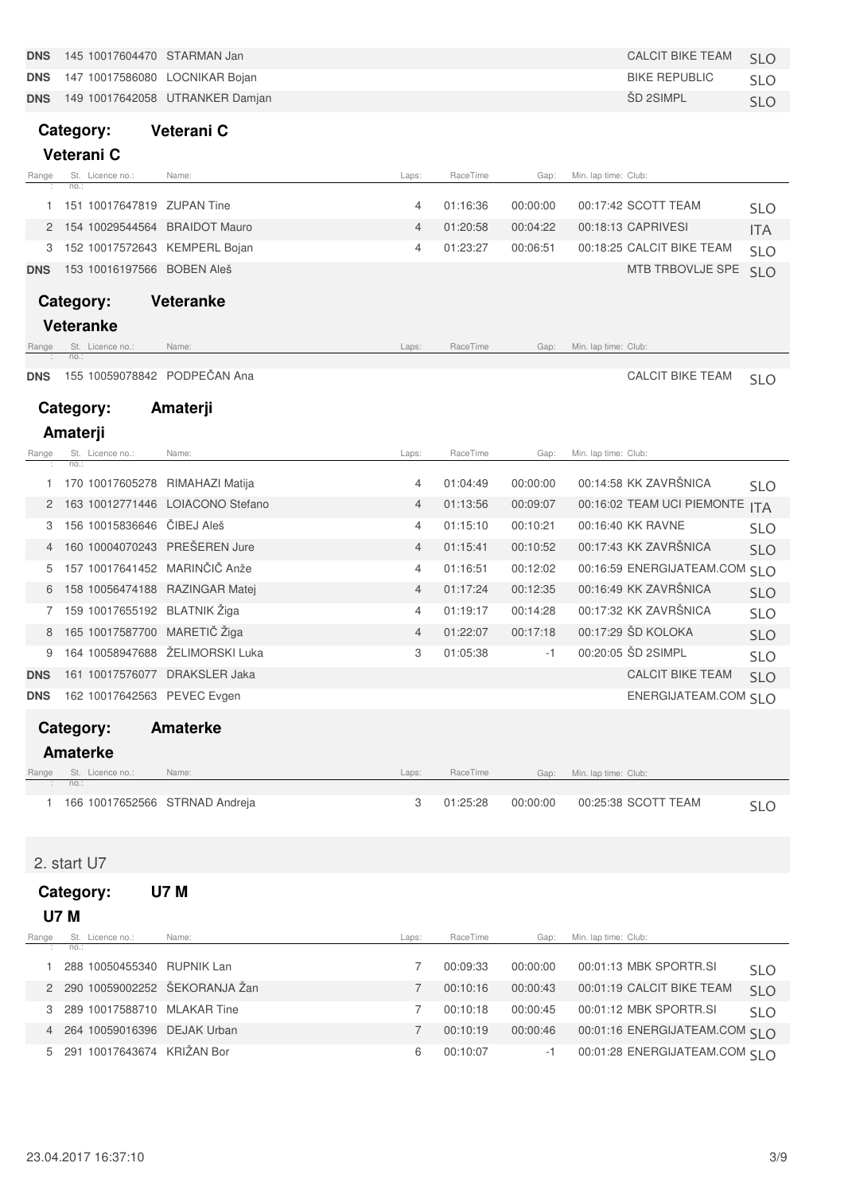| Range: | St. no.: | Licence no.: | Name: | Laps: | RaceTime | Gap: | Min. lap time: | Club: | |
|---|---|---|---|---|---|---|---|---|---|
| DNS | 145 | 10017604470 | STARMAN Jan | | | | | CALCIT BIKE TEAM | SLO |
| DNS | 147 | 10017586080 | LOCNIKAR Bojan | | | | | BIKE REPUBLIC | SLO |
| DNS | 149 | 10017642058 | UTRANKER Damjan | | | | | ŠD 2SIMPL | SLO |

**Category:** **Veterani C**

**Veterani C**

| Range: | St. no.: | Licence no.: | Name: | Laps: | RaceTime | Gap: | Min. lap time: | Club: | |
|---|---|---|---|---|---|---|---|---|---|
| 1 | 151 | 10017647819 | ZUPAN Tine | 4 | 01:16:36 | 00:00:00 | 00:17:42 | SCOTT TEAM | SLO |
| 2 | 154 | 10029544564 | BRAIDOT Mauro | 4 | 01:20:58 | 00:04:22 | 00:18:13 | CAPRIVESI | ITA |
| 3 | 152 | 10017572643 | KEMPERL Bojan | 4 | 01:23:27 | 00:06:51 | 00:18:25 | CALCIT BIKE TEAM | SLO |
| DNS | 153 | 10016197566 | BOBEN Aleš | | | | | MTB TRBOVLJE SPE | SLO |

**Category:** **Veteranke**

**Veteranke**

| Range: | St. no.: | Licence no.: | Name: | Laps: | RaceTime | Gap: | Min. lap time: | Club: | |
|---|---|---|---|---|---|---|---|---|---|
| DNS | 155 | 10059078842 | PODPEČAN Ana | | | | | CALCIT BIKE TEAM | SLO |

**Category:** **Amaterji**

**Amaterji**

| Range: | St. no.: | Licence no.: | Name: | Laps: | RaceTime | Gap: | Min. lap time: | Club: | |
|---|---|---|---|---|---|---|---|---|---|
| 1 | 170 | 10017605278 | RIMAHAZI Matija | 4 | 01:04:49 | 00:00:00 | 00:14:58 | KK ZAVRŠNICA | SLO |
| 2 | 163 | 10012771446 | LOIACONO Stefano | 4 | 01:13:56 | 00:09:07 | 00:16:02 | TEAM UCI PIEMONTE | ITA |
| 3 | 156 | 10015836646 | ČIBEJ Aleš | 4 | 01:15:10 | 00:10:21 | 00:16:40 | KK RAVNE | SLO |
| 4 | 160 | 10004070243 | PREŠEREN Jure | 4 | 01:15:41 | 00:10:52 | 00:17:43 | KK ZAVRŠNICA | SLO |
| 5 | 157 | 10017641452 | MARINČIČ Anže | 4 | 01:16:51 | 00:12:02 | 00:16:59 | ENERGIJATEAM.COM | SLO |
| 6 | 158 | 10056474188 | RAZINGAR Matej | 4 | 01:17:24 | 00:12:35 | 00:16:49 | KK ZAVRŠNICA | SLO |
| 7 | 159 | 10017655192 | BLATNIK Žiga | 4 | 01:19:17 | 00:14:28 | 00:17:32 | KK ZAVRŠNICA | SLO |
| 8 | 165 | 10017587700 | MARETIČ Žiga | 4 | 01:22:07 | 00:17:18 | 00:17:29 | ŠD KOLOKA | SLO |
| 9 | 164 | 10058947688 | ŽELIMORSKI Luka | 3 | 01:05:38 | -1 | 00:20:05 | ŠD 2SIMPL | SLO |
| DNS | 161 | 10017576077 | DRAKSLER Jaka | | | | | CALCIT BIKE TEAM | SLO |
| DNS | 162 | 10017642563 | PEVEC Evgen | | | | | ENERGIJATEAM.COM | SLO |

**Category:** **Amaterke**

**Amaterke**

| Range: | St. no.: | Licence no.: | Name: | Laps: | RaceTime | Gap: | Min. lap time: | Club: | |
|---|---|---|---|---|---|---|---|---|---|
| 1 | 166 | 10017652566 | STRNAD Andreja | 3 | 01:25:28 | 00:00:00 | 00:25:38 | SCOTT TEAM | SLO |

2. start U7

**Category:** **U7 M**

**U7 M**

| Range: | St. no.: | Licence no.: | Name: | Laps: | RaceTime | Gap: | Min. lap time: | Club: | |
|---|---|---|---|---|---|---|---|---|---|
| 1 | 288 | 10050455340 | RUPNIK Lan | 7 | 00:09:33 | 00:00:00 | 00:01:13 | MBK SPORTR.SI | SLO |
| 2 | 290 | 10059002252 | ŠEKORANJA Žan | 7 | 00:10:16 | 00:00:43 | 00:01:19 | CALCIT BIKE TEAM | SLO |
| 3 | 289 | 10017588710 | MLAKAR Tine | 7 | 00:10:18 | 00:00:45 | 00:01:12 | MBK SPORTR.SI | SLO |
| 4 | 264 | 10059016396 | DEJAK Urban | 7 | 00:10:19 | 00:00:46 | 00:01:16 | ENERGIJATEAM.COM | SLO |
| 5 | 291 | 10017643674 | KRIŽAN Bor | 6 | 00:10:07 | -1 | 00:01:28 | ENERGIJATEAM.COM | SLO |

23.04.2017 16:37:10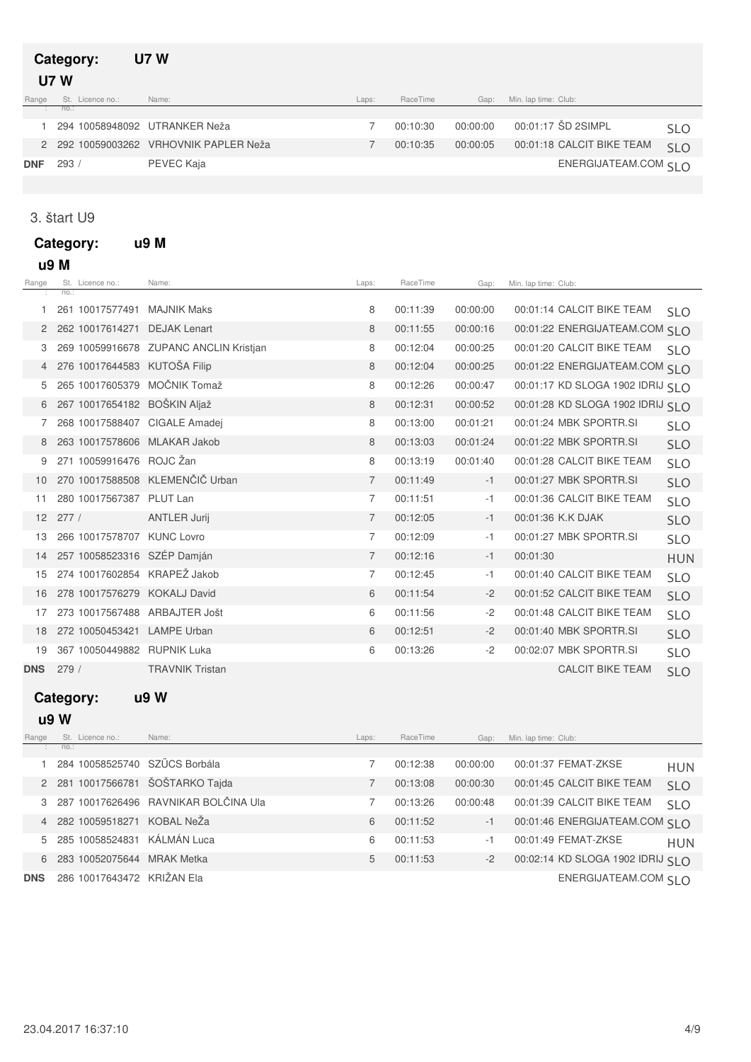**Category:** **U7 W**

**U7 W**

| Range: | St. no.: | Licence no.: | Name: | Laps: | RaceTime | Gap: | Min. lap time: | Club: | |
|---|---|---|---|---|---|---|---|---|---|
| 1 | 294 | 10058948092 | UTRANKER Neža | 7 | 00:10:30 | 00:00:00 | 00:01:17 | ŠD 2SIMPL | SLO |
| 2 | 292 | 10059003262 | VRHOVNIK PAPLER Neža | 7 | 00:10:35 | 00:00:05 | 00:01:18 | CALCIT BIKE TEAM | SLO |
| DNF | 293 | / | PEVEC Kaja | | | | | ENERGIJATEAM.COM | SLO |

3. štart U9

**Category:** **u9 M**

**u9 M**

| Range: | St. no.: | Licence no.: | Name: | Laps: | RaceTime | Gap: | Min. lap time: | Club: | |
|---|---|---|---|---|---|---|---|---|---|
| 1 | 261 | 10017577491 | MAJNIK Maks | 8 | 00:11:39 | 00:00:00 | 00:01:14 | CALCIT BIKE TEAM | SLO |
| 2 | 262 | 10017614271 | DEJAK Lenart | 8 | 00:11:55 | 00:00:16 | 00:01:22 | ENERGIJATEAM.COM | SLO |
| 3 | 269 | 10059916678 | ZUPANC ANCLIN Kristjan | 8 | 00:12:04 | 00:00:25 | 00:01:20 | CALCIT BIKE TEAM | SLO |
| 4 | 276 | 10017644583 | KUTOŠA Filip | 8 | 00:12:04 | 00:00:25 | 00:01:22 | ENERGIJATEAM.COM | SLO |
| 5 | 265 | 10017605379 | MOČNIK Tomaž | 8 | 00:12:26 | 00:00:47 | 00:01:17 | KD SLOGA 1902 IDRIJ | SLO |
| 6 | 267 | 10017654182 | BOŠKIN Aljaž | 8 | 00:12:31 | 00:00:52 | 00:01:28 | KD SLOGA 1902 IDRIJ | SLO |
| 7 | 268 | 10017588407 | CIGALE Amadej | 8 | 00:13:00 | 00:01:21 | 00:01:24 | MBK SPORTR.SI | SLO |
| 8 | 263 | 10017578606 | MLAKAR Jakob | 8 | 00:13:03 | 00:01:24 | 00:01:22 | MBK SPORTR.SI | SLO |
| 9 | 271 | 10059916476 | ROJC Žan | 8 | 00:13:19 | 00:01:40 | 00:01:28 | CALCIT BIKE TEAM | SLO |
| 10 | 270 | 10017588508 | KLEMENČIČ Urban | 7 | 00:11:49 | -1 | 00:01:27 | MBK SPORTR.SI | SLO |
| 11 | 280 | 10017567387 | PLUT Lan | 7 | 00:11:51 | -1 | 00:01:36 | CALCIT BIKE TEAM | SLO |
| 12 | 277 | / | ANTLER Jurij | 7 | 00:12:05 | -1 | 00:01:36 | K.K DJAK | SLO |
| 13 | 266 | 10017578707 | KUNC Lovro | 7 | 00:12:09 | -1 | 00:01:27 | MBK SPORTR.SI | SLO |
| 14 | 257 | 10058523316 | SZÉP Damján | 7 | 00:12:16 | -1 | 00:01:30 | | HUN |
| 15 | 274 | 10017602854 | KRAPEŽ Jakob | 7 | 00:12:45 | -1 | 00:01:40 | CALCIT BIKE TEAM | SLO |
| 16 | 278 | 10017576279 | KOKALJ David | 6 | 00:11:54 | -2 | 00:01:52 | CALCIT BIKE TEAM | SLO |
| 17 | 273 | 10017567488 | ARBAJTER Jošt | 6 | 00:11:56 | -2 | 00:01:48 | CALCIT BIKE TEAM | SLO |
| 18 | 272 | 10050453421 | LAMPE Urban | 6 | 00:12:51 | -2 | 00:01:40 | MBK SPORTR.SI | SLO |
| 19 | 367 | 10050449882 | RUPNIK Luka | 6 | 00:13:26 | -2 | 00:02:07 | MBK SPORTR.SI | SLO |
| DNS | 279 | / | TRAVNIK Tristan | | | | | CALCIT BIKE TEAM | SLO |

**Category:** **u9 W**

**u9 W**

| Range: | St. no.: | Licence no.: | Name: | Laps: | RaceTime | Gap: | Min. lap time: | Club: | |
|---|---|---|---|---|---|---|---|---|---|
| 1 | 284 | 10058525740 | SZÜCS Borbála | 7 | 00:12:38 | 00:00:00 | 00:01:37 | FEMAT-ZKSE | HUN |
| 2 | 281 | 10017566781 | ŠOŠTARKO Tajda | 7 | 00:13:08 | 00:00:30 | 00:01:45 | CALCIT BIKE TEAM | SLO |
| 3 | 287 | 10017626496 | RAVNIKAR BOLČINA Ula | 7 | 00:13:26 | 00:00:48 | 00:01:39 | CALCIT BIKE TEAM | SLO |
| 4 | 282 | 10059518271 | KOBAL NeŽa | 6 | 00:11:52 | -1 | 00:01:46 | ENERGIJATEAM.COM | SLO |
| 5 | 285 | 10058524831 | KÁLMÁN Luca | 6 | 00:11:53 | -1 | 00:01:49 | FEMAT-ZKSE | HUN |
| 6 | 283 | 10052075644 | MRAK Metka | 5 | 00:11:53 | -2 | 00:02:14 | KD SLOGA 1902 IDRIJ | SLO |
| DNS | 286 | 10017643472 | KRIŽAN Ela | | | | | ENERGIJATEAM.COM | SLO |

23.04.2017 16:37:10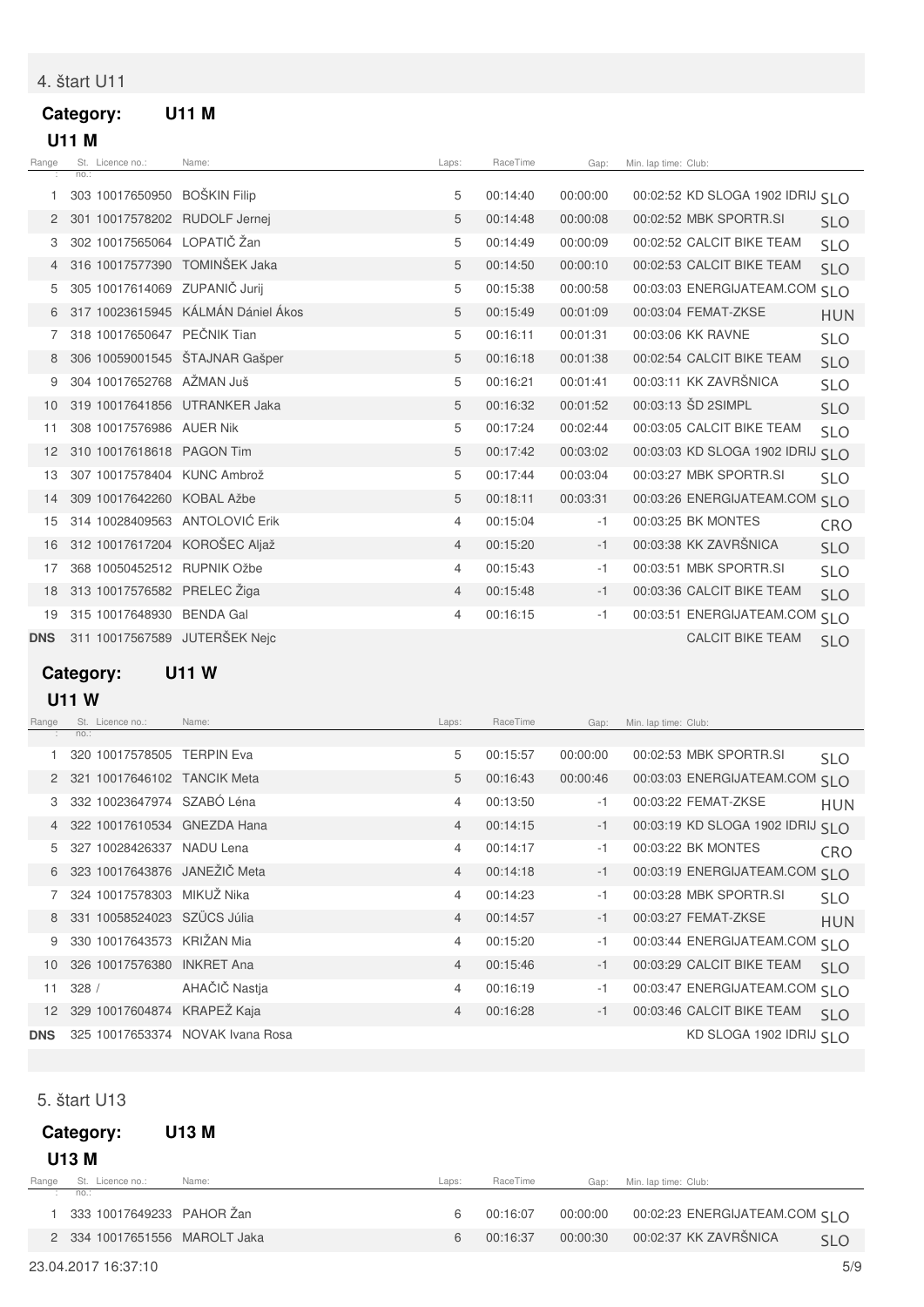## 4. štart U11

**Category: U11 M**

### U11 M

| Range | St. no. | Licence no. | Name | Laps | RaceTime | Gap | Min. lap time | Club | |
|---|---|---|---|---|---|---|---|---|---|
| 1 | 303 | 10017650950 | BOŠKIN Filip | 5 | 00:14:40 | 00:00:00 | 00:02:52 | KD SLOGA 1902 IDRIJ | SLO |
| 2 | 301 | 10017578202 | RUDOLF Jernej | 5 | 00:14:48 | 00:00:08 | 00:02:52 | MBK SPORTR.SI | SLO |
| 3 | 302 | 10017565064 | LOPATIČ Žan | 5 | 00:14:49 | 00:00:09 | 00:02:52 | CALCIT BIKE TEAM | SLO |
| 4 | 316 | 10017577390 | TOMINŠEK Jaka | 5 | 00:14:50 | 00:00:10 | 00:02:53 | CALCIT BIKE TEAM | SLO |
| 5 | 305 | 10017614069 | ZUPANIČ Jurij | 5 | 00:15:38 | 00:00:58 | 00:03:03 | ENERGIJATEAM.COM | SLO |
| 6 | 317 | 10023615945 | KÁLMÁN Dániel Ákos | 5 | 00:15:49 | 00:01:09 | 00:03:04 | FEMAT-ZKSE | HUN |
| 7 | 318 | 10017650647 | PEČNIK Tian | 5 | 00:16:11 | 00:01:31 | 00:03:06 | KK RAVNE | SLO |
| 8 | 306 | 10059001545 | ŠTAJNAR Gašper | 5 | 00:16:18 | 00:01:38 | 00:02:54 | CALCIT BIKE TEAM | SLO |
| 9 | 304 | 10017652768 | AŽMAN Juš | 5 | 00:16:21 | 00:01:41 | 00:03:11 | KK ZAVRŠNICA | SLO |
| 10 | 319 | 10017641856 | UTRANKER Jaka | 5 | 00:16:32 | 00:01:52 | 00:03:13 | ŠD 2SIMPL | SLO |
| 11 | 308 | 10017576986 | AUER Nik | 5 | 00:17:24 | 00:02:44 | 00:03:05 | CALCIT BIKE TEAM | SLO |
| 12 | 310 | 10017618618 | PAGON Tim | 5 | 00:17:42 | 00:03:02 | 00:03:03 | KD SLOGA 1902 IDRIJ | SLO |
| 13 | 307 | 10017578404 | KUNC Ambrož | 5 | 00:17:44 | 00:03:04 | 00:03:27 | MBK SPORTR.SI | SLO |
| 14 | 309 | 10017642260 | KOBAL Ažbe | 5 | 00:18:11 | 00:03:31 | 00:03:26 | ENERGIJATEAM.COM | SLO |
| 15 | 314 | 10028409563 | ANTOLOVIĆ Erik | 4 | 00:15:04 | -1 | 00:03:25 | BK MONTES | CRO |
| 16 | 312 | 10017617204 | KOROŠEC Aljaž | 4 | 00:15:20 | -1 | 00:03:38 | KK ZAVRŠNICA | SLO |
| 17 | 368 | 10050452512 | RUPNIK Ožbe | 4 | 00:15:43 | -1 | 00:03:51 | MBK SPORTR.SI | SLO |
| 18 | 313 | 10017576582 | PRELEC Žiga | 4 | 00:15:48 | -1 | 00:03:36 | CALCIT BIKE TEAM | SLO |
| 19 | 315 | 10017648930 | BENDA Gal | 4 | 00:16:15 | -1 | 00:03:51 | ENERGIJATEAM.COM | SLO |
| DNS | 311 | 10017567589 | JUTERŠEK Nejc | | | | | CALCIT BIKE TEAM | SLO |

**Category: U11 W**

### U11 W

| Range | St. no. | Licence no. | Name | Laps | RaceTime | Gap | Min. lap time | Club | |
|---|---|---|---|---|---|---|---|---|---|
| 1 | 320 | 10017578505 | TERPIN Eva | 5 | 00:15:57 | 00:00:00 | 00:02:53 | MBK SPORTR.SI | SLO |
| 2 | 321 | 10017646102 | TANCIK Meta | 5 | 00:16:43 | 00:00:46 | 00:03:03 | ENERGIJATEAM.COM | SLO |
| 3 | 332 | 10023647974 | SZABÓ Léna | 4 | 00:13:50 | -1 | 00:03:22 | FEMAT-ZKSE | HUN |
| 4 | 322 | 10017610534 | GNEZDA Hana | 4 | 00:14:15 | -1 | 00:03:19 | KD SLOGA 1902 IDRIJ | SLO |
| 5 | 327 | 10028426337 | NADU Lena | 4 | 00:14:17 | -1 | 00:03:22 | BK MONTES | CRO |
| 6 | 323 | 10017643876 | JANEŽIČ Meta | 4 | 00:14:18 | -1 | 00:03:19 | ENERGIJATEAM.COM | SLO |
| 7 | 324 | 10017578303 | MIKUŽ Nika | 4 | 00:14:23 | -1 | 00:03:28 | MBK SPORTR.SI | SLO |
| 8 | 331 | 10058524023 | SZÜCS Júlia | 4 | 00:14:57 | -1 | 00:03:27 | FEMAT-ZKSE | HUN |
| 9 | 330 | 10017643573 | KRIŽAN Mia | 4 | 00:15:20 | -1 | 00:03:44 | ENERGIJATEAM.COM | SLO |
| 10 | 326 | 10017576380 | INKRET Ana | 4 | 00:15:46 | -1 | 00:03:29 | CALCIT BIKE TEAM | SLO |
| 11 | 328 | / | AHAČIČ Nastja | 4 | 00:16:19 | -1 | 00:03:47 | ENERGIJATEAM.COM | SLO |
| 12 | 329 | 10017604874 | KRAPEŽ Kaja | 4 | 00:16:28 | -1 | 00:03:46 | CALCIT BIKE TEAM | SLO |
| DNS | 325 | 10017653374 | NOVAK Ivana Rosa | | | | | KD SLOGA 1902 IDRIJ | SLO |

## 5. štart U13

**Category: U13 M**

### U13 M

| Range | St. no. | Licence no. | Name | Laps | RaceTime | Gap | Min. lap time | Club | |
|---|---|---|---|---|---|---|---|---|---|
| 1 | 333 | 10017649233 | PAHOR Žan | 6 | 00:16:07 | 00:00:00 | 00:02:23 | ENERGIJATEAM.COM | SLO |
| 2 | 334 | 10017651556 | MAROLT Jaka | 6 | 00:16:37 | 00:00:30 | 00:02:37 | KK ZAVRŠNICA | SLO |

23.04.2017 16:37:10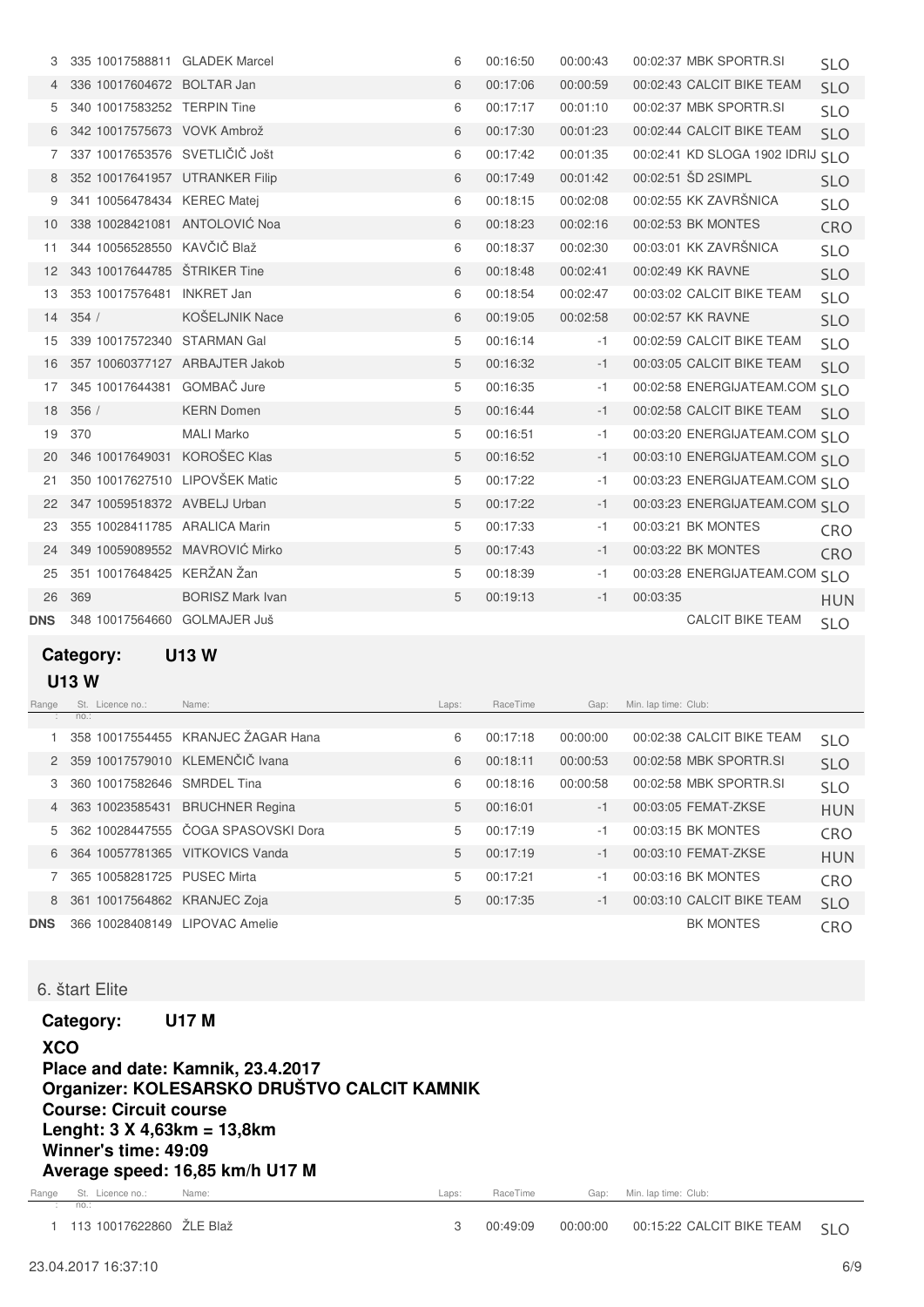| Range | St. no. | Licence no. | Name: | Laps: | RaceTime | Gap: | Min. lap time: | Club: | |
|---|---|---|---|---|---|---|---|---|---|
| 3 | 335 | 10017588811 | GLADEK Marcel | 6 | 00:16:50 | 00:00:43 | 00:02:37 | MBK SPORTR.SI | SLO |
| 4 | 336 | 10017604672 | BOLTAR Jan | 6 | 00:17:06 | 00:00:59 | 00:02:43 | CALCIT BIKE TEAM | SLO |
| 5 | 340 | 10017583252 | TERPIN Tine | 6 | 00:17:17 | 00:01:10 | 00:02:37 | MBK SPORTR.SI | SLO |
| 6 | 342 | 10017575673 | VOVK Ambrož | 6 | 00:17:30 | 00:01:23 | 00:02:44 | CALCIT BIKE TEAM | SLO |
| 7 | 337 | 10017653576 | SVETLIČIČ Jošt | 6 | 00:17:42 | 00:01:35 | 00:02:41 | KD SLOGA 1902 IDRIJ | SLO |
| 8 | 352 | 10017641957 | UTRANKER Filip | 6 | 00:17:49 | 00:01:42 | 00:02:51 | ŠD 2SIMPL | SLO |
| 9 | 341 | 10056478434 | KEREC Matej | 6 | 00:18:15 | 00:02:08 | 00:02:55 | KK ZAVRŠNICA | SLO |
| 10 | 338 | 10028421081 | ANTOLOVIĆ Noa | 6 | 00:18:23 | 00:02:16 | 00:02:53 | BK MONTES | CRO |
| 11 | 344 | 10056528550 | KAVČIČ Blaž | 6 | 00:18:37 | 00:02:30 | 00:03:01 | KK ZAVRŠNICA | SLO |
| 12 | 343 | 10017644785 | ŠTRIKER Tine | 6 | 00:18:48 | 00:02:41 | 00:02:49 | KK RAVNE | SLO |
| 13 | 353 | 10017576481 | INKRET Jan | 6 | 00:18:54 | 00:02:47 | 00:03:02 | CALCIT BIKE TEAM | SLO |
| 14 | 354 | / | KOŠELJNIK Nace | 6 | 00:19:05 | 00:02:58 | 00:02:57 | KK RAVNE | SLO |
| 15 | 339 | 10017572340 | STARMAN Gal | 5 | 00:16:14 | -1 | 00:02:59 | CALCIT BIKE TEAM | SLO |
| 16 | 357 | 10060377127 | ARBAJTER Jakob | 5 | 00:16:32 | -1 | 00:03:05 | CALCIT BIKE TEAM | SLO |
| 17 | 345 | 10017644381 | GOMBAČ Jure | 5 | 00:16:35 | -1 | 00:02:58 | ENERGIJATEAM.COM | SLO |
| 18 | 356 | / | KERN Domen | 5 | 00:16:44 | -1 | 00:02:58 | CALCIT BIKE TEAM | SLO |
| 19 | 370 | | MALI Marko | 5 | 00:16:51 | -1 | 00:03:20 | ENERGIJATEAM.COM | SLO |
| 20 | 346 | 10017649031 | KOROŠEC Klas | 5 | 00:16:52 | -1 | 00:03:10 | ENERGIJATEAM.COM | SLO |
| 21 | 350 | 10017627510 | LIPOVŠEK Matic | 5 | 00:17:22 | -1 | 00:03:23 | ENERGIJATEAM.COM | SLO |
| 22 | 347 | 10059518372 | AVBELJ Urban | 5 | 00:17:22 | -1 | 00:03:23 | ENERGIJATEAM.COM | SLO |
| 23 | 355 | 10028411785 | ARALICA Marin | 5 | 00:17:33 | -1 | 00:03:21 | BK MONTES | CRO |
| 24 | 349 | 10059089552 | MAVROVIĆ Mirko | 5 | 00:17:43 | -1 | 00:03:22 | BK MONTES | CRO |
| 25 | 351 | 10017648425 | KERŽAN Žan | 5 | 00:18:39 | -1 | 00:03:28 | ENERGIJATEAM.COM | SLO |
| 26 | 369 | | BORISZ Mark Ivan | 5 | 00:19:13 | -1 | 00:03:35 | | HUN |
| DNS | 348 | 10017564660 | GOLMAJER Juš | | | | | CALCIT BIKE TEAM | SLO |

**Category: U13 W**

**U13 W**

| Range | St. no. | Licence no.: | Name: | Laps: | RaceTime | Gap: | Min. lap time: | Club: | |
|---|---|---|---|---|---|---|---|---|---|
| 1 | 358 | 10017554455 | KRANJEC ŽAGAR Hana | 6 | 00:17:18 | 00:00:00 | 00:02:38 | CALCIT BIKE TEAM | SLO |
| 2 | 359 | 10017579010 | KLEMENČIČ Ivana | 6 | 00:18:11 | 00:00:53 | 00:02:58 | MBK SPORTR.SI | SLO |
| 3 | 360 | 10017582646 | SMRDEL Tina | 6 | 00:18:16 | 00:00:58 | 00:02:58 | MBK SPORTR.SI | SLO |
| 4 | 363 | 10023585431 | BRUCHNER Regina | 5 | 00:16:01 | -1 | 00:03:05 | FEMAT-ZKSE | HUN |
| 5 | 362 | 10028447555 | ČOGA SPASOVSKI Dora | 5 | 00:17:19 | -1 | 00:03:15 | BK MONTES | CRO |
| 6 | 364 | 10057781365 | VITKOVICS Vanda | 5 | 00:17:19 | -1 | 00:03:10 | FEMAT-ZKSE | HUN |
| 7 | 365 | 10058281725 | PUSEC Mirta | 5 | 00:17:21 | -1 | 00:03:16 | BK MONTES | CRO |
| 8 | 361 | 10017564862 | KRANJEC Zoja | 5 | 00:17:35 | -1 | 00:03:10 | CALCIT BIKE TEAM | SLO |
| DNS | 366 | 10028408149 | LIPOVAC Amelie | | | | | BK MONTES | CRO |

## 6. štart Elite

**Category: U17 M**

**XCO**
**Place and date: Kamnik, 23.4.2017**
**Organizer: KOLESARSKO DRUŠTVO CALCIT KAMNIK**
**Course: Circuit course**
**Lenght: 3 X 4,63km = 13,8km**
**Winner's time: 49:09**
**Average speed: 16,85 km/h U17 M**

| Range | St. no. | Licence no.: | Name: | Laps: | RaceTime | Gap: | Min. lap time: | Club: | |
|---|---|---|---|---|---|---|---|---|---|
| 1 | 113 | 10017622860 | ŽLE Blaž | 3 | 00:49:09 | 00:00:00 | 00:15:22 | CALCIT BIKE TEAM | SLO |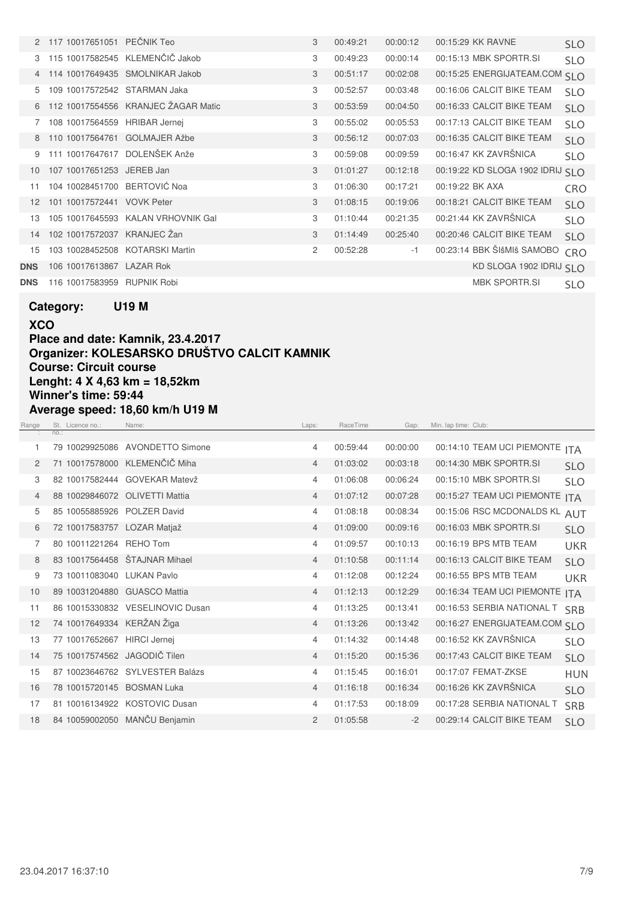| Range | St. no. | Licence no. | Name | Laps | RaceTime | Gap | Min. lap time | Club | |
|---|---|---|---|---|---|---|---|---|---|
| 2 | 117 | 10017651051 | PEČNIK Teo | 3 | 00:49:21 | 00:00:12 | 00:15:29 | KK RAVNE | SLO |
| 3 | 115 | 10017582545 | KLEMENČIČ Jakob | 3 | 00:49:23 | 00:00:14 | 00:15:13 | MBK SPORTR.SI | SLO |
| 4 | 114 | 10017649435 | SMOLNIKAR Jakob | 3 | 00:51:17 | 00:02:08 | 00:15:25 | ENERGIJATEAM.COM | SLO |
| 5 | 109 | 10017572542 | STARMAN Jaka | 3 | 00:52:57 | 00:03:48 | 00:16:06 | CALCIT BIKE TEAM | SLO |
| 6 | 112 | 10017554556 | KRANJEC ŽAGAR Matic | 3 | 00:53:59 | 00:04:50 | 00:16:33 | CALCIT BIKE TEAM | SLO |
| 7 | 108 | 10017564559 | HRIBAR Jernej | 3 | 00:55:02 | 00:05:53 | 00:17:13 | CALCIT BIKE TEAM | SLO |
| 8 | 110 | 10017564761 | GOLMAJER Ažbe | 3 | 00:56:12 | 00:07:03 | 00:16:35 | CALCIT BIKE TEAM | SLO |
| 9 | 111 | 10017647617 | DOLENŠEK Anže | 3 | 00:59:08 | 00:09:59 | 00:16:47 | KK ZAVRŠNICA | SLO |
| 10 | 107 | 10017651253 | JEREB Jan | 3 | 01:01:27 | 00:12:18 | 00:19:22 | KD SLOGA 1902 IDRIJ | SLO |
| 11 | 104 | 10028451700 | BERTOVIĆ Noa | 3 | 01:06:30 | 00:17:21 | 00:19:22 | BK AXA | CRO |
| 12 | 101 | 10017572441 | VOVK Peter | 3 | 01:08:15 | 00:19:06 | 00:18:21 | CALCIT BIKE TEAM | SLO |
| 13 | 105 | 10017645593 | KALAN VRHOVNIK Gal | 3 | 01:10:44 | 00:21:35 | 00:21:44 | KK ZAVRŠNICA | SLO |
| 14 | 102 | 10017572037 | KRANJEC Žan | 3 | 01:14:49 | 00:25:40 | 00:20:46 | CALCIT BIKE TEAM | SLO |
| 15 | 103 | 10028452508 | KOTARSKI Martin | 2 | 00:52:28 | -1 | 00:23:14 | BBK ŠIŠMIŠ SAMOBO | CRO |
| DNS | 106 | 10017613867 | LAZAR Rok | | | | | KD SLOGA 1902 IDRIJ | SLO |
| DNS | 116 | 10017583959 | RUPNIK Robi | | | | | MBK SPORTR.SI | SLO |

**Category: U19 M**

**XCO**
**Place and date: Kamnik, 23.4.2017**
**Organizer: KOLESARSKO DRUŠTVO CALCIT KAMNIK**
**Course: Circuit course**
**Lenght: 4 X 4,63 km = 18,52km**
**Winner's time: 59:44**
**Average speed: 18,60 km/h U19 M**

| Range | St. no. | Licence no. | Name | Laps | RaceTime | Gap | Min. lap time | Club | |
|---|---|---|---|---|---|---|---|---|---|
| 1 | 79 | 10029925086 | AVONDETTO Simone | 4 | 00:59:44 | 00:00:00 | 00:14:10 | TEAM UCI PIEMONTE | ITA |
| 2 | 71 | 10017578000 | KLEMENČIČ Miha | 4 | 01:03:02 | 00:03:18 | 00:14:30 | MBK SPORTR.SI | SLO |
| 3 | 82 | 10017582444 | GOVEKAR Matevž | 4 | 01:06:08 | 00:06:24 | 00:15:10 | MBK SPORTR.SI | SLO |
| 4 | 88 | 10029846072 | OLIVETTI Mattia | 4 | 01:07:12 | 00:07:28 | 00:15:27 | TEAM UCI PIEMONTE | ITA |
| 5 | 85 | 10055885926 | POLZER David | 4 | 01:08:18 | 00:08:34 | 00:15:06 | RSC MCDONALDS KL | AUT |
| 6 | 72 | 10017583757 | LOZAR Matjaž | 4 | 01:09:00 | 00:09:16 | 00:16:03 | MBK SPORTR.SI | SLO |
| 7 | 80 | 10011221264 | REHO Tom | 4 | 01:09:57 | 00:10:13 | 00:16:19 | BPS MTB TEAM | UKR |
| 8 | 83 | 10017564458 | ŠTAJNAR Mihael | 4 | 01:10:58 | 00:11:14 | 00:16:13 | CALCIT BIKE TEAM | SLO |
| 9 | 73 | 10011083040 | LUKAN Pavlo | 4 | 01:12:08 | 00:12:24 | 00:16:55 | BPS MTB TEAM | UKR |
| 10 | 89 | 10031204880 | GUASCO Mattia | 4 | 01:12:13 | 00:12:29 | 00:16:34 | TEAM UCI PIEMONTE | ITA |
| 11 | 86 | 10015330832 | VESELINOVIC Dusan | 4 | 01:13:25 | 00:13:41 | 00:16:53 | SERBIA NATIONAL T | SRB |
| 12 | 74 | 10017649334 | KERŽAN Žiga | 4 | 01:13:26 | 00:13:42 | 00:16:27 | ENERGIJATEAM.COM | SLO |
| 13 | 77 | 10017652667 | HIRCI Jernej | 4 | 01:14:32 | 00:14:48 | 00:16:52 | KK ZAVRŠNICA | SLO |
| 14 | 75 | 10017574562 | JAGODIČ Tilen | 4 | 01:15:20 | 00:15:36 | 00:17:43 | CALCIT BIKE TEAM | SLO |
| 15 | 87 | 10023646762 | SYLVESTER Balázs | 4 | 01:15:45 | 00:16:01 | 00:17:07 | FEMAT-ZKSE | HUN |
| 16 | 78 | 10015720145 | BOSMAN Luka | 4 | 01:16:18 | 00:16:34 | 00:16:26 | KK ZAVRŠNICA | SLO |
| 17 | 81 | 10016134922 | KOSTOVIC Dusan | 4 | 01:17:53 | 00:18:09 | 00:17:28 | SERBIA NATIONAL T | SRB |
| 18 | 84 | 10059002050 | MANČU Benjamin | 2 | 01:05:58 | -2 | 00:29:14 | CALCIT BIKE TEAM | SLO |

23.04.2017 16:37:10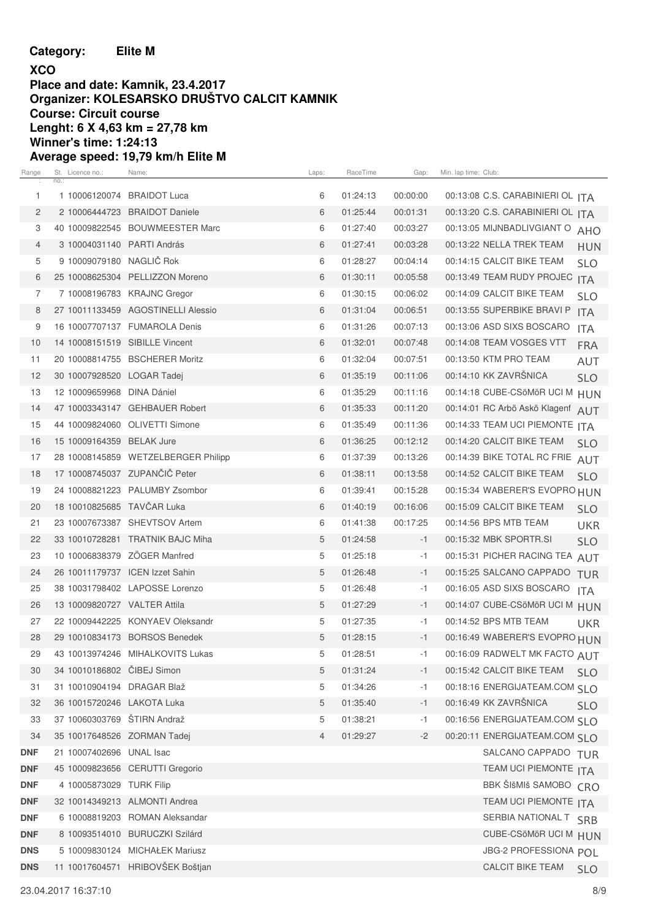**Category: Elite M**

**XCO**

**Place and date: Kamnik, 23.4.2017**

**Organizer: KOLESARSKO DRUŠTVO CALCIT KAMNIK**

**Course: Circuit course**

**Lenght: 6 X 4,63 km = 27,78 km**

**Winner's time: 1:24:13**

**Average speed: 19,79 km/h Elite M**

| Range | St. no.: | Licence no.: | Name: | Laps: | RaceTime | Gap: | Min. lap time: | Club: | |
|---|---|---|---|---|---|---|---|---|---|
| 1 | 1 | 10006120074 | BRAIDOT Luca | 6 | 01:24:13 | 00:00:00 | 00:13:08 | C.S. CARABINIERI OL | ITA |
| 2 | 2 | 10006444723 | BRAIDOT Daniele | 6 | 01:25:44 | 00:01:31 | 00:13:20 | C.S. CARABINIERI OL | ITA |
| 3 | 40 | 10009822545 | BOUWMEESTER Marc | 6 | 01:27:40 | 00:03:27 | 00:13:05 | MIJNBADLIVGIANT O | AHO |
| 4 | 3 | 10004031140 | PARTI András | 6 | 01:27:41 | 00:03:28 | 00:13:22 | NELLA TREK TEAM | HUN |
| 5 | 9 | 10009079180 | NAGLIČ Rok | 6 | 01:28:27 | 00:04:14 | 00:14:15 | CALCIT BIKE TEAM | SLO |
| 6 | 25 | 10008625304 | PELLIZZON Moreno | 6 | 01:30:11 | 00:05:58 | 00:13:49 | TEAM RUDY PROJEC | ITA |
| 7 | 7 | 10008196783 | KRAJNC Gregor | 6 | 01:30:15 | 00:06:02 | 00:14:09 | CALCIT BIKE TEAM | SLO |
| 8 | 27 | 10011133459 | AGOSTINELLI Alessio | 6 | 01:31:04 | 00:06:51 | 00:13:55 | SUPERBIKE BRAVI P | ITA |
| 9 | 16 | 10007707137 | FUMAROLA Denis | 6 | 01:31:26 | 00:07:13 | 00:13:06 | ASD SIXS BOSCARO | ITA |
| 10 | 14 | 10008151519 | SIBILLE Vincent | 6 | 01:32:01 | 00:07:48 | 00:14:08 | TEAM VOSGES VTT | FRA |
| 11 | 20 | 10008814755 | BSCHERER Moritz | 6 | 01:32:04 | 00:07:51 | 00:13:50 | KTM PRO TEAM | AUT |
| 12 | 30 | 10007928520 | LOGAR Tadej | 6 | 01:35:19 | 00:11:06 | 00:14:10 | KK ZAVRŠNICA | SLO |
| 13 | 12 | 10009659968 | DINA Dániel | 6 | 01:35:29 | 00:11:16 | 00:14:18 | CUBE-CSöMöR UCI M | HUN |
| 14 | 47 | 10003343147 | GEHBAUER Robert | 6 | 01:35:33 | 00:11:20 | 00:14:01 | RC Arbö Askö Klagenf | AUT |
| 15 | 44 | 10009824060 | OLIVETTI Simone | 6 | 01:35:49 | 00:11:36 | 00:14:33 | TEAM UCI PIEMONTE | ITA |
| 16 | 15 | 10009164359 | BELAK Jure | 6 | 01:36:25 | 00:12:12 | 00:14:20 | CALCIT BIKE TEAM | SLO |
| 17 | 28 | 10008145859 | WETZELBERGER Philipp | 6 | 01:37:39 | 00:13:26 | 00:14:39 | BIKE TOTAL RC FRIE | AUT |
| 18 | 17 | 10008745037 | ZUPANČIČ Peter | 6 | 01:38:11 | 00:13:58 | 00:14:52 | CALCIT BIKE TEAM | SLO |
| 19 | 24 | 10008821223 | PALUMBY Zsombor | 6 | 01:39:41 | 00:15:28 | 00:15:34 | WABERER'S EVOPRO | HUN |
| 20 | 18 | 10010825685 | TAVČAR Luka | 6 | 01:40:19 | 00:16:06 | 00:15:09 | CALCIT BIKE TEAM | SLO |
| 21 | 23 | 10007673387 | SHEVTSOV Artem | 6 | 01:41:38 | 00:17:25 | 00:14:56 | BPS MTB TEAM | UKR |
| 22 | 33 | 10010728281 | TRATNIK BAJC Miha | 5 | 01:24:58 | -1 | 00:15:32 | MBK SPORTR.SI | SLO |
| 23 | 10 | 10006838379 | ZÖGER Manfred | 5 | 01:25:18 | -1 | 00:15:31 | PICHER RACING TEA | AUT |
| 24 | 26 | 10011179737 | ICEN Izzet Sahin | 5 | 01:26:48 | -1 | 00:15:25 | SALCANO CAPPADO | TUR |
| 25 | 38 | 10031798402 | LAPOSSE Lorenzo | 5 | 01:26:48 | -1 | 00:16:05 | ASD SIXS BOSCARO | ITA |
| 26 | 13 | 10009820727 | VALTER Attila | 5 | 01:27:29 | -1 | 00:14:07 | CUBE-CSöMöR UCI M | HUN |
| 27 | 22 | 10009442225 | KONYAEV Oleksandr | 5 | 01:27:35 | -1 | 00:14:52 | BPS MTB TEAM | UKR |
| 28 | 29 | 10010834173 | BORSOS Benedek | 5 | 01:28:15 | -1 | 00:16:49 | WABERER'S EVOPRO | HUN |
| 29 | 43 | 10013974246 | MIHALKOVITS Lukas | 5 | 01:28:51 | -1 | 00:16:09 | RADWELT MK FACTO | AUT |
| 30 | 34 | 10010186802 | ČIBEJ Simon | 5 | 01:31:24 | -1 | 00:15:42 | CALCIT BIKE TEAM | SLO |
| 31 | 31 | 10010904194 | DRAGAR Blaž | 5 | 01:34:26 | -1 | 00:18:16 | ENERGIJATEAM.COM | SLO |
| 32 | 36 | 10015720246 | LAKOTA Luka | 5 | 01:35:40 | -1 | 00:16:49 | KK ZAVRŠNICA | SLO |
| 33 | 37 | 10060303769 | ŠTIRN Andraž | 5 | 01:38:21 | -1 | 00:16:56 | ENERGIJATEAM.COM | SLO |
| 34 | 35 | 10017648526 | ZORMAN Tadej | 4 | 01:29:27 | -2 | 00:20:11 | ENERGIJATEAM.COM | SLO |
| DNF | 21 | 10007402696 | UNAL Isac | | | | | SALCANO CAPPADO | TUR |
| DNF | 45 | 10009823656 | CERUTTI Gregorio | | | | | TEAM UCI PIEMONTE | ITA |
| DNF | 4 | 10005873029 | TURK Filip | | | | | BBK ŠIšMIš SAMOBO | CRO |
| DNF | 32 | 10014349213 | ALMONTI Andrea | | | | | TEAM UCI PIEMONTE | ITA |
| DNF | 6 | 10008819203 | ROMAN Aleksandar | | | | | SERBIA NATIONAL T | SRB |
| DNF | 8 | 10093514010 | BURUCZKI Szilárd | | | | | CUBE-CSöMöR UCI M | HUN |
| DNS | 5 | 10009830124 | MICHAŁEK Mariusz | | | | | JBG-2 PROFESSIONA | POL |
| DNS | 11 | 10017604571 | HRIBOVŠEK Boštjan | | | | | CALCIT BIKE TEAM | SLO |

23.04.2017 16:37:10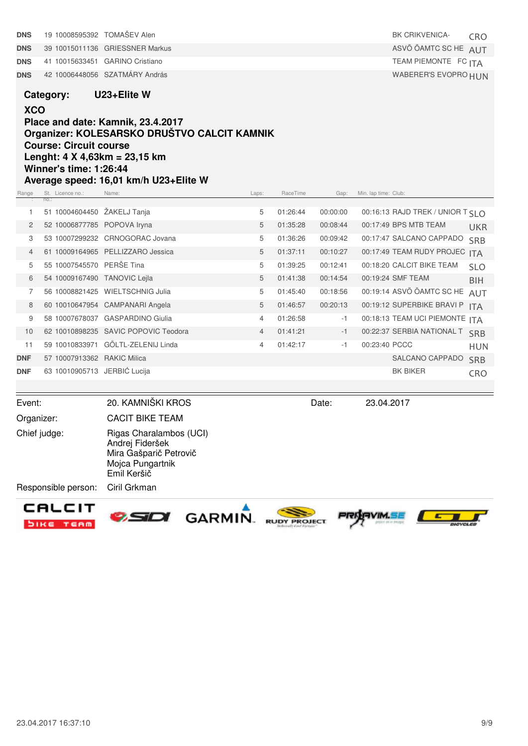| | | | | | | | | | |
|---|---|---|---|---|---|---|---|---|---|
| DNS | 19 | 10008595392 | TOMAŠEV Alen | | | | | BK CRIKVENICA- | CRO |
| DNS | 39 | 10015011136 | GRIESSNER Markus | | | | | ASVÖ ÖAMTC SC HE | AUT |
| DNS | 41 | 10015633451 | GARINO Cristiano | | | | | TEAM PIEMONTE FC | ITA |
| DNS | 42 | 10006448056 | SZATMÁRY András | | | | | WABERER'S EVOPRO | HUN |

**Category: U23+Elite W**

**XCO**

**Place and date: Kamnik, 23.4.2017**

**Organizer: KOLESARSKO DRUŠTVO CALCIT KAMNIK**

**Course: Circuit course**

**Lenght: 4 X 4,63km = 23,15 km**

**Winner's time: 1:26:44**

**Average speed: 16,01 km/h U23+Elite W**

| Range | St. no.: | Licence no.: | Name: | Laps: | RaceTime | Gap: | Min. lap time: | Club: | |
|---|---|---|---|---|---|---|---|---|---|
| 1 | 51 | 10004604450 | ŽAKELJ Tanja | 5 | 01:26:44 | 00:00:00 | 00:16:13 | RAJD TREK / UNIOR T | SLO |
| 2 | 52 | 10006877785 | POPOVA Iryna | 5 | 01:35:28 | 00:08:44 | 00:17:49 | BPS MTB TEAM | UKR |
| 3 | 53 | 10007299232 | CRNOGORAC Jovana | 5 | 01:36:26 | 00:09:42 | 00:17:47 | SALCANO CAPPADO | SRB |
| 4 | 61 | 10009164965 | PELLIZZARO Jessica | 5 | 01:37:11 | 00:10:27 | 00:17:49 | TEAM RUDY PROJEC | ITA |
| 5 | 55 | 10007545570 | PERŠE Tina | 5 | 01:39:25 | 00:12:41 | 00:18:20 | CALCIT BIKE TEAM | SLO |
| 6 | 54 | 10009167490 | TANOVIC Lejla | 5 | 01:41:38 | 00:14:54 | 00:19:24 | SMF TEAM | BIH |
| 7 | 56 | 10008821425 | WIELTSCHNIG Julia | 5 | 01:45:40 | 00:18:56 | 00:19:14 | ASVÖ ÖAMTC SC HE | AUT |
| 8 | 60 | 10010647954 | CAMPANARI Angela | 5 | 01:46:57 | 00:20:13 | 00:19:12 | SUPERBIKE BRAVI P | ITA |
| 9 | 58 | 10007678037 | GASPARDINO Giulia | 4 | 01:26:58 | -1 | 00:18:13 | TEAM UCI PIEMONTE | ITA |
| 10 | 62 | 10010898235 | SAVIC POPOVIC Teodora | 4 | 01:41:21 | -1 | 00:22:37 | SERBIA NATIONAL T | SRB |
| 11 | 59 | 10010833971 | GÖLTL-ZELENIJ Linda | 4 | 01:42:17 | -1 | 00:23:40 | PCCC | HUN |
| DNF | 57 | 10007913362 | RAKIC Milica | | | | | SALCANO CAPPADO | SRB |
| DNF | 63 | 10010905713 | JERBIĆ Lucija | | | | | BK BIKER | CRO |

Event: 20. KAMNIŠKI KROS

Date: 23.04.2017

Organizer: CACIT BIKE TEAM

Chief judge: Rigas Charalambos (UCI), Andrej Fideršek, Mira Gašparič Petrovič, Mojca Pungartnik, Emil Keršič

Responsible person: Ciril Grkman

23.04.2017 16:37:10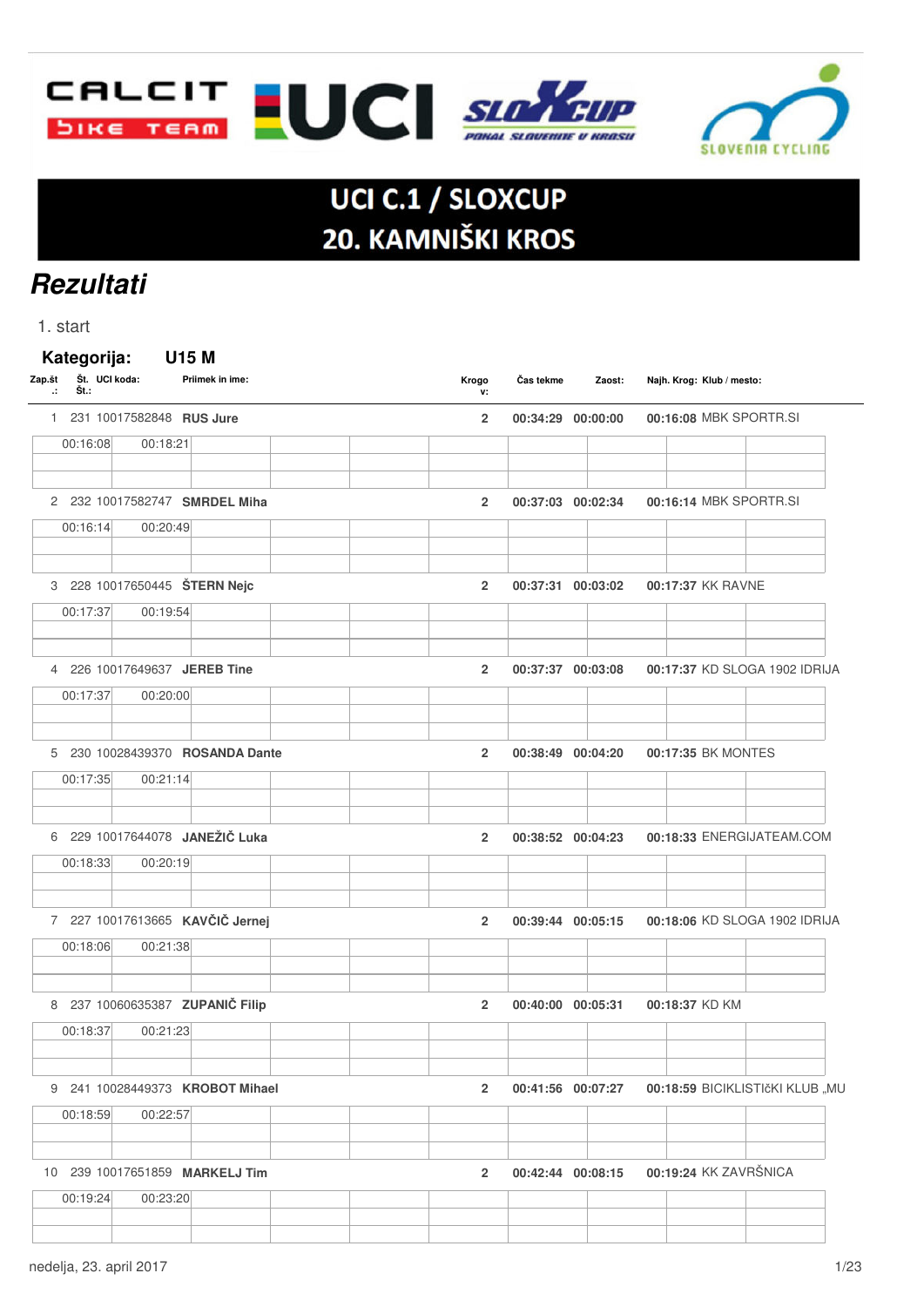# UCI C.1 / SLOXCUP
# 20. KAMNIŠKI KROS

## *Rezultati*

1. start

**Kategorija: U15 M**

| Zap.št.: | Št. Št.: | UCI koda: | Priimek in ime: | Krogov: | Čas tekme | Zaost: | Najh. Krog: | Klub / mesto: |
|---|---|---|---|---|---|---|---|---|
| 1 | 231 | 10017582848 | **RUS Jure** | **2** | **00:34:29** | **00:00:00** | **00:16:08** | MBK SPORTR.SI |
| | | | 00:16:08 / 00:18:21 | | | | | |
| 2 | 232 | 10017582747 | **SMRDEL Miha** | **2** | **00:37:03** | **00:02:34** | **00:16:14** | MBK SPORTR.SI |
| | | | 00:16:14 / 00:20:49 | | | | | |
| 3 | 228 | 10017650445 | **ŠTERN Nejc** | **2** | **00:37:31** | **00:03:02** | **00:17:37** | KK RAVNE |
| | | | 00:17:37 / 00:19:54 | | | | | |
| 4 | 226 | 10017649637 | **JEREB Tine** | **2** | **00:37:37** | **00:03:08** | **00:17:37** | KD SLOGA 1902 IDRIJA |
| | | | 00:17:37 / 00:20:00 | | | | | |
| 5 | 230 | 10028439370 | **ROSANDA Dante** | **2** | **00:38:49** | **00:04:20** | **00:17:35** | BK MONTES |
| | | | 00:17:35 / 00:21:14 | | | | | |
| 6 | 229 | 10017644078 | **JANEŽIČ Luka** | **2** | **00:38:52** | **00:04:23** | **00:18:33** | ENERGIJATEAM.COM |
| | | | 00:18:33 / 00:20:19 | | | | | |
| 7 | 227 | 10017613665 | **KAVČIČ Jernej** | **2** | **00:39:44** | **00:05:15** | **00:18:06** | KD SLOGA 1902 IDRIJA |
| | | | 00:18:06 / 00:21:38 | | | | | |
| 8 | 237 | 10060635387 | **ZUPANIČ Filip** | **2** | **00:40:00** | **00:05:31** | **00:18:37** | KD KM |
| | | | 00:18:37 / 00:21:23 | | | | | |
| 9 | 241 | 10028449373 | **KROBOT Mihael** | **2** | **00:41:56** | **00:07:27** | **00:18:59** | BICIKLISTIčKI KLUB „MU |
| | | | 00:18:59 / 00:22:57 | | | | | |
| 10 | 239 | 10017651859 | **MARKELJ Tim** | **2** | **00:42:44** | **00:08:15** | **00:19:24** | KK ZAVRŠNICA |
| | | | 00:19:24 / 00:23:20 | | | | | |

nedelja, 23. april 2017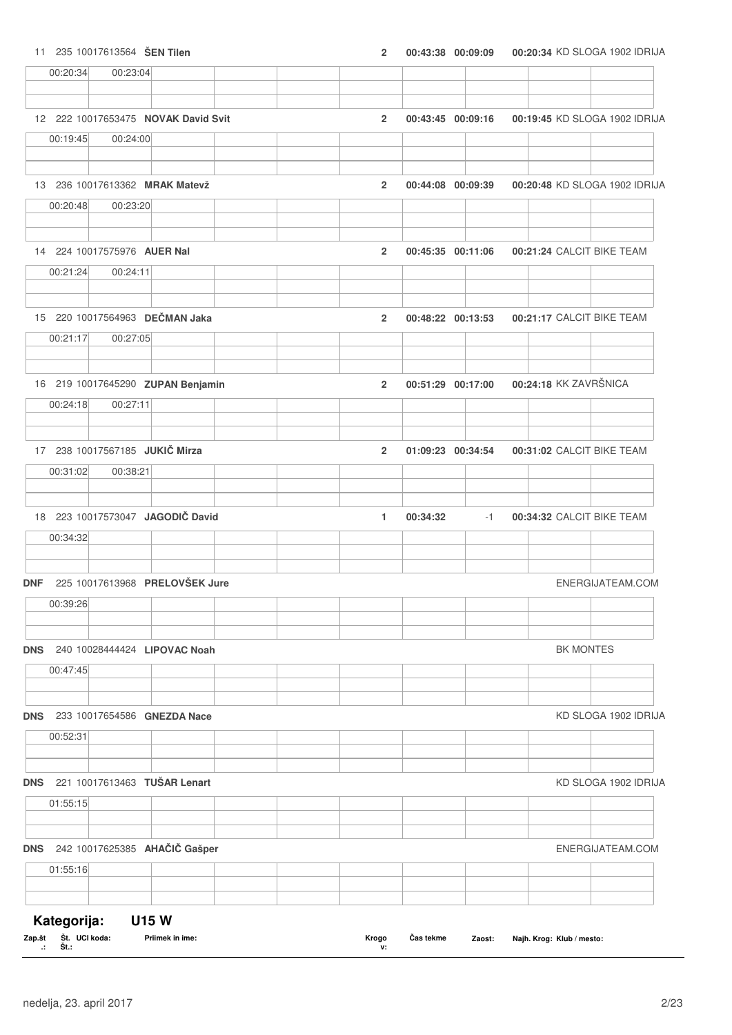11 235 10017613564 **ŠEN Tilen** 2 **00:43:38 00:09:09** **00:20:34** KD SLOGA 1902 IDRIJA

| 00:20:34 | 00:23:04 |
|---|---|

12 222 10017653475 **NOVAK David Svit** 2 **00:43:45 00:09:16** **00:19:45** KD SLOGA 1902 IDRIJA

| 00:19:45 | 00:24:00 |
|---|---|

13 236 10017613362 **MRAK Matevž** 2 **00:44:08 00:09:39** **00:20:48** KD SLOGA 1902 IDRIJA

| 00:20:48 | 00:23:20 |
|---|---|

14 224 10017575976 **AUER Nal** 2 **00:45:35 00:11:06** **00:21:24** CALCIT BIKE TEAM

| 00:21:24 | 00:24:11 |
|---|---|

15 220 10017564963 **DEČMAN Jaka** 2 **00:48:22 00:13:53** **00:21:17** CALCIT BIKE TEAM

| 00:21:17 | 00:27:05 |
|---|---|

16 219 10017645290 **ZUPAN Benjamin** 2 **00:51:29 00:17:00** **00:24:18** KK ZAVRŠNICA

| 00:24:18 | 00:27:11 |
|---|---|

17 238 10017567185 **JUKIČ Mirza** 2 **01:09:23 00:34:54** **00:31:02** CALCIT BIKE TEAM

| 00:31:02 | 00:38:21 |
|---|---|

18 223 10017573047 **JAGODIČ David** 1 **00:34:32** -1 **00:34:32** CALCIT BIKE TEAM

| 00:34:32 |
|---|

**DNF** 225 10017613968 **PRELOVŠEK Jure** ENERGIJATEAM.COM

| 00:39:26 |
|---|

**DNS** 240 10028444424 **LIPOVAC Noah** BK MONTES

| 00:47:45 |
|---|

**DNS** 233 10017654586 **GNEZDA Nace** KD SLOGA 1902 IDRIJA

| 00:52:31 |
|---|

**DNS** 221 10017613463 **TUŠAR Lenart** KD SLOGA 1902 IDRIJA

| 01:55:15 |
|---|

**DNS** 242 10017625385 **AHAČIČ Gašper** ENERGIJATEAM.COM

| 01:55:16 |
|---|

## Kategorija: U15 W

| Zap.št.: | Št. Št.: | UCI koda: | Priimek in ime: | Krogov: | Čas tekme | Zaost: | Najh. Krog: | Klub / mesto: |
|---|---|---|---|---|---|---|---|---|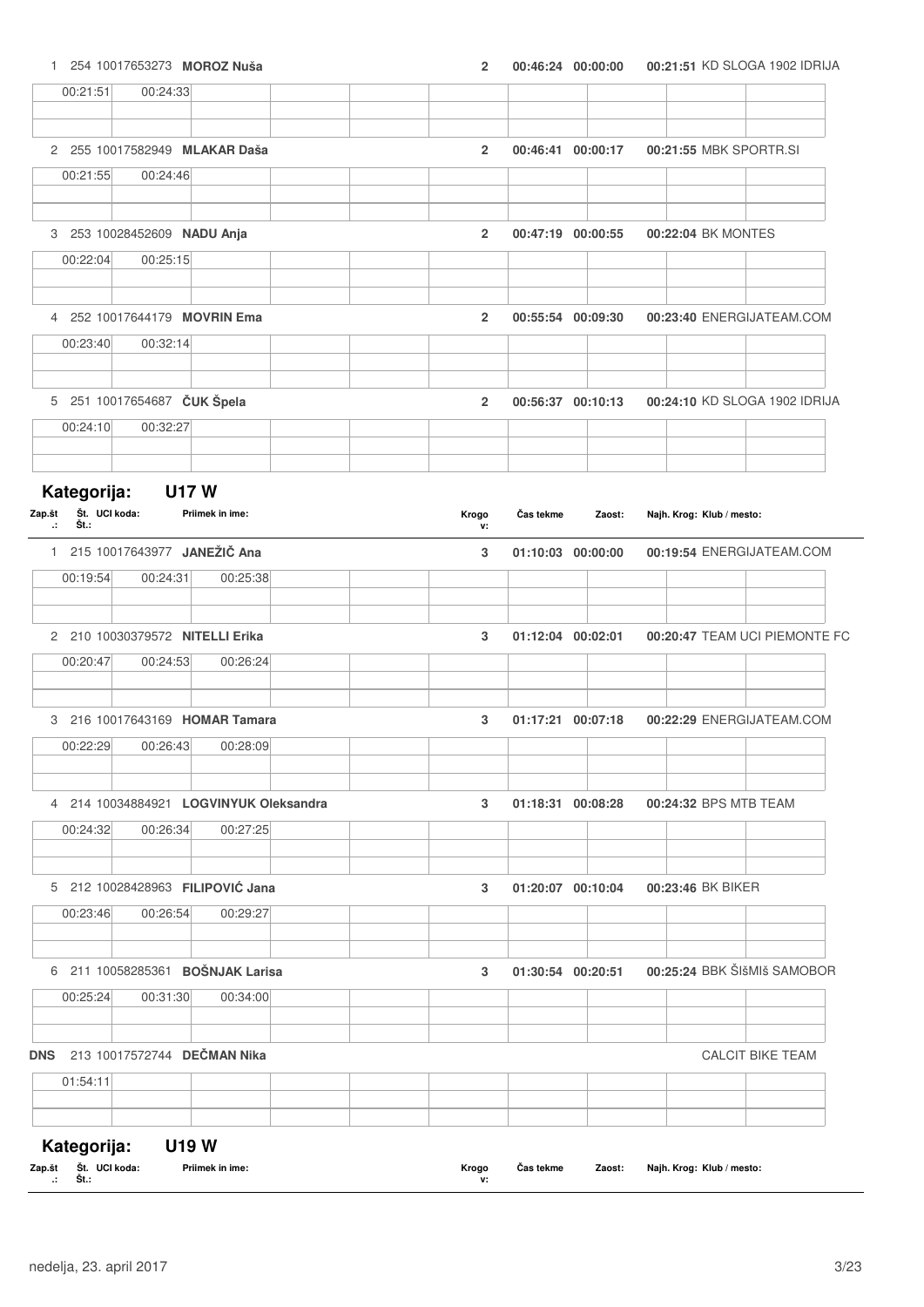| Zap.št.: | Št.: | UCI koda: | Priimek in ime: | Krogov: | Čas tekme | Zaost: | Najh. Krog: | Klub / mesto: |
|---|---|---|---|---|---|---|---|---|
| 1 | 254 | 10017653273 | **MOROZ Nuša** | 2 | 00:46:24 | 00:00:00 | 00:21:51 | KD SLOGA 1902 IDRIJA |
| | | | 00:21:51, 00:24:33 | | | | | |
| 2 | 255 | 10017582949 | **MLAKAR Daša** | 2 | 00:46:41 | 00:00:17 | 00:21:55 | MBK SPORTR.SI |
| | | | 00:21:55, 00:24:46 | | | | | |
| 3 | 253 | 10028452609 | **NADU Anja** | 2 | 00:47:19 | 00:00:55 | 00:22:04 | BK MONTES |
| | | | 00:22:04, 00:25:15 | | | | | |
| 4 | 252 | 10017644179 | **MOVRIN Ema** | 2 | 00:55:54 | 00:09:30 | 00:23:40 | ENERGIJATEAM.COM |
| | | | 00:23:40, 00:32:14 | | | | | |
| 5 | 251 | 10017654687 | **ČUK Špela** | 2 | 00:56:37 | 00:10:13 | 00:24:10 | KD SLOGA 1902 IDRIJA |
| | | | 00:24:10, 00:32:27 | | | | | |

## Kategorija: U17 W

| Zap.št.: | Št.: | UCI koda: | Priimek in ime: | Krogov: | Čas tekme | Zaost: | Najh. Krog: | Klub / mesto: |
|---|---|---|---|---|---|---|---|---|
| 1 | 215 | 10017643977 | **JANEŽIČ Ana** | 3 | 01:10:03 | 00:00:00 | 00:19:54 | ENERGIJATEAM.COM |
| | | | 00:19:54, 00:24:31, 00:25:38 | | | | | |
| 2 | 210 | 10030379572 | **NITELLI Erika** | 3 | 01:12:04 | 00:02:01 | 00:20:47 | TEAM UCI PIEMONTE FC |
| | | | 00:20:47, 00:24:53, 00:26:24 | | | | | |
| 3 | 216 | 10017643169 | **HOMAR Tamara** | 3 | 01:17:21 | 00:07:18 | 00:22:29 | ENERGIJATEAM.COM |
| | | | 00:22:29, 00:26:43, 00:28:09 | | | | | |
| 4 | 214 | 10034884921 | **LOGVINYUK Oleksandra** | 3 | 01:18:31 | 00:08:28 | 00:24:32 | BPS MTB TEAM |
| | | | 00:24:32, 00:26:34, 00:27:25 | | | | | |
| 5 | 212 | 10028428963 | **FILIPOVIĆ Jana** | 3 | 01:20:07 | 00:10:04 | 00:23:46 | BK BIKER |
| | | | 00:23:46, 00:26:54, 00:29:27 | | | | | |
| 6 | 211 | 10058285361 | **BOŠNJAK Larisa** | 3 | 01:30:54 | 00:20:51 | 00:25:24 | BBK ŠIšMIš SAMOBOR |
| | | | 00:25:24, 00:31:30, 00:34:00 | | | | | |
| **DNS** | 213 | 10017572744 | **DEČMAN Nika** | | | | | CALCIT BIKE TEAM |
| | | | 01:54:11 | | | | | |

## Kategorija: U19 W

| Zap.št.: | Št.: | UCI koda: | Priimek in ime: | Krogov: | Čas tekme | Zaost: | Najh. Krog: | Klub / mesto: |
|---|---|---|---|---|---|---|---|---|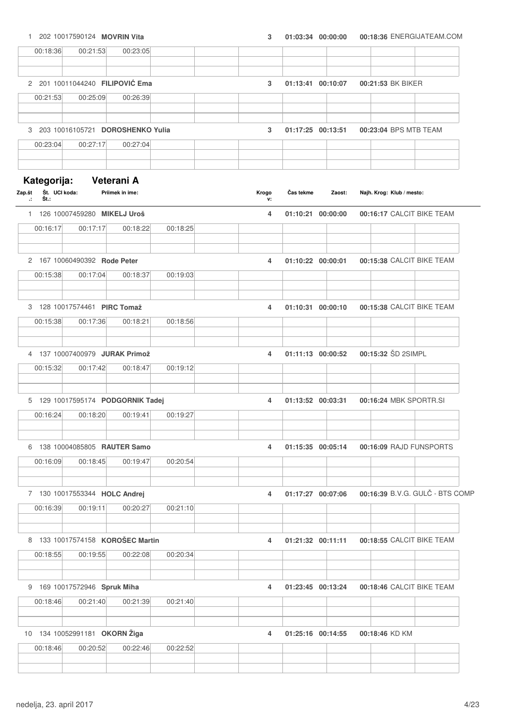| Zap.št.: | Št.: | UCI koda: | Priimek in ime: | Krogov: | Čas tekme | Zaost: | Najh. Krog: | Klub / mesto: |
|---|---|---|---|---|---|---|---|---|
| 1 | 202 | 10017590124 | **MOVRIN Vita** | 3 | 01:03:34 | 00:00:00 | 00:18:36 | ENERGIJATEAM.COM |
| | | | 00:18:36 / 00:21:53 / 00:23:05 | | | | | |
| 2 | 201 | 10011044240 | **FILIPOVIĆ Ema** | 3 | 01:13:41 | 00:10:07 | 00:21:53 | BK BIKER |
| | | | 00:21:53 / 00:25:09 / 00:26:39 | | | | | |
| 3 | 203 | 10016105721 | **DOROSHENKO Yulia** | 3 | 01:17:25 | 00:13:51 | 00:23:04 | BPS MTB TEAM |
| | | | 00:23:04 / 00:27:17 / 00:27:04 | | | | | |

## Kategorija: Veterani A

| Zap.št.: | Št.: | UCI koda: | Priimek in ime: | Krogov: | Čas tekme | Zaost: | Najh. Krog: | Klub / mesto: |
|---|---|---|---|---|---|---|---|---|
| 1 | 126 | 10007459280 | **MIKELJ Uroš** | 4 | 01:10:21 | 00:00:00 | 00:16:17 | CALCIT BIKE TEAM |
| | | | 00:16:17 / 00:17:17 / 00:18:22 / 00:18:25 | | | | | |
| 2 | 167 | 10060490392 | **Rode Peter** | 4 | 01:10:22 | 00:00:01 | 00:15:38 | CALCIT BIKE TEAM |
| | | | 00:15:38 / 00:17:04 / 00:18:37 / 00:19:03 | | | | | |
| 3 | 128 | 10017574461 | **PIRC Tomaž** | 4 | 01:10:31 | 00:00:10 | 00:15:38 | CALCIT BIKE TEAM |
| | | | 00:15:38 / 00:17:36 / 00:18:21 / 00:18:56 | | | | | |
| 4 | 137 | 10007400979 | **JURAK Primož** | 4 | 01:11:13 | 00:00:52 | 00:15:32 | ŠD 2SIMPL |
| | | | 00:15:32 / 00:17:42 / 00:18:47 / 00:19:12 | | | | | |
| 5 | 129 | 10017595174 | **PODGORNIK Tadej** | 4 | 01:13:52 | 00:03:31 | 00:16:24 | MBK SPORTR.SI |
| | | | 00:16:24 / 00:18:20 / 00:19:41 / 00:19:27 | | | | | |
| 6 | 138 | 10004085805 | **RAUTER Samo** | 4 | 01:15:35 | 00:05:14 | 00:16:09 | RAJD FUNSPORTS |
| | | | 00:16:09 / 00:18:45 / 00:19:47 / 00:20:54 | | | | | |
| 7 | 130 | 10017553344 | **HOLC Andrej** | 4 | 01:17:27 | 00:07:06 | 00:16:39 | B.V.G. GULČ - BTS COMP |
| | | | 00:16:39 / 00:19:11 / 00:20:27 / 00:21:10 | | | | | |
| 8 | 133 | 10017574158 | **KOROŠEC Martin** | 4 | 01:21:32 | 00:11:11 | 00:18:55 | CALCIT BIKE TEAM |
| | | | 00:18:55 / 00:19:55 / 00:22:08 / 00:20:34 | | | | | |
| 9 | 169 | 10017572946 | **Spruk Miha** | 4 | 01:23:45 | 00:13:24 | 00:18:46 | CALCIT BIKE TEAM |
| | | | 00:18:46 / 00:21:40 / 00:21:39 / 00:21:40 | | | | | |
| 10 | 134 | 10052991181 | **OKORN Žiga** | 4 | 01:25:16 | 00:14:55 | 00:18:46 | KD KM |
| | | | 00:18:46 / 00:20:52 / 00:22:46 / 00:22:52 | | | | | |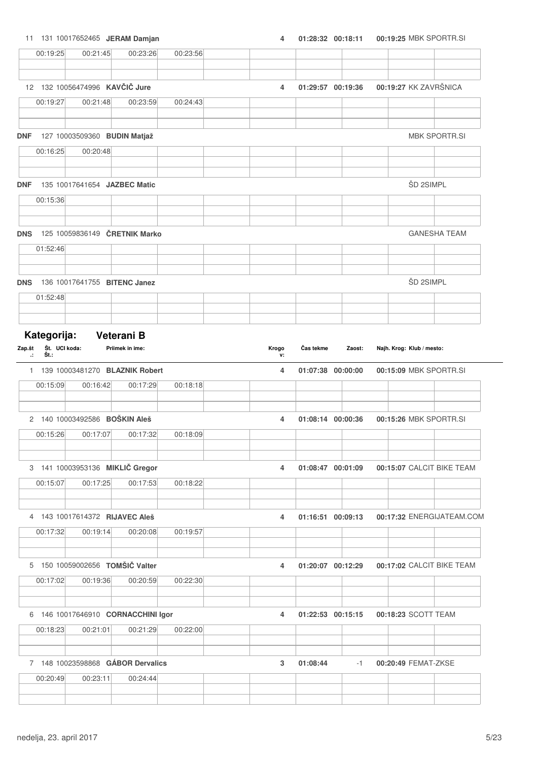| | | | | | Krogov | Čas tekme | Zaost. | Najh. Krog | Klub / mesto |
|---|---|---|---|---|---|---|---|---|---|
| 11 | 131 | 10017652465 | **JERAM Damjan** | | 4 | 01:28:32 | 00:18:11 | 00:19:25 | MBK SPORTR.SI |
| | 00:19:25 | 00:21:45 | 00:23:26 | 00:23:56 | | | | | |
| 12 | 132 | 10056474996 | **KAVČIČ Jure** | | 4 | 01:29:57 | 00:19:36 | 00:19:27 | KK ZAVRŠNICA |
| | 00:19:27 | 00:21:48 | 00:23:59 | 00:24:43 | | | | | |
| DNF | 127 | 10003509360 | **BUDIN Matjaž** | | | | | | MBK SPORTR.SI |
| | 00:16:25 | 00:20:48 | | | | | | | |
| DNF | 135 | 10017641654 | **JAZBEC Matic** | | | | | | ŠD 2SIMPL |
| | 00:15:36 | | | | | | | | |
| DNS | 125 | 10059836149 | **ČRETNIK Marko** | | | | | | GANESHA TEAM |
| | 01:52:46 | | | | | | | | |
| DNS | 136 | 10017641755 | **BITENC Janez** | | | | | | ŠD 2SIMPL |
| | 01:52:48 | | | | | | | | |

## Kategorija: Veterani B

| Zap.št.: | Št.: | UCI koda: | Priimek in ime: | | Krogov: | Čas tekme | Zaost: | Najh. Krog: | Klub / mesto: |
|---|---|---|---|---|---|---|---|---|---|
| 1 | 139 | 10003481270 | **BLAZNIK Robert** | | 4 | 01:07:38 | 00:00:00 | 00:15:09 | MBK SPORTR.SI |
| | 00:15:09 | 00:16:42 | 00:17:29 | 00:18:18 | | | | | |
| 2 | 140 | 10003492586 | **BOŠKIN Aleš** | | 4 | 01:08:14 | 00:00:36 | 00:15:26 | MBK SPORTR.SI |
| | 00:15:26 | 00:17:07 | 00:17:32 | 00:18:09 | | | | | |
| 3 | 141 | 10003953136 | **MIKLIČ Gregor** | | 4 | 01:08:47 | 00:01:09 | 00:15:07 | CALCIT BIKE TEAM |
| | 00:15:07 | 00:17:25 | 00:17:53 | 00:18:22 | | | | | |
| 4 | 143 | 10017614372 | **RIJAVEC Aleš** | | 4 | 01:16:51 | 00:09:13 | 00:17:32 | ENERGIJATEAM.COM |
| | 00:17:32 | 00:19:14 | 00:20:08 | 00:19:57 | | | | | |
| 5 | 150 | 10059002656 | **TOMŠIČ Valter** | | 4 | 01:20:07 | 00:12:29 | 00:17:02 | CALCIT BIKE TEAM |
| | 00:17:02 | 00:19:36 | 00:20:59 | 00:22:30 | | | | | |
| 6 | 146 | 10017646910 | **CORNACCHINI Igor** | | 4 | 01:22:53 | 00:15:15 | 00:18:23 | SCOTT TEAM |
| | 00:18:23 | 00:21:01 | 00:21:29 | 00:22:00 | | | | | |
| 7 | 148 | 10023598868 | **GÁBOR Dervalics** | | 3 | 01:08:44 | -1 | 00:20:49 | FEMAT-ZKSE |
| | 00:20:49 | 00:23:11 | 00:24:44 | | | | | | |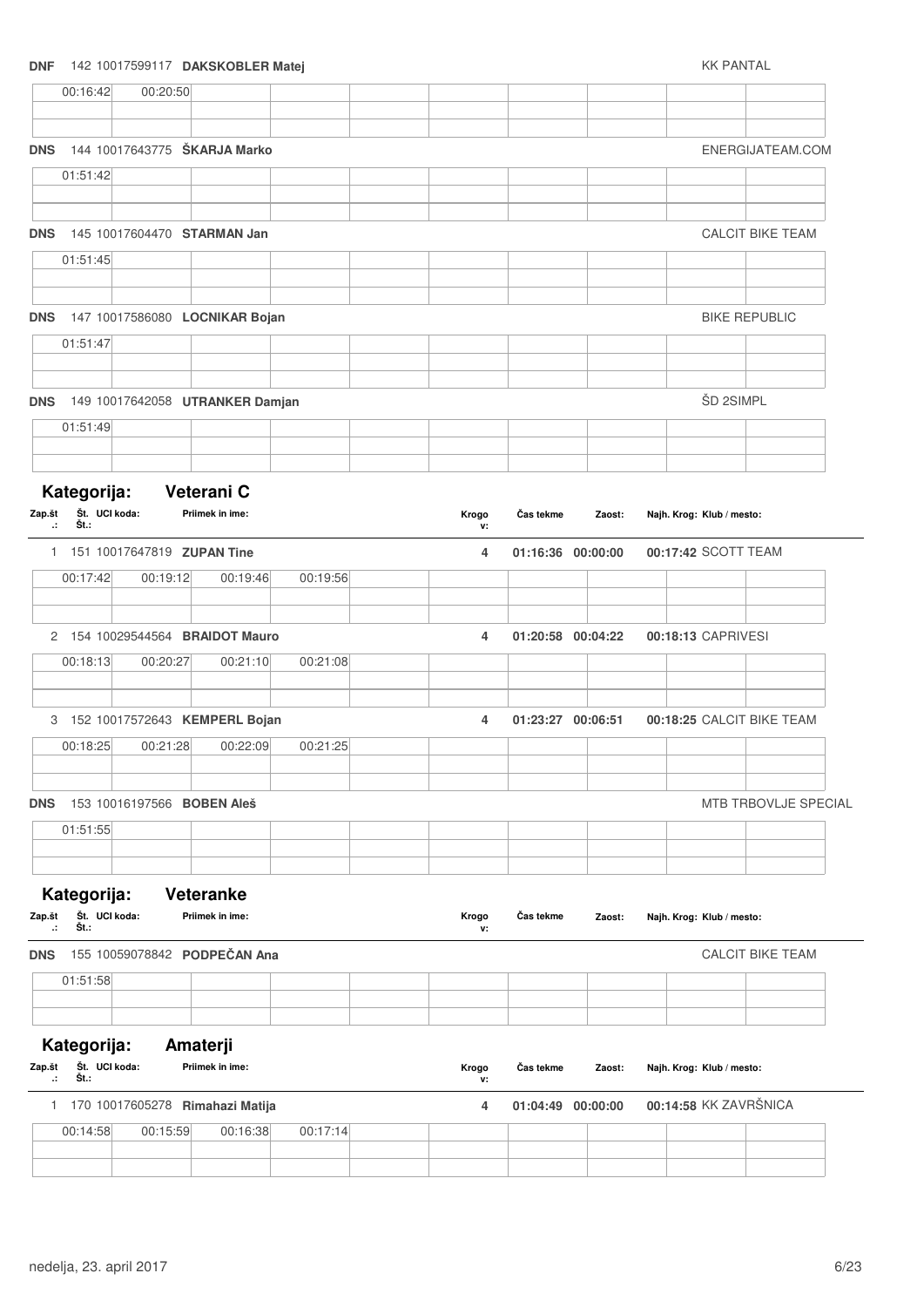**DNF** 142 10017599117 **DAKSKOBLER Matej** KK PANTAL

| 00:16:42 | 00:20:50 | | | | | | | |
|---|---|---|---|---|---|---|---|---|

**DNS** 144 10017643775 **ŠKARJA Marko** ENERGIJATEAM.COM

| 01:51:42 | | | | | | | | |
|---|---|---|---|---|---|---|---|---|

**DNS** 145 10017604470 **STARMAN Jan** CALCIT BIKE TEAM

| 01:51:45 | | | | | | | | |
|---|---|---|---|---|---|---|---|---|

**DNS** 147 10017586080 **LOCNIKAR Bojan** BIKE REPUBLIC

| 01:51:47 | | | | | | | | |
|---|---|---|---|---|---|---|---|---|

**DNS** 149 10017642058 **UTRANKER Damjan** ŠD 2SIMPL

| 01:51:49 | | | | | | | | |
|---|---|---|---|---|---|---|---|---|

## Kategorija: Veterani C

| Zap.št.: | Št. Št.: | UCI koda: | Priimek in ime: | Krogov: | Čas tekme | Zaost: | Najh. Krog: | Klub / mesto: |
|---|---|---|---|---|---|---|---|---|
| 1 | 151 | 10017647819 | **ZUPAN Tine** | 4 | 01:16:36 | 00:00:00 | 00:17:42 | SCOTT TEAM |
| 2 | 154 | 10029544564 | **BRAIDOT Mauro** | 4 | 01:20:58 | 00:04:22 | 00:18:13 | CAPRIVESI |
| 3 | 152 | 10017572643 | **KEMPERL Bojan** | 4 | 01:23:27 | 00:06:51 | 00:18:25 | CALCIT BIKE TEAM |
| DNS | 153 | 10016197566 | **BOBEN Aleš** | | | | | MTB TRBOVLJE SPECIAL |

ZUPAN Tine:

| 00:17:42 | 00:19:12 | 00:19:46 | 00:19:56 | | | | | |
|---|---|---|---|---|---|---|---|---|

BRAIDOT Mauro:

| 00:18:13 | 00:20:27 | 00:21:10 | 00:21:08 | | | | | |
|---|---|---|---|---|---|---|---|---|

KEMPERL Bojan:

| 00:18:25 | 00:21:28 | 00:22:09 | 00:21:25 | | | | | |
|---|---|---|---|---|---|---|---|---|

BOBEN Aleš:

| 01:51:55 | | | | | | | | |
|---|---|---|---|---|---|---|---|---|

## Kategorija: Veteranke

| Zap.št.: | Št. Št.: | UCI koda: | Priimek in ime: | Krogov: | Čas tekme | Zaost: | Najh. Krog: | Klub / mesto: |
|---|---|---|---|---|---|---|---|---|
| DNS | 155 | 10059078842 | **PODPEČAN Ana** | | | | | CALCIT BIKE TEAM |

| 01:51:58 | | | | | | | | |
|---|---|---|---|---|---|---|---|---|

## Kategorija: Amaterji

| Zap.št.: | Št. Št.: | UCI koda: | Priimek in ime: | Krogov: | Čas tekme | Zaost: | Najh. Krog: | Klub / mesto: |
|---|---|---|---|---|---|---|---|---|
| 1 | 170 | 10017605278 | **Rimahazi Matija** | 4 | 01:04:49 | 00:00:00 | 00:14:58 | KK ZAVRŠNICA |

| 00:14:58 | 00:15:59 | 00:16:38 | 00:17:14 | | | | | |
|---|---|---|---|---|---|---|---|---|

nedelja, 23. april 2017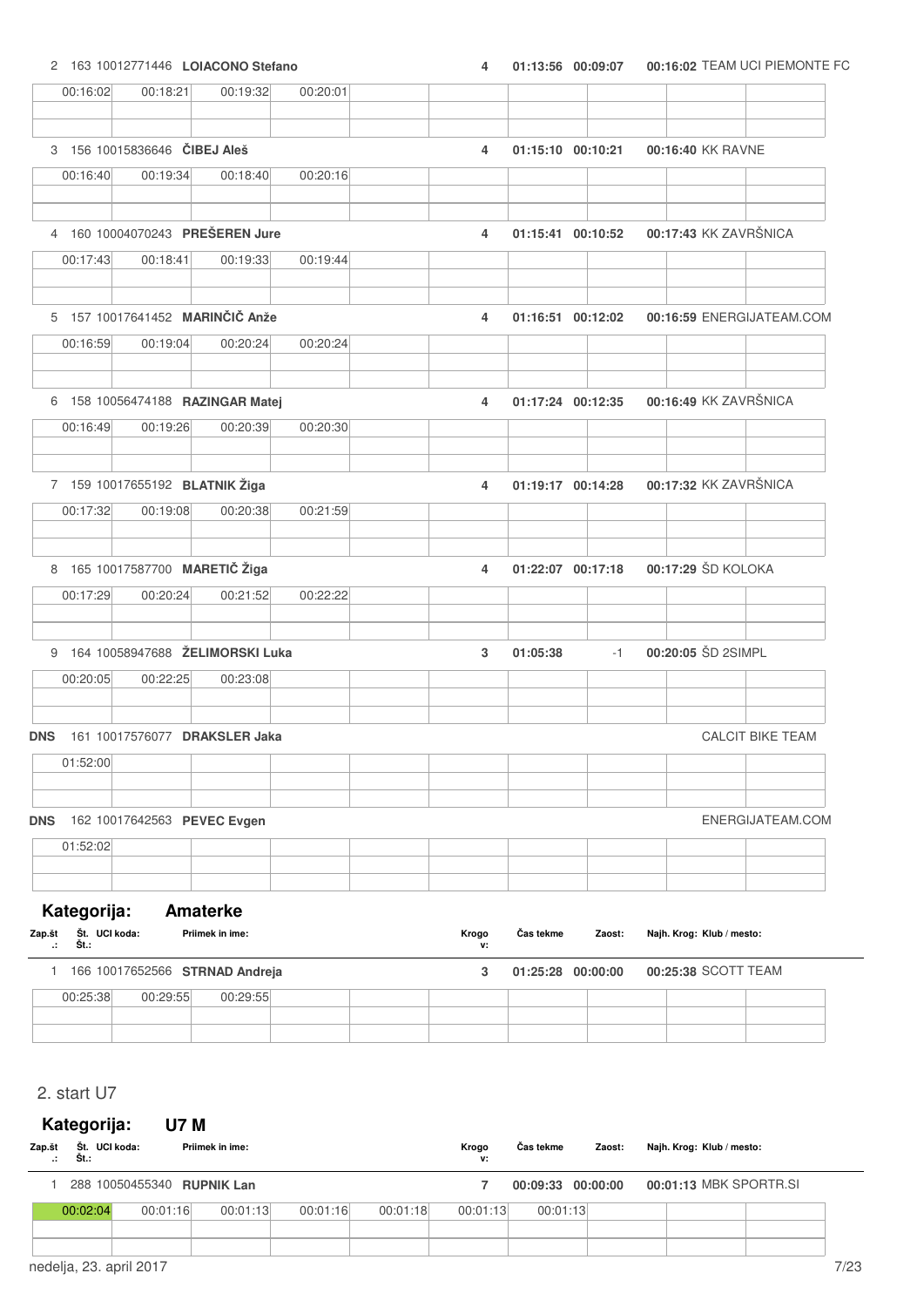| Zap.št.: | Št. | UCI koda: | Priimek in ime: | Krogov: | Čas tekme | Zaost: | Najh. Krog: | Klub / mesto: |
|---|---|---|---|---|---|---|---|---|
| 2 | 163 | 10012771446 | **LOIACONO Stefano** | 4 | 01:13:56 | 00:09:07 | 00:16:02 | TEAM UCI PIEMONTE FC |
| | 00:16:02 | 00:18:21 | 00:19:32 | 00:20:01 | | | | |
| 3 | 156 | 10015836646 | **ČIBEJ Aleš** | 4 | 01:15:10 | 00:10:21 | 00:16:40 | KK RAVNE |
| | 00:16:40 | 00:19:34 | 00:18:40 | 00:20:16 | | | | |
| 4 | 160 | 10004070243 | **PREŠEREN Jure** | 4 | 01:15:41 | 00:10:52 | 00:17:43 | KK ZAVRŠNICA |
| | 00:17:43 | 00:18:41 | 00:19:33 | 00:19:44 | | | | |
| 5 | 157 | 10017641452 | **MARINČIČ Anže** | 4 | 01:16:51 | 00:12:02 | 00:16:59 | ENERGIJATEAM.COM |
| | 00:16:59 | 00:19:04 | 00:20:24 | 00:20:24 | | | | |
| 6 | 158 | 10056474188 | **RAZINGAR Matej** | 4 | 01:17:24 | 00:12:35 | 00:16:49 | KK ZAVRŠNICA |
| | 00:16:49 | 00:19:26 | 00:20:39 | 00:20:30 | | | | |
| 7 | 159 | 10017655192 | **BLATNIK Žiga** | 4 | 01:19:17 | 00:14:28 | 00:17:32 | KK ZAVRŠNICA |
| | 00:17:32 | 00:19:08 | 00:20:38 | 00:21:59 | | | | |
| 8 | 165 | 10017587700 | **MARETIČ Žiga** | 4 | 01:22:07 | 00:17:18 | 00:17:29 | ŠD KOLOKA |
| | 00:17:29 | 00:20:24 | 00:21:52 | 00:22:22 | | | | |
| 9 | 164 | 10058947688 | **ŽELIMORSKI Luka** | 3 | 01:05:38 | -1 | 00:20:05 | ŠD 2SIMPL |
| | 00:20:05 | 00:22:25 | 00:23:08 | | | | | |
| **DNS** | 161 | 10017576077 | **DRAKSLER Jaka** | | | | | CALCIT BIKE TEAM |
| | 01:52:00 | | | | | | | |
| **DNS** | 162 | 10017642563 | **PEVEC Evgen** | | | | | ENERGIJATEAM.COM |
| | 01:52:02 | | | | | | | |

## Kategorija: Amaterke

| Zap.št.: | Št. | UCI koda: | Priimek in ime: | Krogov: | Čas tekme | Zaost: | Najh. Krog: | Klub / mesto: |
|---|---|---|---|---|---|---|---|---|
| 1 | 166 | 10017652566 | **STRNAD Andreja** | 3 | 01:25:28 | 00:00:00 | 00:25:38 | SCOTT TEAM |
| | 00:25:38 | 00:29:55 | 00:29:55 | | | | | |

2. start U7

## Kategorija: U7 M

| Zap.št.: | Št. | UCI koda: | Priimek in ime: | Krogov: | Čas tekme | Zaost: | Najh. Krog: | Klub / mesto: |
|---|---|---|---|---|---|---|---|---|
| 1 | 288 | 10050455340 | **RUPNIK Lan** | 7 | 00:09:33 | 00:00:00 | 00:01:13 | MBK SPORTR.SI |
| | 00:02:04 | 00:01:16 | 00:01:13 | 00:01:16 | 00:01:18 | 00:01:13 | 00:01:13 | |

nedelja, 23. april 2017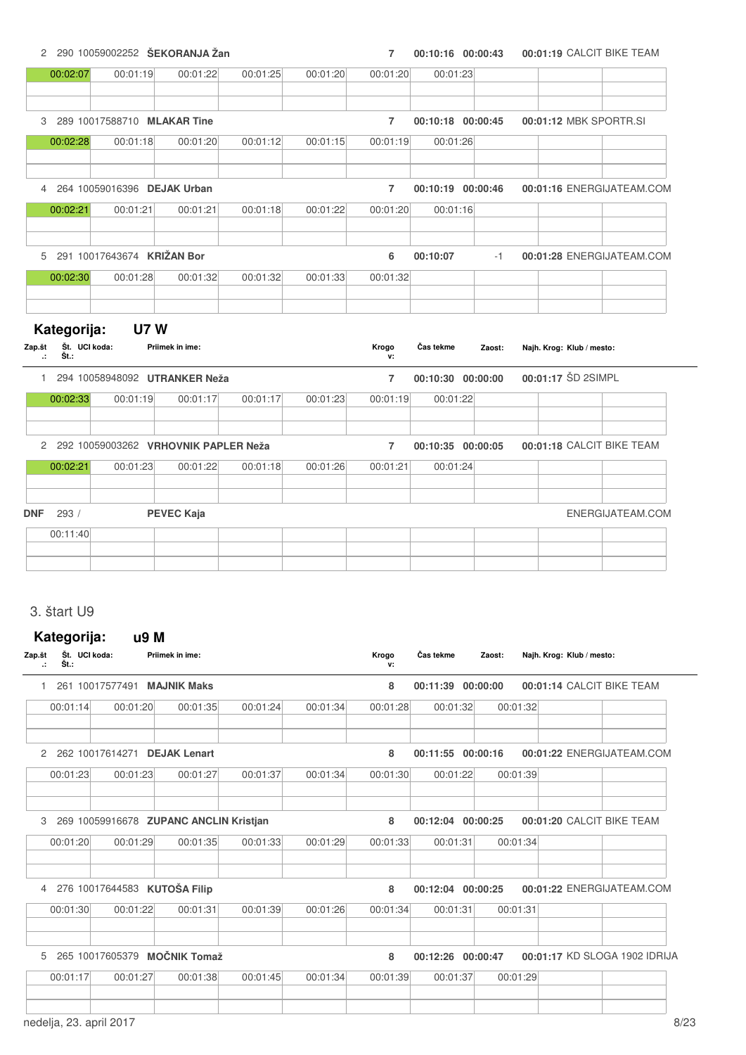2 290 10059002252 **ŠEKORANJA Žan** 7 **00:10:16 00:00:43** **00:01:19** CALCIT BIKE TEAM

| | | | | | | | | | |
|---|---|---|---|---|---|---|---|---|---|
| 00:02:07 | 00:01:19 | 00:01:22 | 00:01:25 | 00:01:20 | 00:01:20 | 00:01:23 | | | |

3 289 10017588710 **MLAKAR Tine** 7 **00:10:18 00:00:45** **00:01:12** MBK SPORTR.SI

| | | | | | | | | | |
|---|---|---|---|---|---|---|---|---|---|
| 00:02:28 | 00:01:18 | 00:01:20 | 00:01:12 | 00:01:15 | 00:01:19 | 00:01:26 | | | |

4 264 10059016396 **DEJAK Urban** 7 **00:10:19 00:00:46** **00:01:16** ENERGIJATEAM.COM

| | | | | | | | | | |
|---|---|---|---|---|---|---|---|---|---|
| 00:02:21 | 00:01:21 | 00:01:21 | 00:01:18 | 00:01:22 | 00:01:20 | 00:01:16 | | | |

5 291 10017643674 **KRIŽAN Bor** 6 **00:10:07** -1 **00:01:28** ENERGIJATEAM.COM

| | | | | | | | | | |
|---|---|---|---|---|---|---|---|---|---|
| 00:02:30 | 00:01:28 | 00:01:32 | 00:01:32 | 00:01:33 | 00:01:32 | | | | |

## Kategorija: U7 W

| Zap.št.: | Št. St.: | UCI koda: | Priimek in ime: | Krogov: | Čas tekme | Zaost: | Najh. Krog: | Klub / mesto: |
|---|---|---|---|---|---|---|---|---|

1 294 10058948092 **UTRANKER Neža** 7 **00:10:30 00:00:00** **00:01:17** ŠD 2SIMPL

| | | | | | | | | | |
|---|---|---|---|---|---|---|---|---|---|
| 00:02:33 | 00:01:19 | 00:01:17 | 00:01:17 | 00:01:23 | 00:01:19 | 00:01:22 | | | |

2 292 10059003262 **VRHOVNIK PAPLER Neža** 7 **00:10:35 00:00:05** **00:01:18** CALCIT BIKE TEAM

| | | | | | | | | | |
|---|---|---|---|---|---|---|---|---|---|
| 00:02:21 | 00:01:23 | 00:01:22 | 00:01:18 | 00:01:26 | 00:01:21 | 00:01:24 | | | |

**DNF** 293 / **PEVEC Kaja** ENERGIJATEAM.COM

| | | | | | | | | | |
|---|---|---|---|---|---|---|---|---|---|
| 00:11:40 | | | | | | | | | |

## 3. štart U9

## Kategorija: u9 M

| Zap.št.: | Št. St.: | UCI koda: | Priimek in ime: | Krogov: | Čas tekme | Zaost: | Najh. Krog: | Klub / mesto: |
|---|---|---|---|---|---|---|---|---|

1 261 10017577491 **MAJNIK Maks** 8 **00:11:39 00:00:00** **00:01:14** CALCIT BIKE TEAM

| | | | | | | | | | |
|---|---|---|---|---|---|---|---|---|---|
| 00:01:14 | 00:01:20 | 00:01:35 | 00:01:24 | 00:01:34 | 00:01:28 | 00:01:32 | 00:01:32 | | |

2 262 10017614271 **DEJAK Lenart** 8 **00:11:55 00:00:16** **00:01:22** ENERGIJATEAM.COM

| | | | | | | | | | |
|---|---|---|---|---|---|---|---|---|---|
| 00:01:23 | 00:01:23 | 00:01:27 | 00:01:37 | 00:01:34 | 00:01:30 | 00:01:22 | 00:01:39 | | |

3 269 10059916678 **ZUPANC ANCLIN Kristjan** 8 **00:12:04 00:00:25** **00:01:20** CALCIT BIKE TEAM

| | | | | | | | | | |
|---|---|---|---|---|---|---|---|---|---|
| 00:01:20 | 00:01:29 | 00:01:35 | 00:01:33 | 00:01:29 | 00:01:33 | 00:01:31 | 00:01:34 | | |

4 276 10017644583 **KUTOŠA Filip** 8 **00:12:04 00:00:25** **00:01:22** ENERGIJATEAM.COM

| | | | | | | | | | |
|---|---|---|---|---|---|---|---|---|---|
| 00:01:30 | 00:01:22 | 00:01:31 | 00:01:39 | 00:01:26 | 00:01:34 | 00:01:31 | 00:01:31 | | |

5 265 10017605379 **MOČNIK Tomaž** 8 **00:12:26 00:00:47** **00:01:17** KD SLOGA 1902 IDRIJA

| | | | | | | | | | |
|---|---|---|---|---|---|---|---|---|---|
| 00:01:17 | 00:01:27 | 00:01:38 | 00:01:45 | 00:01:34 | 00:01:39 | 00:01:37 | 00:01:29 | | |

nedelja, 23. april 2017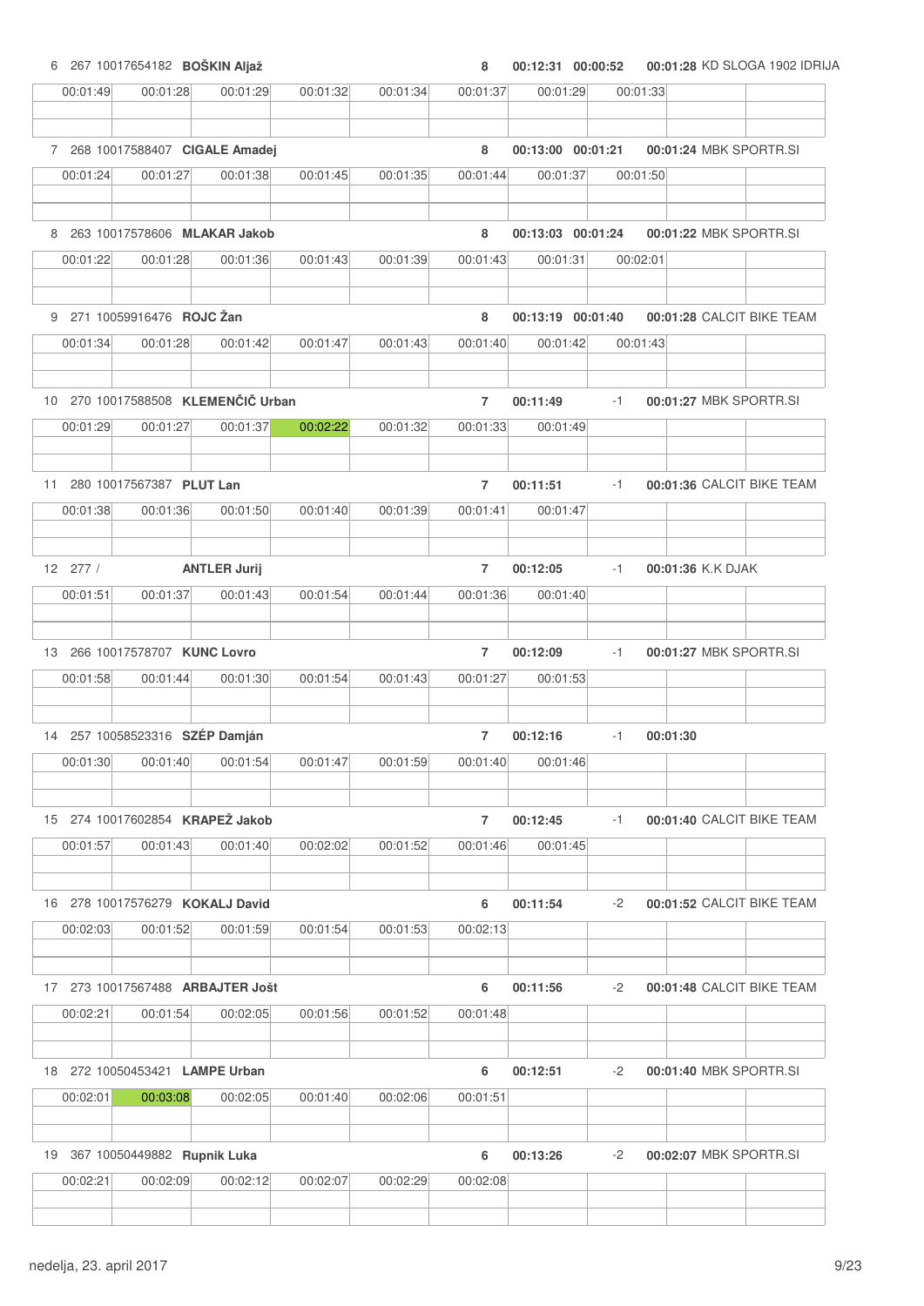6 267 10017654182 **BOŠKIN Aljaž** 8 00:12:31 00:00:52 00:01:28 KD SLOGA 1902 IDRIJA

| 00:01:49 | 00:01:28 | 00:01:29 | 00:01:32 | 00:01:34 | 00:01:37 | 00:01:29 | 00:01:33 | | |
|---|---|---|---|---|---|---|---|---|---|

7 268 10017588407 **CIGALE Amadej** 8 00:13:00 00:01:21 00:01:24 MBK SPORTR.SI

| 00:01:24 | 00:01:27 | 00:01:38 | 00:01:45 | 00:01:35 | 00:01:44 | 00:01:37 | 00:01:50 | | |
|---|---|---|---|---|---|---|---|---|---|

8 263 10017578606 **MLAKAR Jakob** 8 00:13:03 00:01:24 00:01:22 MBK SPORTR.SI

| 00:01:22 | 00:01:28 | 00:01:36 | 00:01:43 | 00:01:39 | 00:01:43 | 00:01:31 | 00:02:01 | | |
|---|---|---|---|---|---|---|---|---|---|

9 271 10059916476 **ROJC Žan** 8 00:13:19 00:01:40 00:01:28 CALCIT BIKE TEAM

| 00:01:34 | 00:01:28 | 00:01:42 | 00:01:47 | 00:01:43 | 00:01:40 | 00:01:42 | 00:01:43 | | |
|---|---|---|---|---|---|---|---|---|---|

10 270 10017588508 **KLEMENČIČ Urban** 7 00:11:49 -1 00:01:27 MBK SPORTR.SI

| 00:01:29 | 00:01:27 | 00:01:37 | 00:02:22 | 00:01:32 | 00:01:33 | 00:01:49 | | | |
|---|---|---|---|---|---|---|---|---|---|

11 280 10017567387 **PLUT Lan** 7 00:11:51 -1 00:01:36 CALCIT BIKE TEAM

| 00:01:38 | 00:01:36 | 00:01:50 | 00:01:40 | 00:01:39 | 00:01:41 | 00:01:47 | | | |
|---|---|---|---|---|---|---|---|---|---|

12 277 / **ANTLER Jurij** 7 00:12:05 -1 00:01:36 K.K DJAK

| 00:01:51 | 00:01:37 | 00:01:43 | 00:01:54 | 00:01:44 | 00:01:36 | 00:01:40 | | | |
|---|---|---|---|---|---|---|---|---|---|

13 266 10017578707 **KUNC Lovro** 7 00:12:09 -1 00:01:27 MBK SPORTR.SI

| 00:01:58 | 00:01:44 | 00:01:30 | 00:01:54 | 00:01:43 | 00:01:27 | 00:01:53 | | | |
|---|---|---|---|---|---|---|---|---|---|

14 257 10058523316 **SZÉP Damján** 7 00:12:16 -1 00:01:30

| 00:01:30 | 00:01:40 | 00:01:54 | 00:01:47 | 00:01:59 | 00:01:40 | 00:01:46 | | | |
|---|---|---|---|---|---|---|---|---|---|

15 274 10017602854 **KRAPEŽ Jakob** 7 00:12:45 -1 00:01:40 CALCIT BIKE TEAM

| 00:01:57 | 00:01:43 | 00:01:40 | 00:02:02 | 00:01:52 | 00:01:46 | 00:01:45 | | | |
|---|---|---|---|---|---|---|---|---|---|

16 278 10017576279 **KOKALJ David** 6 00:11:54 -2 00:01:52 CALCIT BIKE TEAM

| 00:02:03 | 00:01:52 | 00:01:59 | 00:01:54 | 00:01:53 | 00:02:13 | | | | |
|---|---|---|---|---|---|---|---|---|---|

17 273 10017567488 **ARBAJTER Jošt** 6 00:11:56 -2 00:01:48 CALCIT BIKE TEAM

| 00:02:21 | 00:01:54 | 00:02:05 | 00:01:56 | 00:01:52 | 00:01:48 | | | | |
|---|---|---|---|---|---|---|---|---|---|

18 272 10050453421 **LAMPE Urban** 6 00:12:51 -2 00:01:40 MBK SPORTR.SI

| 00:02:01 | 00:03:08 | 00:02:05 | 00:01:40 | 00:02:06 | 00:01:51 | | | | |
|---|---|---|---|---|---|---|---|---|---|

19 367 10050449882 **Rupnik Luka** 6 00:13:26 -2 00:02:07 MBK SPORTR.SI

| 00:02:21 | 00:02:09 | 00:02:12 | 00:02:07 | 00:02:29 | 00:02:08 | | | | |
|---|---|---|---|---|---|---|---|---|---|

nedelja, 23. april 2017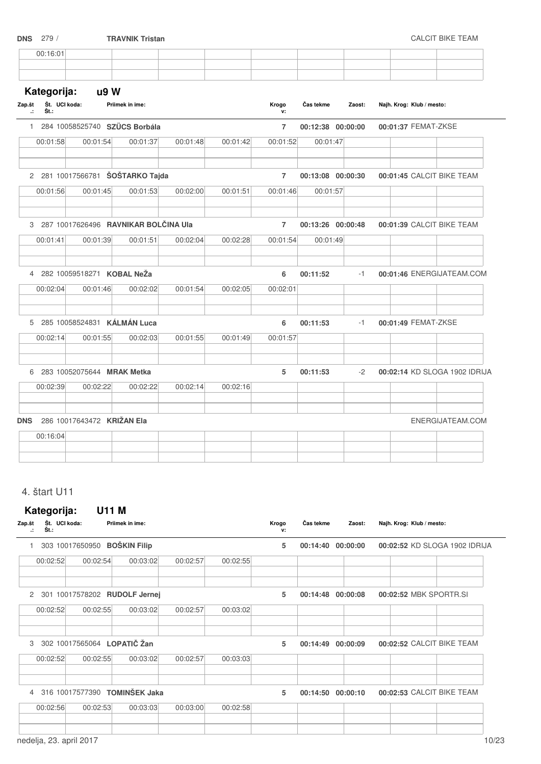**DNS** 279 / **TRAVNIK Tristan** CALCIT BIKE TEAM

| | | | | | | | | |
|---|---|---|---|---|---|---|---|---|
| 00:16:01 | | | | | | | | |

## Kategorija: u9 W

| Zap.št.: | Št. | UCI koda: | Priimek in ime: | Krogov: | Čas tekme | Zaost: | Najh. Krog: | Klub / mesto: |
|---|---|---|---|---|---|---|---|---|
| 1 | 284 | 10058525740 | **SZÜCS Borbála** | 7 | **00:12:38** | **00:00:00** | **00:01:37** | FEMAT-ZKSE |

| | | | | | | | | |
|---|---|---|---|---|---|---|---|---|
| 00:01:58 | 00:01:54 | 00:01:37 | 00:01:48 | 00:01:42 | 00:01:52 | 00:01:47 | | |

| Zap.št.: | Št. | UCI koda: | Priimek in ime: | Krogov: | Čas tekme | Zaost: | Najh. Krog: | Klub / mesto: |
|---|---|---|---|---|---|---|---|---|
| 2 | 281 | 10017566781 | **ŠOŠTARKO Tajda** | 7 | **00:13:08** | **00:00:30** | **00:01:45** | CALCIT BIKE TEAM |

| | | | | | | | | |
|---|---|---|---|---|---|---|---|---|
| 00:01:56 | 00:01:45 | 00:01:53 | 00:02:00 | 00:01:51 | 00:01:46 | 00:01:57 | | |

| Zap.št.: | Št. | UCI koda: | Priimek in ime: | Krogov: | Čas tekme | Zaost: | Najh. Krog: | Klub / mesto: |
|---|---|---|---|---|---|---|---|---|
| 3 | 287 | 10017626496 | **RAVNIKAR BOLČINA Ula** | 7 | **00:13:26** | **00:00:48** | **00:01:39** | CALCIT BIKE TEAM |

| | | | | | | | | |
|---|---|---|---|---|---|---|---|---|
| 00:01:41 | 00:01:39 | 00:01:51 | 00:02:04 | 00:02:28 | 00:01:54 | 00:01:49 | | |

| Zap.št.: | Št. | UCI koda: | Priimek in ime: | Krogov: | Čas tekme | Zaost: | Najh. Krog: | Klub / mesto: |
|---|---|---|---|---|---|---|---|---|
| 4 | 282 | 10059518271 | **KOBAL NeŽa** | 6 | **00:11:52** | -1 | **00:01:46** | ENERGIJATEAM.COM |

| | | | | | | | | |
|---|---|---|---|---|---|---|---|---|
| 00:02:04 | 00:01:46 | 00:02:02 | 00:01:54 | 00:02:05 | 00:02:01 | | | |

| Zap.št.: | Št. | UCI koda: | Priimek in ime: | Krogov: | Čas tekme | Zaost: | Najh. Krog: | Klub / mesto: |
|---|---|---|---|---|---|---|---|---|
| 5 | 285 | 10058524831 | **KÁLMÁN Luca** | 6 | **00:11:53** | -1 | **00:01:49** | FEMAT-ZKSE |

| | | | | | | | | |
|---|---|---|---|---|---|---|---|---|
| 00:02:14 | 00:01:55 | 00:02:03 | 00:01:55 | 00:01:49 | 00:01:57 | | | |

| Zap.št.: | Št. | UCI koda: | Priimek in ime: | Krogov: | Čas tekme | Zaost: | Najh. Krog: | Klub / mesto: |
|---|---|---|---|---|---|---|---|---|
| 6 | 283 | 10052075644 | **MRAK Metka** | 5 | **00:11:53** | -2 | **00:02:14** | KD SLOGA 1902 IDRIJA |

| | | | | | | | | |
|---|---|---|---|---|---|---|---|---|
| 00:02:39 | 00:02:22 | 00:02:22 | 00:02:14 | 00:02:16 | | | | |

**DNS** 286 10017643472 **KRIŽAN Ela** ENERGIJATEAM.COM

| | | | | | | | | |
|---|---|---|---|---|---|---|---|---|
| 00:16:04 | | | | | | | | |

# 4. štart U11

## Kategorija: U11 M

| Zap.št.: | Št. | UCI koda: | Priimek in ime: | Krogov: | Čas tekme | Zaost: | Najh. Krog: | Klub / mesto: |
|---|---|---|---|---|---|---|---|---|
| 1 | 303 | 10017650950 | **BOŠKIN Filip** | 5 | **00:14:40** | **00:00:00** | **00:02:52** | KD SLOGA 1902 IDRIJA |

| | | | | | | | | |
|---|---|---|---|---|---|---|---|---|
| 00:02:52 | 00:02:54 | 00:03:02 | 00:02:57 | 00:02:55 | | | | |

| Zap.št.: | Št. | UCI koda: | Priimek in ime: | Krogov: | Čas tekme | Zaost: | Najh. Krog: | Klub / mesto: |
|---|---|---|---|---|---|---|---|---|
| 2 | 301 | 10017578202 | **RUDOLF Jernej** | 5 | **00:14:48** | **00:00:08** | **00:02:52** | MBK SPORTR.SI |

| | | | | | | | | |
|---|---|---|---|---|---|---|---|---|
| 00:02:52 | 00:02:55 | 00:03:02 | 00:02:57 | 00:03:02 | | | | |

| Zap.št.: | Št. | UCI koda: | Priimek in ime: | Krogov: | Čas tekme | Zaost: | Najh. Krog: | Klub / mesto: |
|---|---|---|---|---|---|---|---|---|
| 3 | 302 | 10017565064 | **LOPATIČ Žan** | 5 | **00:14:49** | **00:00:09** | **00:02:52** | CALCIT BIKE TEAM |

| | | | | | | | | |
|---|---|---|---|---|---|---|---|---|
| 00:02:52 | 00:02:55 | 00:03:02 | 00:02:57 | 00:03:03 | | | | |

| Zap.št.: | Št. | UCI koda: | Priimek in ime: | Krogov: | Čas tekme | Zaost: | Najh. Krog: | Klub / mesto: |
|---|---|---|---|---|---|---|---|---|
| 4 | 316 | 10017577390 | **TOMINŠEK Jaka** | 5 | **00:14:50** | **00:00:10** | **00:02:53** | CALCIT BIKE TEAM |

| | | | | | | | | |
|---|---|---|---|---|---|---|---|---|
| 00:02:56 | 00:02:53 | 00:03:03 | 00:03:00 | 00:02:58 | | | | |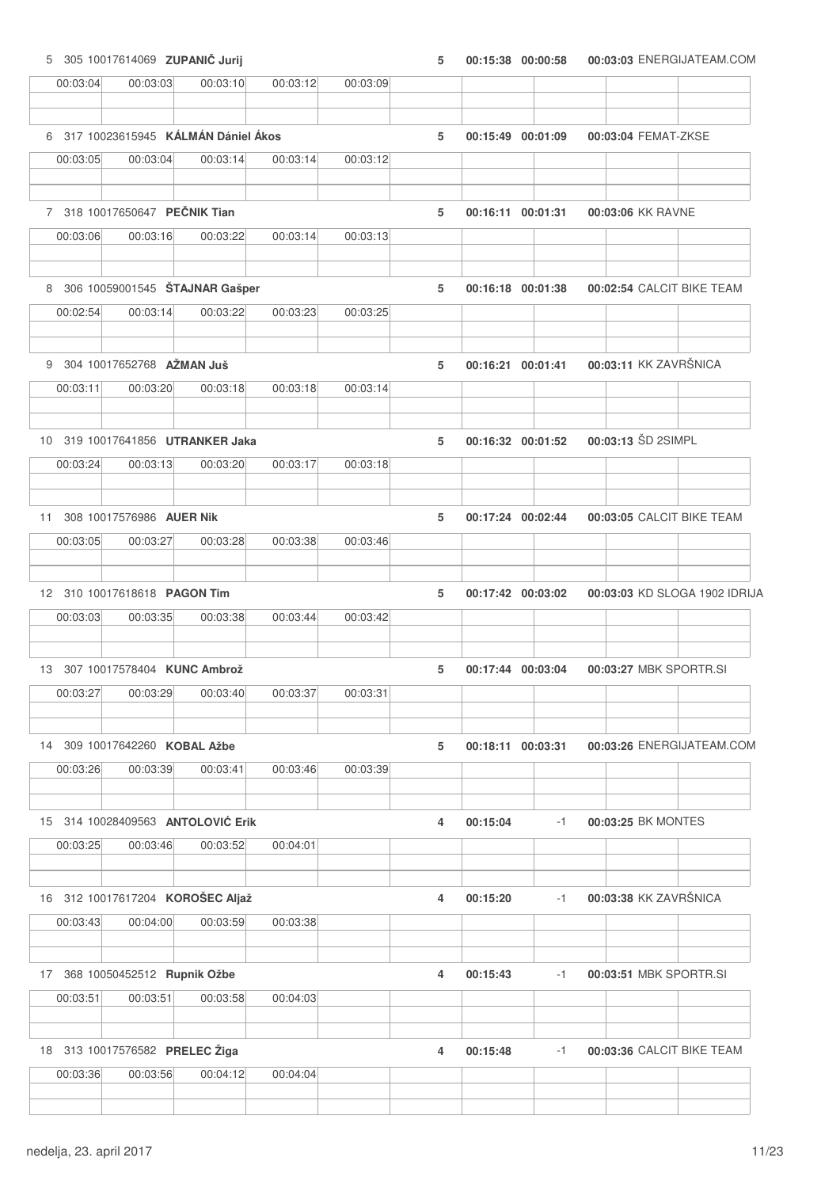5 305 10017614069 **ZUPANIČ Jurij** 5 00:15:38 00:00:58 00:03:03 ENERGIJATEAM.COM

| 00:03:04 | 00:03:03 | 00:03:10 | 00:03:12 | 00:03:09 |
|---|---|---|---|---|

6 317 10023615945 **KÁLMÁN Dániel Ákos** 5 00:15:49 00:01:09 00:03:04 FEMAT-ZKSE

| 00:03:05 | 00:03:04 | 00:03:14 | 00:03:14 | 00:03:12 |
|---|---|---|---|---|

7 318 10017650647 **PEČNIK Tian** 5 00:16:11 00:01:31 00:03:06 KK RAVNE

| 00:03:06 | 00:03:16 | 00:03:22 | 00:03:14 | 00:03:13 |
|---|---|---|---|---|

8 306 10059001545 **ŠTAJNAR Gašper** 5 00:16:18 00:01:38 00:02:54 CALCIT BIKE TEAM

| 00:02:54 | 00:03:14 | 00:03:22 | 00:03:23 | 00:03:25 |
|---|---|---|---|---|

9 304 10017652768 **AŽMAN Juš** 5 00:16:21 00:01:41 00:03:11 KK ZAVRŠNICA

| 00:03:11 | 00:03:20 | 00:03:18 | 00:03:18 | 00:03:14 |
|---|---|---|---|---|

10 319 10017641856 **UTRANKER Jaka** 5 00:16:32 00:01:52 00:03:13 ŠD 2SIMPL

| 00:03:24 | 00:03:13 | 00:03:20 | 00:03:17 | 00:03:18 |
|---|---|---|---|---|

11 308 10017576986 **AUER Nik** 5 00:17:24 00:02:44 00:03:05 CALCIT BIKE TEAM

| 00:03:05 | 00:03:27 | 00:03:28 | 00:03:38 | 00:03:46 |
|---|---|---|---|---|

12 310 10017618618 **PAGON Tim** 5 00:17:42 00:03:02 00:03:03 KD SLOGA 1902 IDRIJA

| 00:03:03 | 00:03:35 | 00:03:38 | 00:03:44 | 00:03:42 |
|---|---|---|---|---|

13 307 10017578404 **KUNC Ambrož** 5 00:17:44 00:03:04 00:03:27 MBK SPORTR.SI

| 00:03:27 | 00:03:29 | 00:03:40 | 00:03:37 | 00:03:31 |
|---|---|---|---|---|

14 309 10017642260 **KOBAL Ažbe** 5 00:18:11 00:03:31 00:03:26 ENERGIJATEAM.COM

| 00:03:26 | 00:03:39 | 00:03:41 | 00:03:46 | 00:03:39 |
|---|---|---|---|---|

15 314 10028409563 **ANTOLOVIĆ Erik** 4 00:15:04 -1 00:03:25 BK MONTES

| 00:03:25 | 00:03:46 | 00:03:52 | 00:04:01 |
|---|---|---|---|

16 312 10017617204 **KOROŠEC Aljaž** 4 00:15:20 -1 00:03:38 KK ZAVRŠNICA

| 00:03:43 | 00:04:00 | 00:03:59 | 00:03:38 |
|---|---|---|---|

17 368 10050452512 **Rupnik Ožbe** 4 00:15:43 -1 00:03:51 MBK SPORTR.SI

| 00:03:51 | 00:03:51 | 00:03:58 | 00:04:03 |
|---|---|---|---|

18 313 10017576582 **PRELEC Žiga** 4 00:15:48 -1 00:03:36 CALCIT BIKE TEAM

| 00:03:36 | 00:03:56 | 00:04:12 | 00:04:04 |
|---|---|---|---|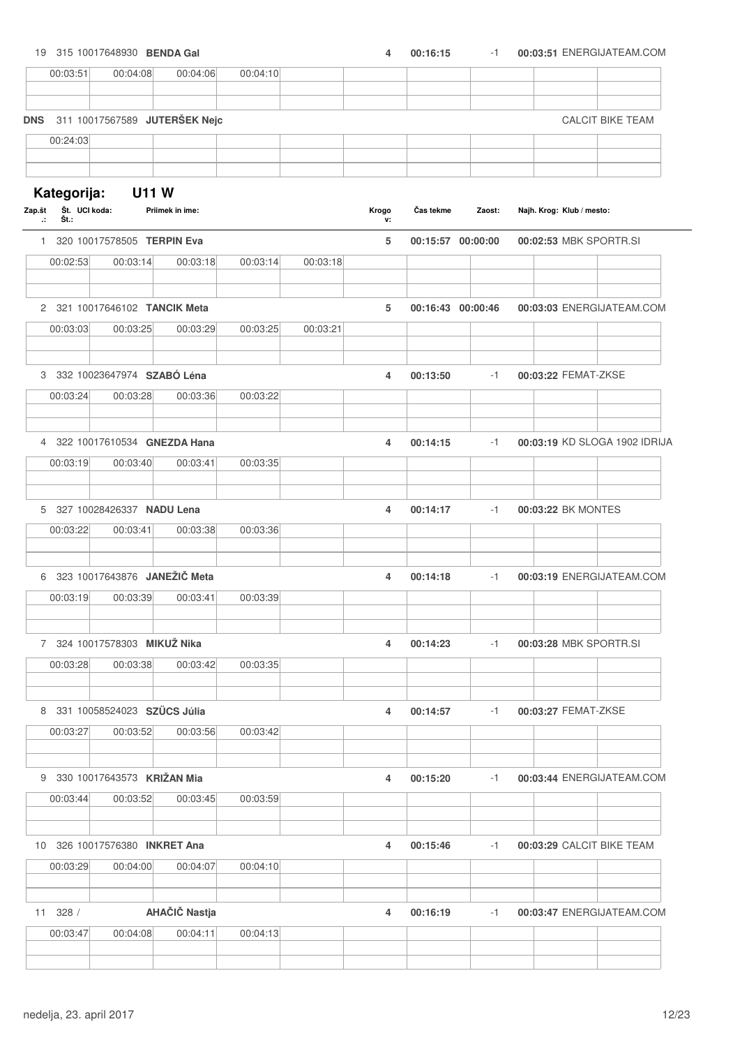| | | | | | Krogov: | Čas tekme | Zaost: | Najh. Krog: Klub / mesto: |
|---|---|---|---|---|---|---|---|---|
| 19 | 315 | 10017648930 | **BENDA Gal** | | **4** | **00:16:15** | -1 | **00:03:51** ENERGIJATEAM.COM |

| | | | | |
|---|---|---|---|---|
| 00:03:51 | 00:04:08 | 00:04:06 | 00:04:10 | |

**DNS** 311 10017567589 **JUTERŠEK Nejc** — CALCIT BIKE TEAM

| |
|---|
| 00:24:03 |

## Kategorija: U11 W

| Zap.št.: | Št.: | UCI koda: | Priimek in ime: | Krogov: | Čas tekme | Zaost: | Najh. Krog: | Klub / mesto: |
|---|---|---|---|---|---|---|---|---|
| 1 | 320 | 10017578505 | **TERPIN Eva** | **5** | **00:15:57** | **00:00:00** | **00:02:53** | MBK SPORTR.SI |
| 2 | 321 | 10017646102 | **TANCIK Meta** | **5** | **00:16:43** | **00:00:46** | **00:03:03** | ENERGIJATEAM.COM |
| 3 | 332 | 10023647974 | **SZABÓ Léna** | **4** | **00:13:50** | -1 | **00:03:22** | FEMAT-ZKSE |
| 4 | 322 | 10017610534 | **GNEZDA Hana** | **4** | **00:14:15** | -1 | **00:03:19** | KD SLOGA 1902 IDRIJA |
| 5 | 327 | 10028426337 | **NADU Lena** | **4** | **00:14:17** | -1 | **00:03:22** | BK MONTES |
| 6 | 323 | 10017643876 | **JANEŽIČ Meta** | **4** | **00:14:18** | -1 | **00:03:19** | ENERGIJATEAM.COM |
| 7 | 324 | 10017578303 | **MIKUŽ Nika** | **4** | **00:14:23** | -1 | **00:03:28** | MBK SPORTR.SI |
| 8 | 331 | 10058524023 | **SZÜCS Júlia** | **4** | **00:14:57** | -1 | **00:03:27** | FEMAT-ZKSE |
| 9 | 330 | 10017643573 | **KRIŽAN Mia** | **4** | **00:15:20** | -1 | **00:03:44** | ENERGIJATEAM.COM |
| 10 | 326 | 10017576380 | **INKRET Ana** | **4** | **00:15:46** | -1 | **00:03:29** | CALCIT BIKE TEAM |
| 11 | 328 | / | **AHAČIČ Nastja** | **4** | **00:16:19** | -1 | **00:03:47** | ENERGIJATEAM.COM |

Časi krogov:

| Zap.št. | Ime | Krog 1 | Krog 2 | Krog 3 | Krog 4 | Krog 5 |
|---|---|---|---|---|---|---|
| 1 | TERPIN Eva | 00:02:53 | 00:03:14 | 00:03:18 | 00:03:14 | 00:03:18 |
| 2 | TANCIK Meta | 00:03:03 | 00:03:25 | 00:03:29 | 00:03:25 | 00:03:21 |
| 3 | SZABÓ Léna | 00:03:24 | 00:03:28 | 00:03:36 | 00:03:22 | |
| 4 | GNEZDA Hana | 00:03:19 | 00:03:40 | 00:03:41 | 00:03:35 | |
| 5 | NADU Lena | 00:03:22 | 00:03:41 | 00:03:38 | 00:03:36 | |
| 6 | JANEŽIČ Meta | 00:03:19 | 00:03:39 | 00:03:41 | 00:03:39 | |
| 7 | MIKUŽ Nika | 00:03:28 | 00:03:38 | 00:03:42 | 00:03:35 | |
| 8 | SZÜCS Júlia | 00:03:27 | 00:03:52 | 00:03:56 | 00:03:42 | |
| 9 | KRIŽAN Mia | 00:03:44 | 00:03:52 | 00:03:45 | 00:03:59 | |
| 10 | INKRET Ana | 00:03:29 | 00:04:00 | 00:04:07 | 00:04:10 | |
| 11 | AHAČIČ Nastja | 00:03:47 | 00:04:08 | 00:04:11 | 00:04:13 | |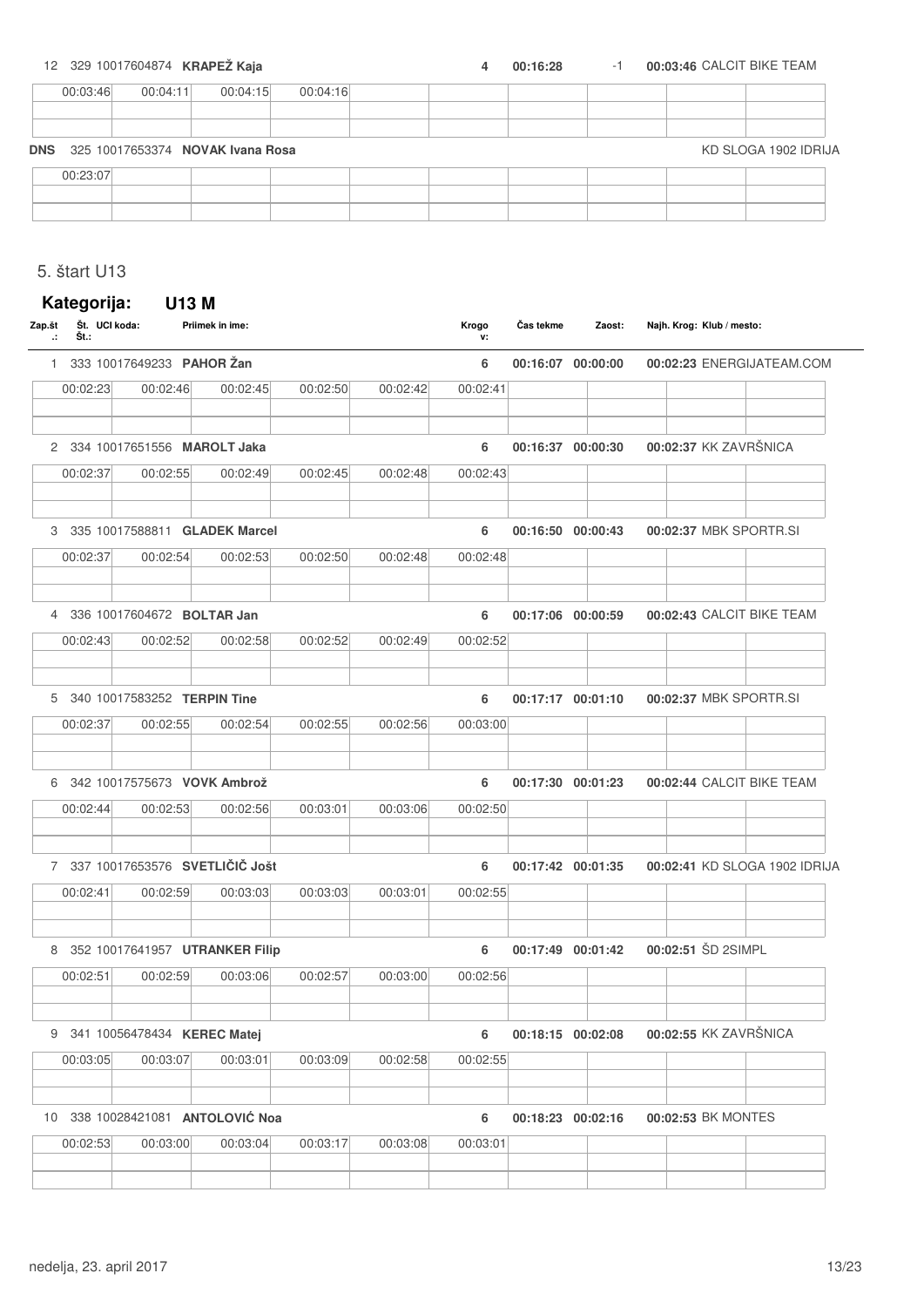| | | | | | | | | | |
|---|---|---|---|---|---|---|---|---|---|
| 12 | 329 10017604874 **KRAPEŽ Kaja** | | | **4** | **00:16:28** | -1 | | **00:03:46** CALCIT BIKE TEAM | |
| 00:03:46 | 00:04:11 | 00:04:15 | 00:04:16 | | | | | | |
| **DNS** | 325 10017653374 **NOVAK Ivana Rosa** | | | | | | | KD SLOGA 1902 IDRIJA | |
| 00:23:07 | | | | | | | | | |

5. štart U13

## Kategorija: U13 M

| Zap.št.: | Št. Št.: | UCI koda: | Priimek in ime: | Krogov: | Čas tekme | Zaost: | Najh. Krog: | Klub / mesto: |
|---|---|---|---|---|---|---|---|---|
| 1 | 333 | 10017649233 | **PAHOR Žan** | **6** | **00:16:07** | **00:00:00** | **00:02:23** | ENERGIJATEAM.COM |
| 2 | 334 | 10017651556 | **MAROLT Jaka** | **6** | **00:16:37** | **00:00:30** | **00:02:37** | KK ZAVRŠNICA |
| 3 | 335 | 10017588811 | **GLADEK Marcel** | **6** | **00:16:50** | **00:00:43** | **00:02:37** | MBK SPORTR.SI |
| 4 | 336 | 10017604672 | **BOLTAR Jan** | **6** | **00:17:06** | **00:00:59** | **00:02:43** | CALCIT BIKE TEAM |
| 5 | 340 | 10017583252 | **TERPIN Tine** | **6** | **00:17:17** | **00:01:10** | **00:02:37** | MBK SPORTR.SI |
| 6 | 342 | 10017575673 | **VOVK Ambrož** | **6** | **00:17:30** | **00:01:23** | **00:02:44** | CALCIT BIKE TEAM |
| 7 | 337 | 10017653576 | **SVETLIČIČ Jošt** | **6** | **00:17:42** | **00:01:35** | **00:02:41** | KD SLOGA 1902 IDRIJA |
| 8 | 352 | 10017641957 | **UTRANKER Filip** | **6** | **00:17:49** | **00:01:42** | **00:02:51** | ŠD 2SIMPL |
| 9 | 341 | 10056478434 | **KEREC Matej** | **6** | **00:18:15** | **00:02:08** | **00:02:55** | KK ZAVRŠNICA |
| 10 | 338 | 10028421081 | **ANTOLOVIĆ Noa** | **6** | **00:18:23** | **00:02:16** | **00:02:53** | BK MONTES |

Časi krogov:

| Zap.št. | Ime | Krog 1 | Krog 2 | Krog 3 | Krog 4 | Krog 5 | Krog 6 |
|---|---|---|---|---|---|---|---|
| 1 | PAHOR Žan | 00:02:23 | 00:02:46 | 00:02:45 | 00:02:50 | 00:02:42 | 00:02:41 |
| 2 | MAROLT Jaka | 00:02:37 | 00:02:55 | 00:02:49 | 00:02:45 | 00:02:48 | 00:02:43 |
| 3 | GLADEK Marcel | 00:02:37 | 00:02:54 | 00:02:53 | 00:02:50 | 00:02:48 | 00:02:48 |
| 4 | BOLTAR Jan | 00:02:43 | 00:02:52 | 00:02:58 | 00:02:52 | 00:02:49 | 00:02:52 |
| 5 | TERPIN Tine | 00:02:37 | 00:02:55 | 00:02:54 | 00:02:55 | 00:02:56 | 00:03:00 |
| 6 | VOVK Ambrož | 00:02:44 | 00:02:53 | 00:02:56 | 00:03:01 | 00:03:06 | 00:02:50 |
| 7 | SVETLIČIČ Jošt | 00:02:41 | 00:02:59 | 00:03:03 | 00:03:03 | 00:03:01 | 00:02:55 |
| 8 | UTRANKER Filip | 00:02:51 | 00:02:59 | 00:03:06 | 00:02:57 | 00:03:00 | 00:02:56 |
| 9 | KEREC Matej | 00:03:05 | 00:03:07 | 00:03:01 | 00:03:09 | 00:02:58 | 00:02:55 |
| 10 | ANTOLOVIĆ Noa | 00:02:53 | 00:03:00 | 00:03:04 | 00:03:17 | 00:03:08 | 00:03:01 |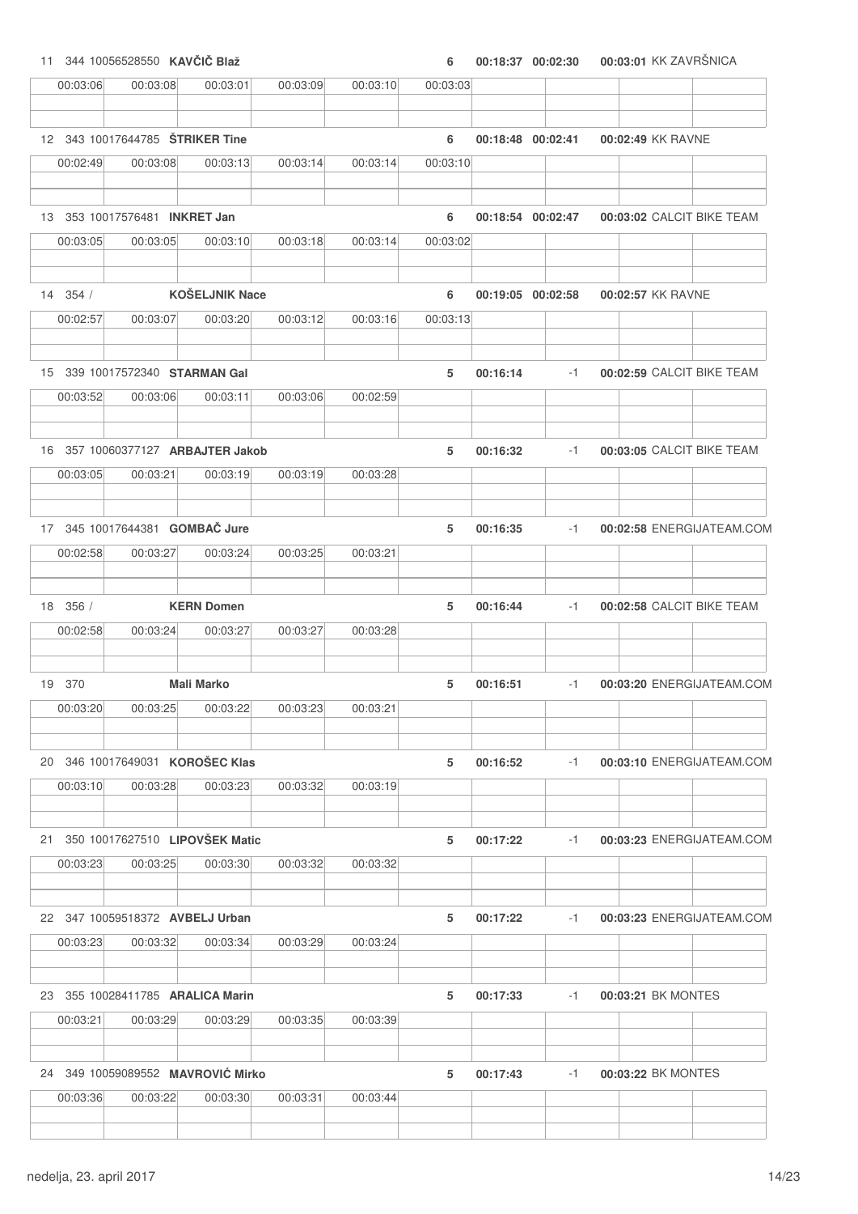11 344 10056528550 **KAVČIČ Blaž** 6 **00:18:37 00:02:30 00:03:01** KK ZAVRŠNICA

| 00:03:06 | 00:03:08 | 00:03:01 | 00:03:09 | 00:03:10 | 00:03:03 | | | | |
|---|---|---|---|---|---|---|---|---|---|

12 343 10017644785 **ŠTRIKER Tine** 6 **00:18:48 00:02:41 00:02:49** KK RAVNE

| 00:02:49 | 00:03:08 | 00:03:13 | 00:03:14 | 00:03:14 | 00:03:10 | | | | |
|---|---|---|---|---|---|---|---|---|---|

13 353 10017576481 **INKRET Jan** 6 **00:18:54 00:02:47 00:03:02** CALCIT BIKE TEAM

| 00:03:05 | 00:03:05 | 00:03:10 | 00:03:18 | 00:03:14 | 00:03:02 | | | | |
|---|---|---|---|---|---|---|---|---|---|

14 354 / **KOŠELJNIK Nace** 6 **00:19:05 00:02:58 00:02:57** KK RAVNE

| 00:02:57 | 00:03:07 | 00:03:20 | 00:03:12 | 00:03:16 | 00:03:13 | | | | |
|---|---|---|---|---|---|---|---|---|---|

15 339 10017572340 **STARMAN Gal** 5 **00:16:14** -1 **00:02:59** CALCIT BIKE TEAM

| 00:03:52 | 00:03:06 | 00:03:11 | 00:03:06 | 00:02:59 | | | | | |
|---|---|---|---|---|---|---|---|---|---|

16 357 10060377127 **ARBAJTER Jakob** 5 **00:16:32** -1 **00:03:05** CALCIT BIKE TEAM

| 00:03:05 | 00:03:21 | 00:03:19 | 00:03:19 | 00:03:28 | | | | | |
|---|---|---|---|---|---|---|---|---|---|

17 345 10017644381 **GOMBAČ Jure** 5 **00:16:35** -1 **00:02:58** ENERGIJATEAM.COM

| 00:02:58 | 00:03:27 | 00:03:24 | 00:03:25 | 00:03:21 | | | | | |
|---|---|---|---|---|---|---|---|---|---|

18 356 / **KERN Domen** 5 **00:16:44** -1 **00:02:58** CALCIT BIKE TEAM

| 00:02:58 | 00:03:24 | 00:03:27 | 00:03:27 | 00:03:28 | | | | | |
|---|---|---|---|---|---|---|---|---|---|

19 370 **Mali Marko** 5 **00:16:51** -1 **00:03:20** ENERGIJATEAM.COM

| 00:03:20 | 00:03:25 | 00:03:22 | 00:03:23 | 00:03:21 | | | | | |
|---|---|---|---|---|---|---|---|---|---|

20 346 10017649031 **KOROŠEC Klas** 5 **00:16:52** -1 **00:03:10** ENERGIJATEAM.COM

| 00:03:10 | 00:03:28 | 00:03:23 | 00:03:32 | 00:03:19 | | | | | |
|---|---|---|---|---|---|---|---|---|---|

21 350 10017627510 **LIPOVŠEK Matic** 5 **00:17:22** -1 **00:03:23** ENERGIJATEAM.COM

| 00:03:23 | 00:03:25 | 00:03:30 | 00:03:32 | 00:03:32 | | | | | |
|---|---|---|---|---|---|---|---|---|---|

22 347 10059518372 **AVBELJ Urban** 5 **00:17:22** -1 **00:03:23** ENERGIJATEAM.COM

| 00:03:23 | 00:03:32 | 00:03:34 | 00:03:29 | 00:03:24 | | | | | |
|---|---|---|---|---|---|---|---|---|---|

23 355 10028411785 **ARALICA Marin** 5 **00:17:33** -1 **00:03:21** BK MONTES

| 00:03:21 | 00:03:29 | 00:03:29 | 00:03:35 | 00:03:39 | | | | | |
|---|---|---|---|---|---|---|---|---|---|

24 349 10059089552 **MAVROVIĆ Mirko** 5 **00:17:43** -1 **00:03:22** BK MONTES

| 00:03:36 | 00:03:22 | 00:03:30 | 00:03:31 | 00:03:44 | | | | | |
|---|---|---|---|---|---|---|---|---|---|

nedelja, 23. april 2017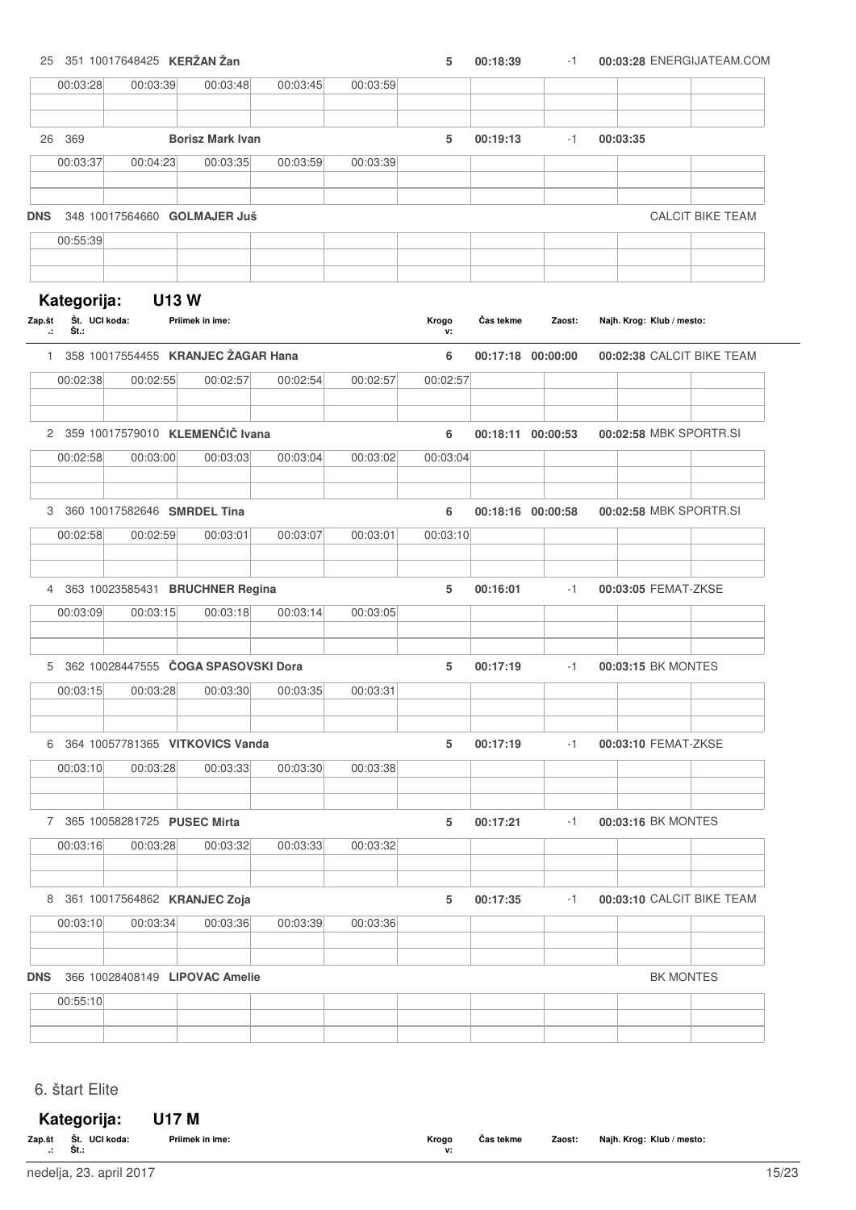| Zap.št.: | Št.: | UCI koda: | Priimek in ime: | Krogov: | Čas tekme | Zaost: | Najh. Krog: | Klub / mesto: |
|---|---|---|---|---|---|---|---|---|
| 25 | 351 | 10017648425 | **KERŽAN Žan** | 5 | 00:18:39 | -1 | 00:03:28 | ENERGIJATEAM.COM |
| | | | 00:03:28, 00:03:39, 00:03:48, 00:03:45, 00:03:59 | | | | | |
| 26 | 369 | | **Borisz Mark Ivan** | 5 | 00:19:13 | -1 | 00:03:35 | |
| | | | 00:03:37, 00:04:23, 00:03:35, 00:03:59, 00:03:39 | | | | | |
| DNS | 348 | 10017564660 | **GOLMAJER Juš** | | | | | CALCIT BIKE TEAM |
| | | | 00:55:39 | | | | | |

## Kategorija: U13 W

| Zap.št.: | Št.: | UCI koda: | Priimek in ime: | Krogov: | Čas tekme | Zaost: | Najh. Krog: | Klub / mesto: |
|---|---|---|---|---|---|---|---|---|
| 1 | 358 | 10017554455 | **KRANJEC ŽAGAR Hana** | 6 | 00:17:18 | 00:00:00 | 00:02:38 | CALCIT BIKE TEAM |
| | | | 00:02:38, 00:02:55, 00:02:57, 00:02:54, 00:02:57, 00:02:57 | | | | | |
| 2 | 359 | 10017579010 | **KLEMENČIČ Ivana** | 6 | 00:18:11 | 00:00:53 | 00:02:58 | MBK SPORTR.SI |
| | | | 00:02:58, 00:03:00, 00:03:03, 00:03:04, 00:03:02, 00:03:04 | | | | | |
| 3 | 360 | 10017582646 | **SMRDEL Tina** | 6 | 00:18:16 | 00:00:58 | 00:02:58 | MBK SPORTR.SI |
| | | | 00:02:58, 00:02:59, 00:03:01, 00:03:07, 00:03:01, 00:03:10 | | | | | |
| 4 | 363 | 10023585431 | **BRUCHNER Regina** | 5 | 00:16:01 | -1 | 00:03:05 | FEMAT-ZKSE |
| | | | 00:03:09, 00:03:15, 00:03:18, 00:03:14, 00:03:05 | | | | | |
| 5 | 362 | 10028447555 | **ČOGA SPASOVSKI Dora** | 5 | 00:17:19 | -1 | 00:03:15 | BK MONTES |
| | | | 00:03:15, 00:03:28, 00:03:30, 00:03:35, 00:03:31 | | | | | |
| 6 | 364 | 10057781365 | **VITKOVICS Vanda** | 5 | 00:17:19 | -1 | 00:03:10 | FEMAT-ZKSE |
| | | | 00:03:10, 00:03:28, 00:03:33, 00:03:30, 00:03:38 | | | | | |
| 7 | 365 | 10058281725 | **PUSEC Mirta** | 5 | 00:17:21 | -1 | 00:03:16 | BK MONTES |
| | | | 00:03:16, 00:03:28, 00:03:32, 00:03:33, 00:03:32 | | | | | |
| 8 | 361 | 10017564862 | **KRANJEC Zoja** | 5 | 00:17:35 | -1 | 00:03:10 | CALCIT BIKE TEAM |
| | | | 00:03:10, 00:03:34, 00:03:36, 00:03:39, 00:03:36 | | | | | |
| DNS | 366 | 10028408149 | **LIPOVAC Amelie** | | | | | BK MONTES |
| | | | 00:55:10 | | | | | |

6. štart Elite

## Kategorija: U17 M

| Zap.št.: | Št.: | UCI koda: | Priimek in ime: | Krogov: | Čas tekme | Zaost: | Najh. Krog: | Klub / mesto: |
|---|---|---|---|---|---|---|---|---|

nedelja, 23. april 2017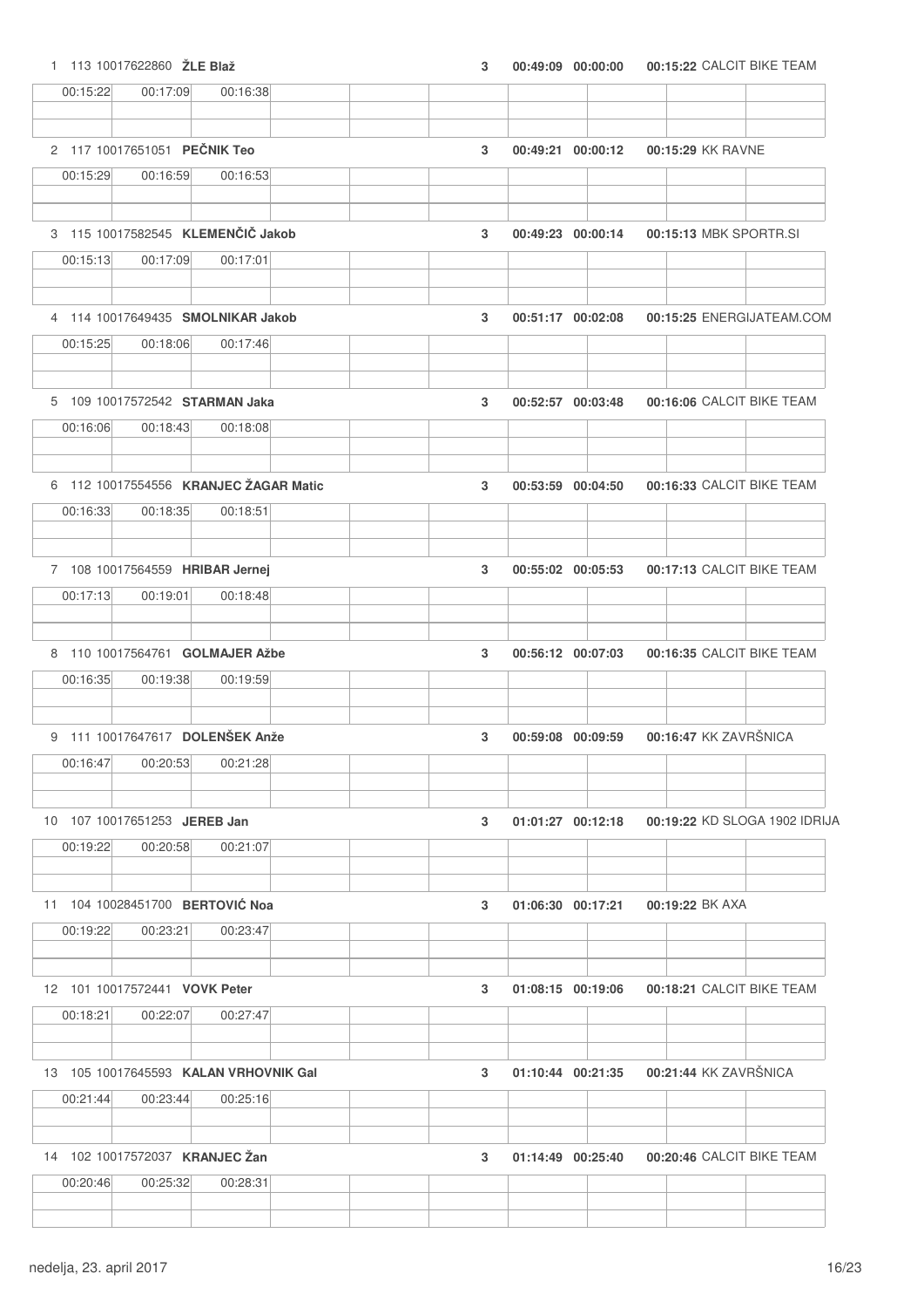| Rank | Bib | UCI ID | Name | Laps | Time | Gap | Best lap | Team |
|---|---|---|---|---|---|---|---|---|
| 1 | 113 | 10017622860 | **ŽLE Blaž** | 3 | 00:49:09 | 00:00:00 | 00:15:22 | CALCIT BIKE TEAM |
| | | | 00:15:22 / 00:17:09 / 00:16:38 | | | | | |
| 2 | 117 | 10017651051 | **PEČNIK Teo** | 3 | 00:49:21 | 00:00:12 | 00:15:29 | KK RAVNE |
| | | | 00:15:29 / 00:16:59 / 00:16:53 | | | | | |
| 3 | 115 | 10017582545 | **KLEMENČIČ Jakob** | 3 | 00:49:23 | 00:00:14 | 00:15:13 | MBK SPORTR.SI |
| | | | 00:15:13 / 00:17:09 / 00:17:01 | | | | | |
| 4 | 114 | 10017649435 | **SMOLNIKAR Jakob** | 3 | 00:51:17 | 00:02:08 | 00:15:25 | ENERGIJATEAM.COM |
| | | | 00:15:25 / 00:18:06 / 00:17:46 | | | | | |
| 5 | 109 | 10017572542 | **STARMAN Jaka** | 3 | 00:52:57 | 00:03:48 | 00:16:06 | CALCIT BIKE TEAM |
| | | | 00:16:06 / 00:18:43 / 00:18:08 | | | | | |
| 6 | 112 | 10017554556 | **KRANJEC ŽAGAR Matic** | 3 | 00:53:59 | 00:04:50 | 00:16:33 | CALCIT BIKE TEAM |
| | | | 00:16:33 / 00:18:35 / 00:18:51 | | | | | |
| 7 | 108 | 10017564559 | **HRIBAR Jernej** | 3 | 00:55:02 | 00:05:53 | 00:17:13 | CALCIT BIKE TEAM |
| | | | 00:17:13 / 00:19:01 / 00:18:48 | | | | | |
| 8 | 110 | 10017564761 | **GOLMAJER Ažbe** | 3 | 00:56:12 | 00:07:03 | 00:16:35 | CALCIT BIKE TEAM |
| | | | 00:16:35 / 00:19:38 / 00:19:59 | | | | | |
| 9 | 111 | 10017647617 | **DOLENŠEK Anže** | 3 | 00:59:08 | 00:09:59 | 00:16:47 | KK ZAVRŠNICA |
| | | | 00:16:47 / 00:20:53 / 00:21:28 | | | | | |
| 10 | 107 | 10017651253 | **JEREB Jan** | 3 | 01:01:27 | 00:12:18 | 00:19:22 | KD SLOGA 1902 IDRIJA |
| | | | 00:19:22 / 00:20:58 / 00:21:07 | | | | | |
| 11 | 104 | 10028451700 | **BERTOVIĆ Noa** | 3 | 01:06:30 | 00:17:21 | 00:19:22 | BK AXA |
| | | | 00:19:22 / 00:23:21 / 00:23:47 | | | | | |
| 12 | 101 | 10017572441 | **VOVK Peter** | 3 | 01:08:15 | 00:19:06 | 00:18:21 | CALCIT BIKE TEAM |
| | | | 00:18:21 / 00:22:07 / 00:27:47 | | | | | |
| 13 | 105 | 10017645593 | **KALAN VRHOVNIK Gal** | 3 | 01:10:44 | 00:21:35 | 00:21:44 | KK ZAVRŠNICA |
| | | | 00:21:44 / 00:23:44 / 00:25:16 | | | | | |
| 14 | 102 | 10017572037 | **KRANJEC Žan** | 3 | 01:14:49 | 00:25:40 | 00:20:46 | CALCIT BIKE TEAM |
| | | | 00:20:46 / 00:25:32 / 00:28:31 | | | | | |

nedelja, 23. april 2017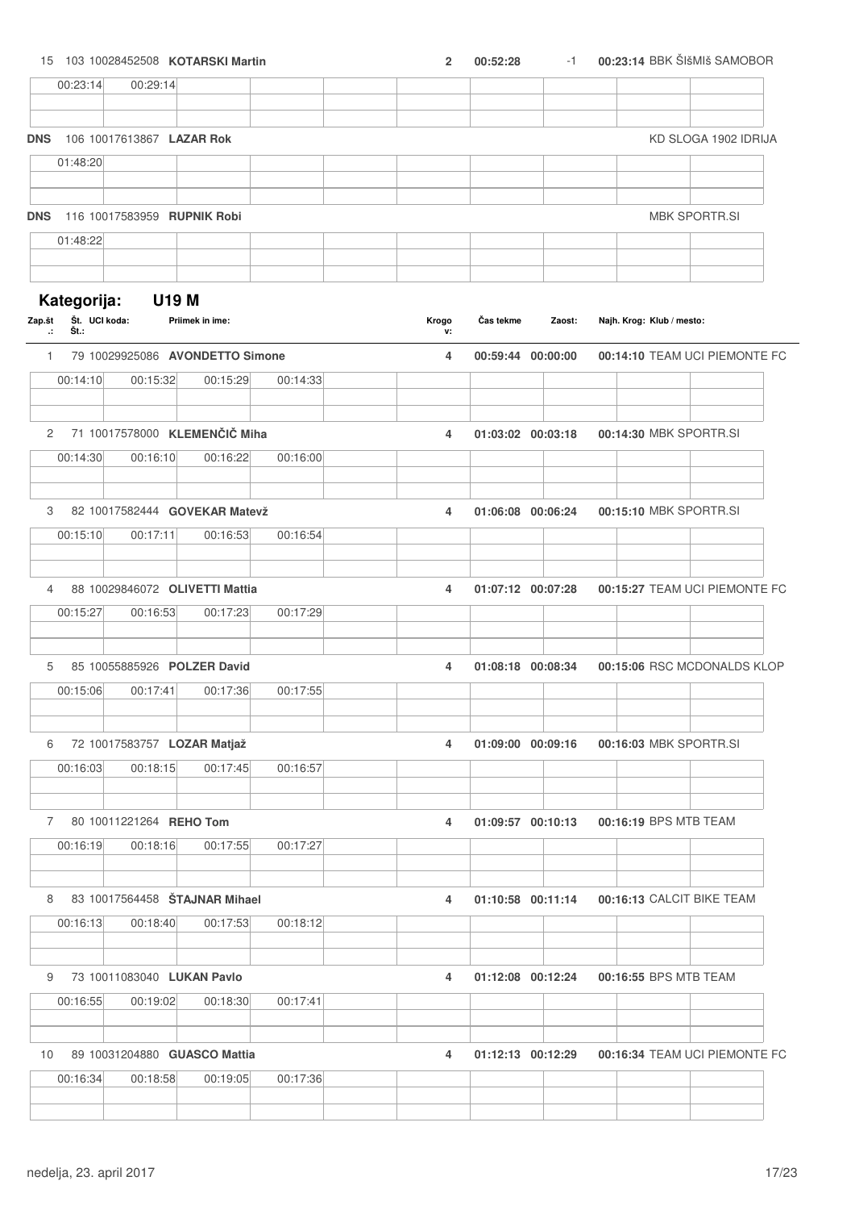| | | | | | Krogov: | Čas tekme | Zaost: | Najh. Krog: | Klub / mesto: |
|---|---|---|---|---|---|---|---|---|---|
| 15 | 103 | 10028452508 | **KOTARSKI Martin** | | **2** | **00:52:28** | -1 | **00:23:14** | BBK ŠIšMIš SAMOBOR |
| | 00:23:14 | 00:29:14 | | | | | | | |
| **DNS** | 106 | 10017613867 | **LAZAR Rok** | | | | | | KD SLOGA 1902 IDRIJA |
| | 01:48:20 | | | | | | | | |
| **DNS** | 116 | 10017583959 | **RUPNIK Robi** | | | | | | MBK SPORTR.SI |
| | 01:48:22 | | | | | | | | |

## Kategorija: U19 M

| Zap.št.: | Št.: | UCI koda: | Priimek in ime: | Krogov: | Čas tekme | Zaost: | Najh. Krog: | Klub / mesto: |
|---|---|---|---|---|---|---|---|---|
| 1 | 79 | 10029925086 | **AVONDETTO Simone** | **4** | **00:59:44** | **00:00:00** | **00:14:10** | TEAM UCI PIEMONTE FC |
| | 00:14:10 | 00:15:32 | 00:15:29 | 00:14:33 | | | | |
| 2 | 71 | 10017578000 | **KLEMENČIČ Miha** | **4** | **01:03:02** | **00:03:18** | **00:14:30** | MBK SPORTR.SI |
| | 00:14:30 | 00:16:10 | 00:16:22 | 00:16:00 | | | | |
| 3 | 82 | 10017582444 | **GOVEKAR Matevž** | **4** | **01:06:08** | **00:06:24** | **00:15:10** | MBK SPORTR.SI |
| | 00:15:10 | 00:17:11 | 00:16:53 | 00:16:54 | | | | |
| 4 | 88 | 10029846072 | **OLIVETTI Mattia** | **4** | **01:07:12** | **00:07:28** | **00:15:27** | TEAM UCI PIEMONTE FC |
| | 00:15:27 | 00:16:53 | 00:17:23 | 00:17:29 | | | | |
| 5 | 85 | 10055885926 | **POLZER David** | **4** | **01:08:18** | **00:08:34** | **00:15:06** | RSC MCDONALDS KLOP |
| | 00:15:06 | 00:17:41 | 00:17:36 | 00:17:55 | | | | |
| 6 | 72 | 10017583757 | **LOZAR Matjaž** | **4** | **01:09:00** | **00:09:16** | **00:16:03** | MBK SPORTR.SI |
| | 00:16:03 | 00:18:15 | 00:17:45 | 00:16:57 | | | | |
| 7 | 80 | 10011221264 | **REHO Tom** | **4** | **01:09:57** | **00:10:13** | **00:16:19** | BPS MTB TEAM |
| | 00:16:19 | 00:18:16 | 00:17:55 | 00:17:27 | | | | |
| 8 | 83 | 10017564458 | **ŠTAJNAR Mihael** | **4** | **01:10:58** | **00:11:14** | **00:16:13** | CALCIT BIKE TEAM |
| | 00:16:13 | 00:18:40 | 00:17:53 | 00:18:12 | | | | |
| 9 | 73 | 10011083040 | **LUKAN Pavlo** | **4** | **01:12:08** | **00:12:24** | **00:16:55** | BPS MTB TEAM |
| | 00:16:55 | 00:19:02 | 00:18:30 | 00:17:41 | | | | |
| 10 | 89 | 10031204880 | **GUASCO Mattia** | **4** | **01:12:13** | **00:12:29** | **00:16:34** | TEAM UCI PIEMONTE FC |
| | 00:16:34 | 00:18:58 | 00:19:05 | 00:17:36 | | | | |

nedelja, 23. april 2017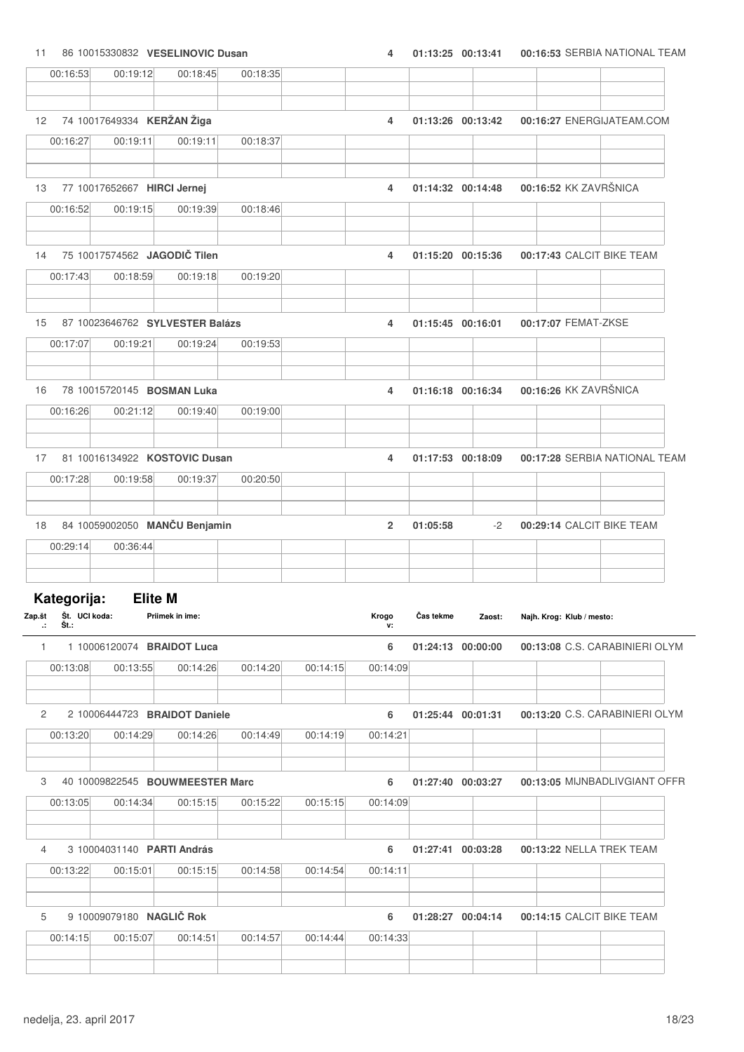| Zap.št.: | Št.: | UCI koda: | Priimek in ime: | Krogov: | Čas tekme | Zaost: | Najh. Krog: | Klub / mesto: |
|---|---|---|---|---|---|---|---|---|
| 11 | 86 | 10015330832 | **VESELINOVIC Dusan** | 4 | 01:13:25 | 00:13:41 | 00:16:53 | SERBIA NATIONAL TEAM |
| | 00:16:53 | 00:19:12 | 00:18:45 | 00:18:35 | | | | |
| 12 | 74 | 10017649334 | **KERŽAN Žiga** | 4 | 01:13:26 | 00:13:42 | 00:16:27 | ENERGIJATEAM.COM |
| | 00:16:27 | 00:19:11 | 00:19:11 | 00:18:37 | | | | |
| 13 | 77 | 10017652667 | **HIRCI Jernej** | 4 | 01:14:32 | 00:14:48 | 00:16:52 | KK ZAVRŠNICA |
| | 00:16:52 | 00:19:15 | 00:19:39 | 00:18:46 | | | | |
| 14 | 75 | 10017574562 | **JAGODIČ Tilen** | 4 | 01:15:20 | 00:15:36 | 00:17:43 | CALCIT BIKE TEAM |
| | 00:17:43 | 00:18:59 | 00:19:18 | 00:19:20 | | | | |
| 15 | 87 | 10023646762 | **SYLVESTER Balázs** | 4 | 01:15:45 | 00:16:01 | 00:17:07 | FEMAT-ZKSE |
| | 00:17:07 | 00:19:21 | 00:19:24 | 00:19:53 | | | | |
| 16 | 78 | 10015720145 | **BOSMAN Luka** | 4 | 01:16:18 | 00:16:34 | 00:16:26 | KK ZAVRŠNICA |
| | 00:16:26 | 00:21:12 | 00:19:40 | 00:19:00 | | | | |
| 17 | 81 | 10016134922 | **KOSTOVIC Dusan** | 4 | 01:17:53 | 00:18:09 | 00:17:28 | SERBIA NATIONAL TEAM |
| | 00:17:28 | 00:19:58 | 00:19:37 | 00:20:50 | | | | |
| 18 | 84 | 10059002050 | **MANČU Benjamin** | 2 | 01:05:58 | -2 | 00:29:14 | CALCIT BIKE TEAM |
| | 00:29:14 | 00:36:44 | | | | | | |

## Kategorija: Elite M

| Zap.št.: | Št.: | UCI koda: | Priimek in ime: | Krogov: | Čas tekme | Zaost: | Najh. Krog: | Klub / mesto: |
|---|---|---|---|---|---|---|---|---|
| 1 | 1 | 10006120074 | **BRAIDOT Luca** | 6 | 01:24:13 | 00:00:00 | 00:13:08 | C.S. CARABINIERI OLYM |
| | 00:13:08 | 00:13:55 | 00:14:26 | 00:14:20 | 00:14:15 | 00:14:09 | | |
| 2 | 2 | 10006444723 | **BRAIDOT Daniele** | 6 | 01:25:44 | 00:01:31 | 00:13:20 | C.S. CARABINIERI OLYM |
| | 00:13:20 | 00:14:29 | 00:14:26 | 00:14:49 | 00:14:19 | 00:14:21 | | |
| 3 | 40 | 10009822545 | **BOUWMEESTER Marc** | 6 | 01:27:40 | 00:03:27 | 00:13:05 | MIJNBADLIVGIANT OFFR |
| | 00:13:05 | 00:14:34 | 00:15:15 | 00:15:22 | 00:15:15 | 00:14:09 | | |
| 4 | 3 | 10004031140 | **PARTI András** | 6 | 01:27:41 | 00:03:28 | 00:13:22 | NELLA TREK TEAM |
| | 00:13:22 | 00:15:01 | 00:15:15 | 00:14:58 | 00:14:54 | 00:14:11 | | |
| 5 | 9 | 10009079180 | **NAGLIČ Rok** | 6 | 01:28:27 | 00:04:14 | 00:14:15 | CALCIT BIKE TEAM |
| | 00:14:15 | 00:15:07 | 00:14:51 | 00:14:57 | 00:14:44 | 00:14:33 | | |

nedelja, 23. april 2017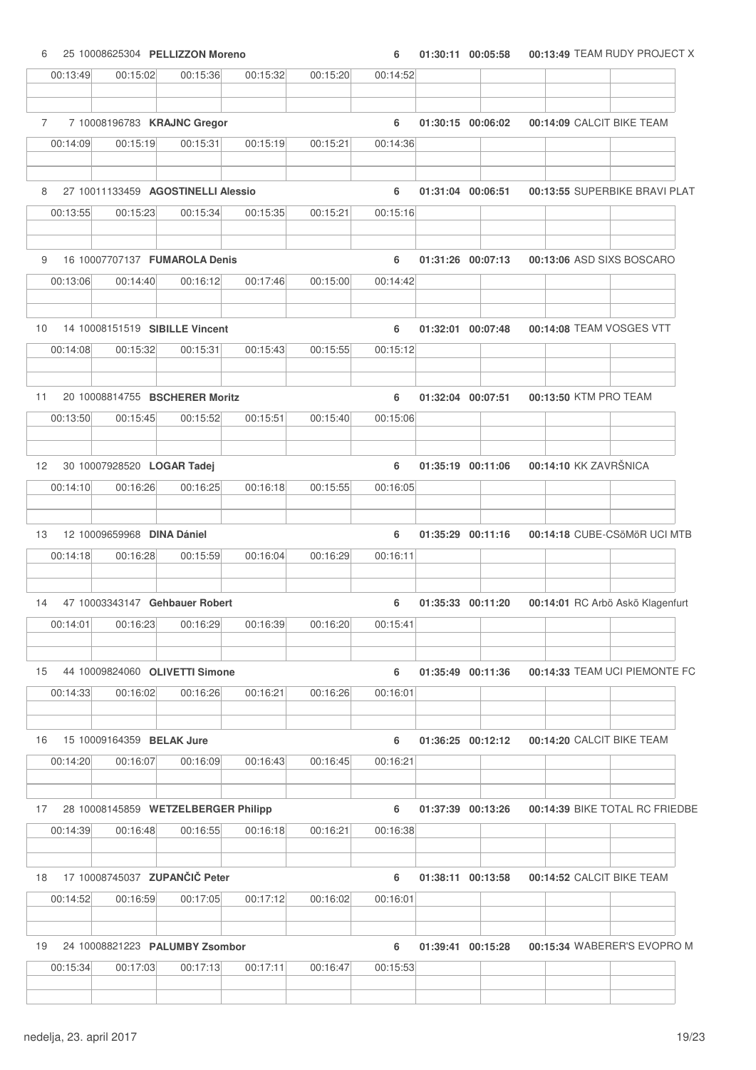| Pos | No | UCI ID | Name | Laps | Time | Gap | Best lap | Team |
|---|---|---|---|---|---|---|---|---|
| 6 | 25 | 10008625304 | **PELLIZZON Moreno** | 6 | 01:30:11 | 00:05:58 | 00:13:49 | TEAM RUDY PROJECT X |
| | 00:13:49 | 00:15:02 | 00:15:36 | 00:15:32 | 00:15:20 | 00:14:52 | | |
| 7 | 7 | 10008196783 | **KRAJNC Gregor** | 6 | 01:30:15 | 00:06:02 | 00:14:09 | CALCIT BIKE TEAM |
| | 00:14:09 | 00:15:19 | 00:15:31 | 00:15:19 | 00:15:21 | 00:14:36 | | |
| 8 | 27 | 10011133459 | **AGOSTINELLI Alessio** | 6 | 01:31:04 | 00:06:51 | 00:13:55 | SUPERBIKE BRAVI PLAT |
| | 00:13:55 | 00:15:23 | 00:15:34 | 00:15:35 | 00:15:21 | 00:15:16 | | |
| 9 | 16 | 10007707137 | **FUMAROLA Denis** | 6 | 01:31:26 | 00:07:13 | 00:13:06 | ASD SIXS BOSCARO |
| | 00:13:06 | 00:14:40 | 00:16:12 | 00:17:46 | 00:15:00 | 00:14:42 | | |
| 10 | 14 | 10008151519 | **SIBILLE Vincent** | 6 | 01:32:01 | 00:07:48 | 00:14:08 | TEAM VOSGES VTT |
| | 00:14:08 | 00:15:32 | 00:15:31 | 00:15:43 | 00:15:55 | 00:15:12 | | |
| 11 | 20 | 10008814755 | **BSCHERER Moritz** | 6 | 01:32:04 | 00:07:51 | 00:13:50 | KTM PRO TEAM |
| | 00:13:50 | 00:15:45 | 00:15:52 | 00:15:51 | 00:15:40 | 00:15:06 | | |
| 12 | 30 | 10007928520 | **LOGAR Tadej** | 6 | 01:35:19 | 00:11:06 | 00:14:10 | KK ZAVRŠNICA |
| | 00:14:10 | 00:16:26 | 00:16:25 | 00:16:18 | 00:15:55 | 00:16:05 | | |
| 13 | 12 | 10009659968 | **DINA Dániel** | 6 | 01:35:29 | 00:11:16 | 00:14:18 | CUBE-CSöMöR UCI MTB |
| | 00:14:18 | 00:16:28 | 00:15:59 | 00:16:04 | 00:16:29 | 00:16:11 | | |
| 14 | 47 | 10003343147 | **Gehbauer Robert** | 6 | 01:35:33 | 00:11:20 | 00:14:01 | RC Arbö Askö Klagenfurt |
| | 00:14:01 | 00:16:23 | 00:16:29 | 00:16:39 | 00:16:20 | 00:15:41 | | |
| 15 | 44 | 10009824060 | **OLIVETTI Simone** | 6 | 01:35:49 | 00:11:36 | 00:14:33 | TEAM UCI PIEMONTE FC |
| | 00:14:33 | 00:16:02 | 00:16:26 | 00:16:21 | 00:16:26 | 00:16:01 | | |
| 16 | 15 | 10009164359 | **BELAK Jure** | 6 | 01:36:25 | 00:12:12 | 00:14:20 | CALCIT BIKE TEAM |
| | 00:14:20 | 00:16:07 | 00:16:09 | 00:16:43 | 00:16:45 | 00:16:21 | | |
| 17 | 28 | 10008145859 | **WETZELBERGER Philipp** | 6 | 01:37:39 | 00:13:26 | 00:14:39 | BIKE TOTAL RC FRIEDBE |
| | 00:14:39 | 00:16:48 | 00:16:55 | 00:16:18 | 00:16:21 | 00:16:38 | | |
| 18 | 17 | 10008745037 | **ZUPANČIČ Peter** | 6 | 01:38:11 | 00:13:58 | 00:14:52 | CALCIT BIKE TEAM |
| | 00:14:52 | 00:16:59 | 00:17:05 | 00:17:12 | 00:16:02 | 00:16:01 | | |
| 19 | 24 | 10008821223 | **PALUMBY Zsombor** | 6 | 01:39:41 | 00:15:28 | 00:15:34 | WABERER'S EVOPRO M |
| | 00:15:34 | 00:17:03 | 00:17:13 | 00:17:11 | 00:16:47 | 00:15:53 | | |

nedelja, 23. april 2017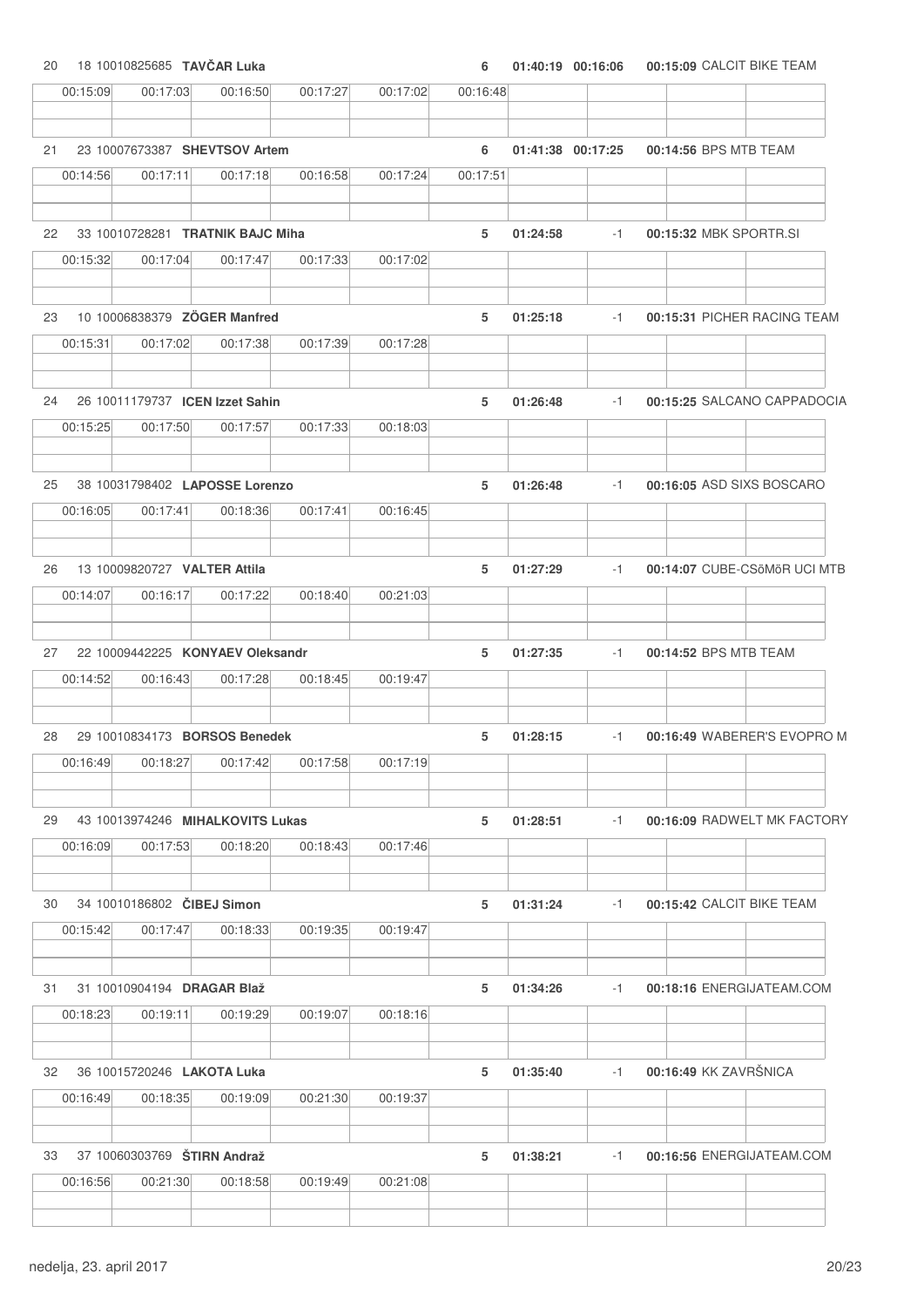| Pos | Nr | UCI ID | Name | Laps | Time | Gap | Best | Team |
|---|---|---|---|---|---|---|---|---|
| 20 | 18 | 10010825685 | **TAVČAR Luka** | 6 | 01:40:19 | 00:16:06 | 00:15:09 | CALCIT BIKE TEAM |
| | 00:15:09 | 00:17:03 | 00:16:50 | 00:17:27 | 00:17:02 | 00:16:48 | | |
| 21 | 23 | 10007673387 | **SHEVTSOV Artem** | 6 | 01:41:38 | 00:17:25 | 00:14:56 | BPS MTB TEAM |
| | 00:14:56 | 00:17:11 | 00:17:18 | 00:16:58 | 00:17:24 | 00:17:51 | | |
| 22 | 33 | 10010728281 | **TRATNIK BAJC Miha** | 5 | 01:24:58 | -1 | 00:15:32 | MBK SPORTR.SI |
| | 00:15:32 | 00:17:04 | 00:17:47 | 00:17:33 | 00:17:02 | | | |
| 23 | 10 | 10006838379 | **ZÖGER Manfred** | 5 | 01:25:18 | -1 | 00:15:31 | PICHER RACING TEAM |
| | 00:15:31 | 00:17:02 | 00:17:38 | 00:17:39 | 00:17:28 | | | |
| 24 | 26 | 10011179737 | **ICEN Izzet Sahin** | 5 | 01:26:48 | -1 | 00:15:25 | SALCANO CAPPADOCIA |
| | 00:15:25 | 00:17:50 | 00:17:57 | 00:17:33 | 00:18:03 | | | |
| 25 | 38 | 10031798402 | **LAPOSSE Lorenzo** | 5 | 01:26:48 | -1 | 00:16:05 | ASD SIXS BOSCARO |
| | 00:16:05 | 00:17:41 | 00:18:36 | 00:17:41 | 00:16:45 | | | |
| 26 | 13 | 10009820727 | **VALTER Attila** | 5 | 01:27:29 | -1 | 00:14:07 | CUBE-CSöMöR UCI MTB |
| | 00:14:07 | 00:16:17 | 00:17:22 | 00:18:40 | 00:21:03 | | | |
| 27 | 22 | 10009442225 | **KONYAEV Oleksandr** | 5 | 01:27:35 | -1 | 00:14:52 | BPS MTB TEAM |
| | 00:14:52 | 00:16:43 | 00:17:28 | 00:18:45 | 00:19:47 | | | |
| 28 | 29 | 10010834173 | **BORSOS Benedek** | 5 | 01:28:15 | -1 | 00:16:49 | WABERER'S EVOPRO M |
| | 00:16:49 | 00:18:27 | 00:17:42 | 00:17:58 | 00:17:19 | | | |
| 29 | 43 | 10013974246 | **MIHALKOVITS Lukas** | 5 | 01:28:51 | -1 | 00:16:09 | RADWELT MK FACTORY |
| | 00:16:09 | 00:17:53 | 00:18:20 | 00:18:43 | 00:17:46 | | | |
| 30 | 34 | 10010186802 | **ČIBEJ Simon** | 5 | 01:31:24 | -1 | 00:15:42 | CALCIT BIKE TEAM |
| | 00:15:42 | 00:17:47 | 00:18:33 | 00:19:35 | 00:19:47 | | | |
| 31 | 31 | 10010904194 | **DRAGAR Blaž** | 5 | 01:34:26 | -1 | 00:18:16 | ENERGIJATEAM.COM |
| | 00:18:23 | 00:19:11 | 00:19:29 | 00:19:07 | 00:18:16 | | | |
| 32 | 36 | 10015720246 | **LAKOTA Luka** | 5 | 01:35:40 | -1 | 00:16:49 | KK ZAVRŠNICA |
| | 00:16:49 | 00:18:35 | 00:19:09 | 00:21:30 | 00:19:37 | | | |
| 33 | 37 | 10060303769 | **ŠTIRN Andraž** | 5 | 01:38:21 | -1 | 00:16:56 | ENERGIJATEAM.COM |
| | 00:16:56 | 00:21:30 | 00:18:58 | 00:19:49 | 00:21:08 | | | |

nedelja, 23. april 2017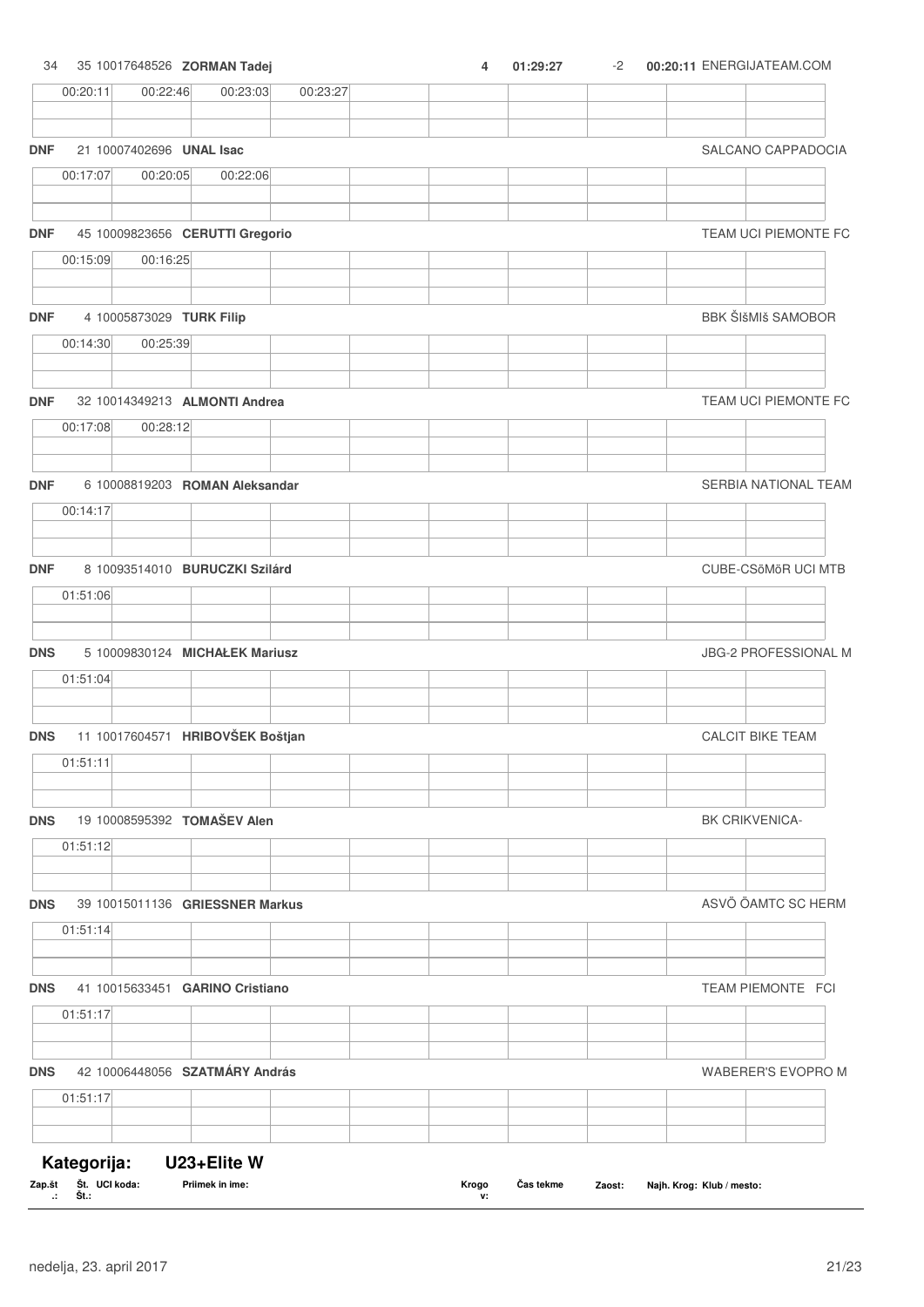| Zap.št.: | Št.: | UCI koda: | Priimek in ime: | Krogov: | Čas tekme | Zaost: | Najh. Krog: | Klub / mesto: |
|---|---|---|---|---|---|---|---|---|
| 34 | 35 | 10017648526 | **ZORMAN Tadej** | **4** | **01:29:27** | -2 | **00:20:11** | ENERGIJATEAM.COM |
| | | | 00:20:11 / 00:22:46 / 00:23:03 / 00:23:27 | | | | | |
| **DNF** | 21 | 10007402696 | **UNAL Isac** | | | | | SALCANO CAPPADOCIA |
| | | | 00:17:07 / 00:20:05 / 00:22:06 | | | | | |
| **DNF** | 45 | 10009823656 | **CERUTTI Gregorio** | | | | | TEAM UCI PIEMONTE FC |
| | | | 00:15:09 / 00:16:25 | | | | | |
| **DNF** | 4 | 10005873029 | **TURK Filip** | | | | | BBK ŠIšMIš SAMOBOR |
| | | | 00:14:30 / 00:25:39 | | | | | |
| **DNF** | 32 | 10014349213 | **ALMONTI Andrea** | | | | | TEAM UCI PIEMONTE FC |
| | | | 00:17:08 / 00:28:12 | | | | | |
| **DNF** | 6 | 10008819203 | **ROMAN Aleksandar** | | | | | SERBIA NATIONAL TEAM |
| | | | 00:14:17 | | | | | |
| **DNF** | 8 | 10093514010 | **BURUCZKI Szilárd** | | | | | CUBE-CSöMöR UCI MTB |
| | | | 01:51:06 | | | | | |
| **DNS** | 5 | 10009830124 | **MICHAŁEK Mariusz** | | | | | JBG-2 PROFESSIONAL M |
| | | | 01:51:04 | | | | | |
| **DNS** | 11 | 10017604571 | **HRIBOVŠEK Boštjan** | | | | | CALCIT BIKE TEAM |
| | | | 01:51:11 | | | | | |
| **DNS** | 19 | 10008595392 | **TOMAŠEV Alen** | | | | | BK CRIKVENICA- |
| | | | 01:51:12 | | | | | |
| **DNS** | 39 | 10015011136 | **GRIESSNER Markus** | | | | | ASVÖ ÖAMTC SC HERM |
| | | | 01:51:14 | | | | | |
| **DNS** | 41 | 10015633451 | **GARINO Cristiano** | | | | | TEAM PIEMONTE FCI |
| | | | 01:51:17 | | | | | |
| **DNS** | 42 | 10006448056 | **SZATMÁRY András** | | | | | WABERER'S EVOPRO M |
| | | | 01:51:17 | | | | | |

## Kategorija: U23+Elite W

| Zap.št.: | Št.: | UCI koda: | Priimek in ime: | Krogov: | Čas tekme | Zaost: | Najh. Krog: | Klub / mesto: |
|---|---|---|---|---|---|---|---|---|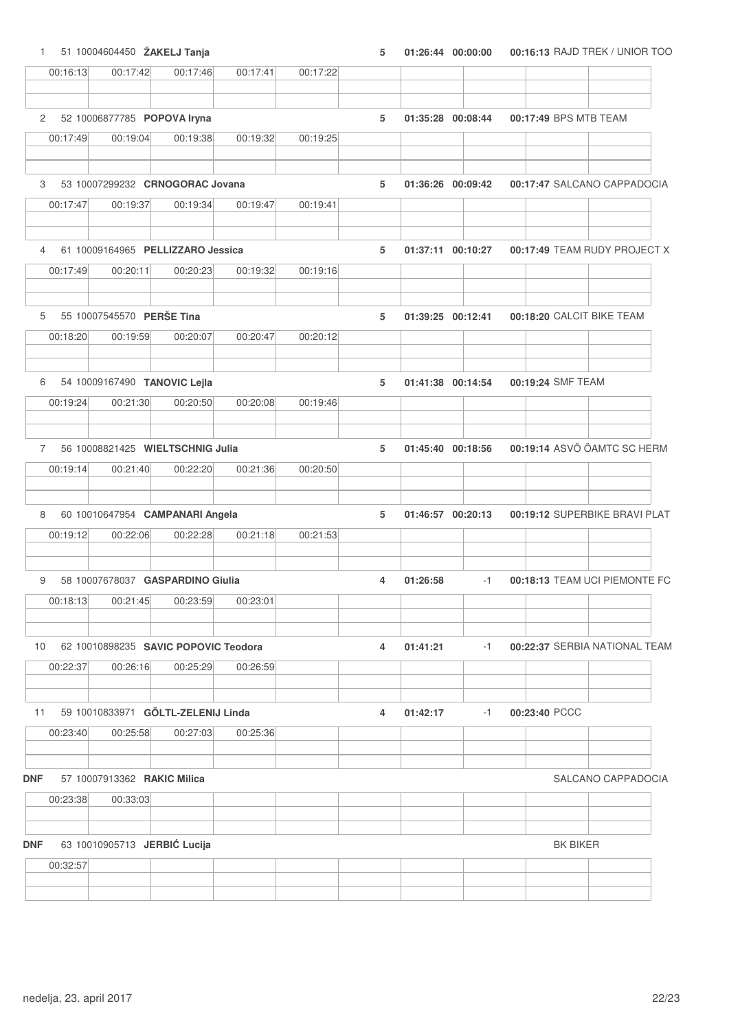| Rank | No. | UCI ID | Name | Laps | Time | Gap | Best lap | Team |
|---|---|---|---|---|---|---|---|---|
| 1 | 51 | 10004604450 | **ŽAKELJ Tanja** | 5 | 01:26:44 | 00:00:00 | 00:16:13 | RAJD TREK / UNIOR TOO |

| 00:16:13 | 00:17:42 | 00:17:46 | 00:17:41 | 00:17:22 |
|---|---|---|---|---|

| Rank | No. | UCI ID | Name | Laps | Time | Gap | Best lap | Team |
|---|---|---|---|---|---|---|---|---|
| 2 | 52 | 10006877785 | **POPOVA Iryna** | 5 | 01:35:28 | 00:08:44 | 00:17:49 | BPS MTB TEAM |

| 00:17:49 | 00:19:04 | 00:19:38 | 00:19:32 | 00:19:25 |
|---|---|---|---|---|

| Rank | No. | UCI ID | Name | Laps | Time | Gap | Best lap | Team |
|---|---|---|---|---|---|---|---|---|
| 3 | 53 | 10007299232 | **CRNOGORAC Jovana** | 5 | 01:36:26 | 00:09:42 | 00:17:47 | SALCANO CAPPADOCIA |

| 00:17:47 | 00:19:37 | 00:19:34 | 00:19:47 | 00:19:41 |
|---|---|---|---|---|

| Rank | No. | UCI ID | Name | Laps | Time | Gap | Best lap | Team |
|---|---|---|---|---|---|---|---|---|
| 4 | 61 | 10009164965 | **PELLIZZARO Jessica** | 5 | 01:37:11 | 00:10:27 | 00:17:49 | TEAM RUDY PROJECT X |

| 00:17:49 | 00:20:11 | 00:20:23 | 00:19:32 | 00:19:16 |
|---|---|---|---|---|

| Rank | No. | UCI ID | Name | Laps | Time | Gap | Best lap | Team |
|---|---|---|---|---|---|---|---|---|
| 5 | 55 | 10007545570 | **PERŠE Tina** | 5 | 01:39:25 | 00:12:41 | 00:18:20 | CALCIT BIKE TEAM |

| 00:18:20 | 00:19:59 | 00:20:07 | 00:20:47 | 00:20:12 |
|---|---|---|---|---|

| Rank | No. | UCI ID | Name | Laps | Time | Gap | Best lap | Team |
|---|---|---|---|---|---|---|---|---|
| 6 | 54 | 10009167490 | **TANOVIC Lejla** | 5 | 01:41:38 | 00:14:54 | 00:19:24 | SMF TEAM |

| 00:19:24 | 00:21:30 | 00:20:50 | 00:20:08 | 00:19:46 |
|---|---|---|---|---|

| Rank | No. | UCI ID | Name | Laps | Time | Gap | Best lap | Team |
|---|---|---|---|---|---|---|---|---|
| 7 | 56 | 10008821425 | **WIELTSCHNIG Julia** | 5 | 01:45:40 | 00:18:56 | 00:19:14 | ASVÖ ÖAMTC SC HERM |

| 00:19:14 | 00:21:40 | 00:22:20 | 00:21:36 | 00:20:50 |
|---|---|---|---|---|

| Rank | No. | UCI ID | Name | Laps | Time | Gap | Best lap | Team |
|---|---|---|---|---|---|---|---|---|
| 8 | 60 | 10010647954 | **CAMPANARI Angela** | 5 | 01:46:57 | 00:20:13 | 00:19:12 | SUPERBIKE BRAVI PLAT |

| 00:19:12 | 00:22:06 | 00:22:28 | 00:21:18 | 00:21:53 |
|---|---|---|---|---|

| Rank | No. | UCI ID | Name | Laps | Time | Gap | Best lap | Team |
|---|---|---|---|---|---|---|---|---|
| 9 | 58 | 10007678037 | **GASPARDINO Giulia** | 4 | 01:26:58 | -1 | 00:18:13 | TEAM UCI PIEMONTE FC |

| 00:18:13 | 00:21:45 | 00:23:59 | 00:23:01 |
|---|---|---|---|

| Rank | No. | UCI ID | Name | Laps | Time | Gap | Best lap | Team |
|---|---|---|---|---|---|---|---|---|
| 10 | 62 | 10010898235 | **SAVIC POPOVIC Teodora** | 4 | 01:41:21 | -1 | 00:22:37 | SERBIA NATIONAL TEAM |

| 00:22:37 | 00:26:16 | 00:25:29 | 00:26:59 |
|---|---|---|---|

| Rank | No. | UCI ID | Name | Laps | Time | Gap | Best lap | Team |
|---|---|---|---|---|---|---|---|---|
| 11 | 59 | 10010833971 | **GÖLTL-ZELENIJ Linda** | 4 | 01:42:17 | -1 | 00:23:40 | PCCC |

| 00:23:40 | 00:25:58 | 00:27:03 | 00:25:36 |
|---|---|---|---|

| Rank | No. | UCI ID | Name | Team |
|---|---|---|---|---|
| **DNF** | 57 | 10007913362 | **RAKIC Milica** | SALCANO CAPPADOCIA |

| 00:23:38 | 00:33:03 |
|---|---|

| Rank | No. | UCI ID | Name | Team |
|---|---|---|---|---|
| **DNF** | 63 | 10010905713 | **JERBIĆ Lucija** | BK BIKER |

| 00:32:57 |
|---|

nedelja, 23. april 2017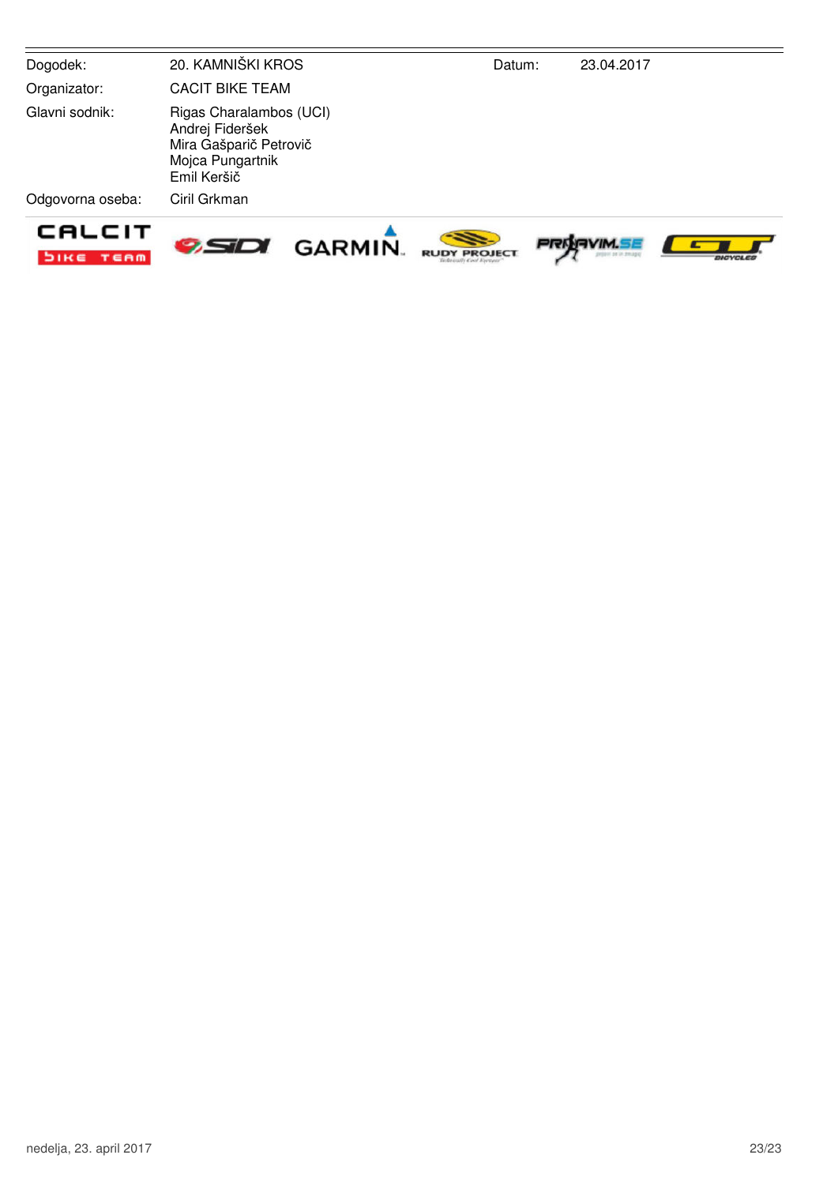| | | | |
|---|---|---|---|
| Dogodek: | 20. KAMNIŠKI KROS | Datum: | 23.04.2017 |
| Organizator: | CACIT BIKE TEAM | | |
| Glavni sodnik: | Rigas Charalambos (UCI)<br>Andrej Fideršek<br>Mira Gašparič Petrovič<br>Mojca Pungartnik<br>Emil Keršič | | |
| Odgovorna oseba: | Ciril Grkman | | |

nedelja, 23. april 2017